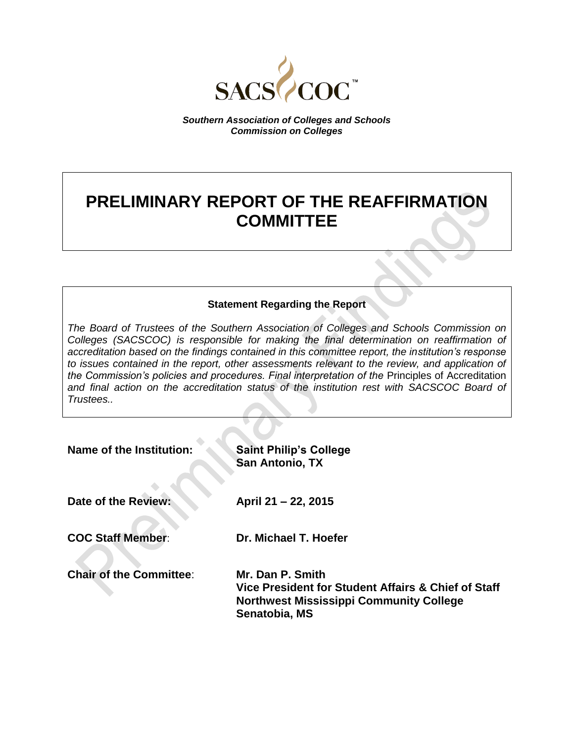SACS COC™

*Southern Association of Colleges and Schools*
*Commission on Colleges*

# PRELIMINARY REPORT OF THE REAFFIRMATION COMMITTEE

**Statement Regarding the Report**

*The Board of Trustees of the Southern Association of Colleges and Schools Commission on Colleges (SACSCOC) is responsible for making the final determination on reaffirmation of accreditation based on the findings contained in this committee report, the institution's response to issues contained in the report, other assessments relevant to the review, and application of the Commission's policies and procedures. Final interpretation of the* Principles of Accreditation *and final action on the accreditation status of the institution rest with SACSCOC Board of Trustees..*

**Name of the Institution:** **Saint Philip's College**
**San Antonio, TX**

**Date of the Review:** **April 21 – 22, 2015**

**COC Staff Member**: **Dr. Michael T. Hoefer**

**Chair of the Committee**: **Mr. Dan P. Smith**
**Vice President for Student Affairs & Chief of Staff**
**Northwest Mississippi Community College**
**Senatobia, MS**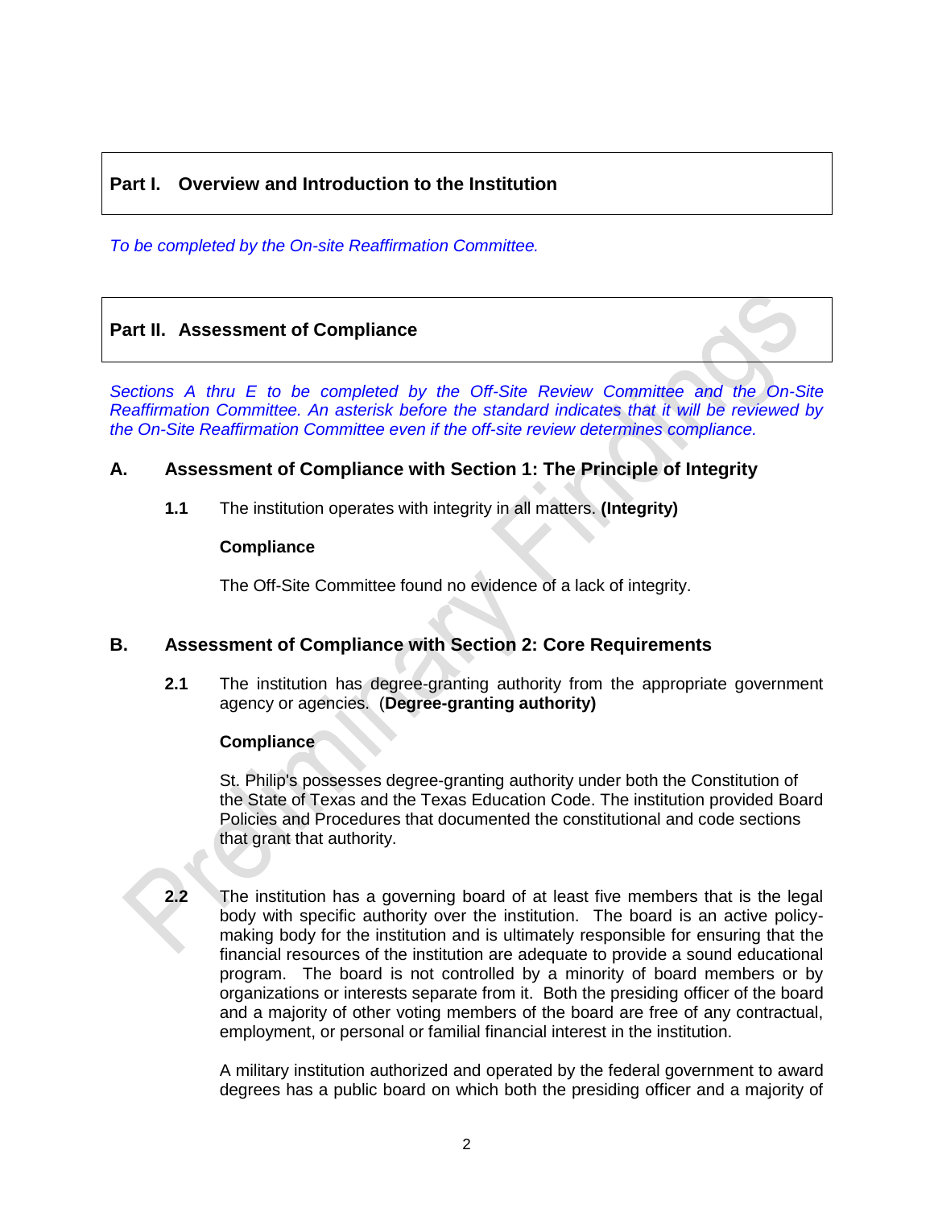## Part I. Overview and Introduction to the Institution

*To be completed by the On-site Reaffirmation Committee.*

## Part II. Assessment of Compliance

*Sections A thru E to be completed by the Off-Site Review Committee and the On-Site Reaffirmation Committee. An asterisk before the standard indicates that it will be reviewed by the On-Site Reaffirmation Committee even if the off-site review determines compliance.*

### A. Assessment of Compliance with Section 1: The Principle of Integrity

**1.1** The institution operates with integrity in all matters. **(Integrity)**

**Compliance**

The Off-Site Committee found no evidence of a lack of integrity.

### B. Assessment of Compliance with Section 2: Core Requirements

**2.1** The institution has degree-granting authority from the appropriate government agency or agencies. (**Degree-granting authority)**

**Compliance**

St. Philip's possesses degree-granting authority under both the Constitution of the State of Texas and the Texas Education Code. The institution provided Board Policies and Procedures that documented the constitutional and code sections that grant that authority.

**2.2** The institution has a governing board of at least five members that is the legal body with specific authority over the institution. The board is an active policy-making body for the institution and is ultimately responsible for ensuring that the financial resources of the institution are adequate to provide a sound educational program. The board is not controlled by a minority of board members or by organizations or interests separate from it. Both the presiding officer of the board and a majority of other voting members of the board are free of any contractual, employment, or personal or familial financial interest in the institution.

A military institution authorized and operated by the federal government to award degrees has a public board on which both the presiding officer and a majority of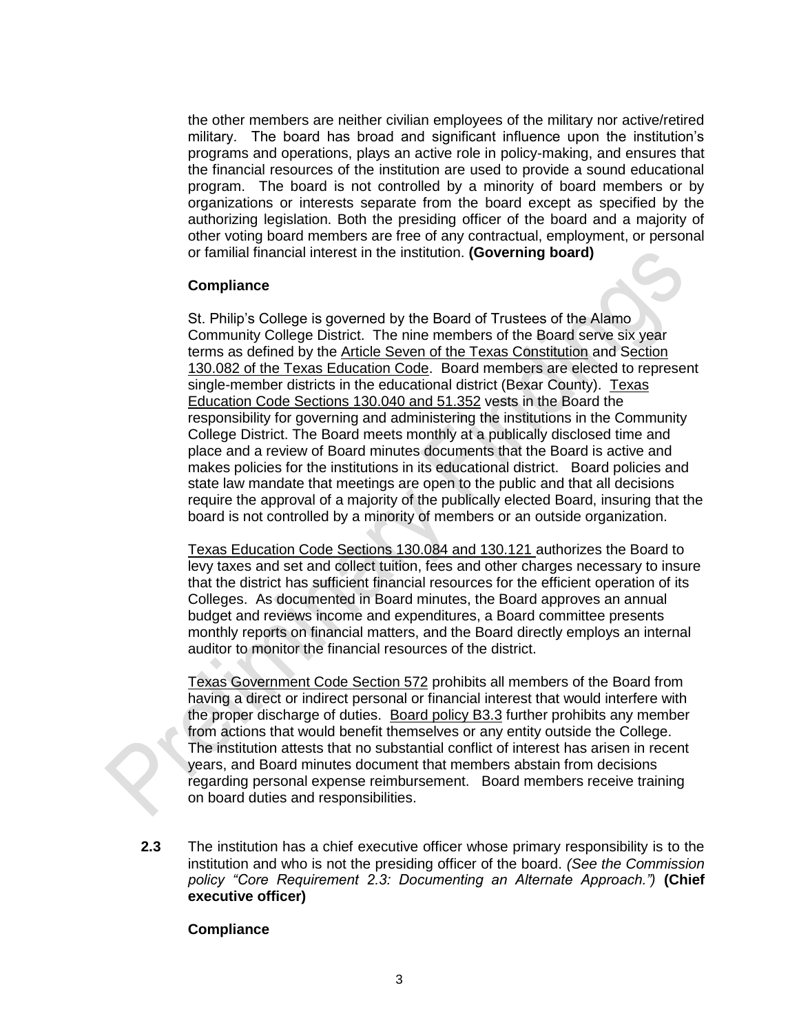the other members are neither civilian employees of the military nor active/retired military. The board has broad and significant influence upon the institution's programs and operations, plays an active role in policy-making, and ensures that the financial resources of the institution are used to provide a sound educational program. The board is not controlled by a minority of board members or by organizations or interests separate from the board except as specified by the authorizing legislation. Both the presiding officer of the board and a majority of other voting board members are free of any contractual, employment, or personal or familial financial interest in the institution. **(Governing board)**

**Compliance**

St. Philip's College is governed by the Board of Trustees of the Alamo Community College District. The nine members of the Board serve six year terms as defined by the Article Seven of the Texas Constitution and Section 130.082 of the Texas Education Code. Board members are elected to represent single-member districts in the educational district (Bexar County). Texas Education Code Sections 130.040 and 51.352 vests in the Board the responsibility for governing and administering the institutions in the Community College District. The Board meets monthly at a publically disclosed time and place and a review of Board minutes documents that the Board is active and makes policies for the institutions in its educational district. Board policies and state law mandate that meetings are open to the public and that all decisions require the approval of a majority of the publically elected Board, insuring that the board is not controlled by a minority of members or an outside organization.

Texas Education Code Sections 130.084 and 130.121 authorizes the Board to levy taxes and set and collect tuition, fees and other charges necessary to insure that the district has sufficient financial resources for the efficient operation of its Colleges. As documented in Board minutes, the Board approves an annual budget and reviews income and expenditures, a Board committee presents monthly reports on financial matters, and the Board directly employs an internal auditor to monitor the financial resources of the district.

Texas Government Code Section 572 prohibits all members of the Board from having a direct or indirect personal or financial interest that would interfere with the proper discharge of duties. Board policy B3.3 further prohibits any member from actions that would benefit themselves or any entity outside the College. The institution attests that no substantial conflict of interest has arisen in recent years, and Board minutes document that members abstain from decisions regarding personal expense reimbursement. Board members receive training on board duties and responsibilities.

**2.3** The institution has a chief executive officer whose primary responsibility is to the institution and who is not the presiding officer of the board. *(See the Commission policy "Core Requirement 2.3: Documenting an Alternate Approach.")* **(Chief executive officer)**

**Compliance**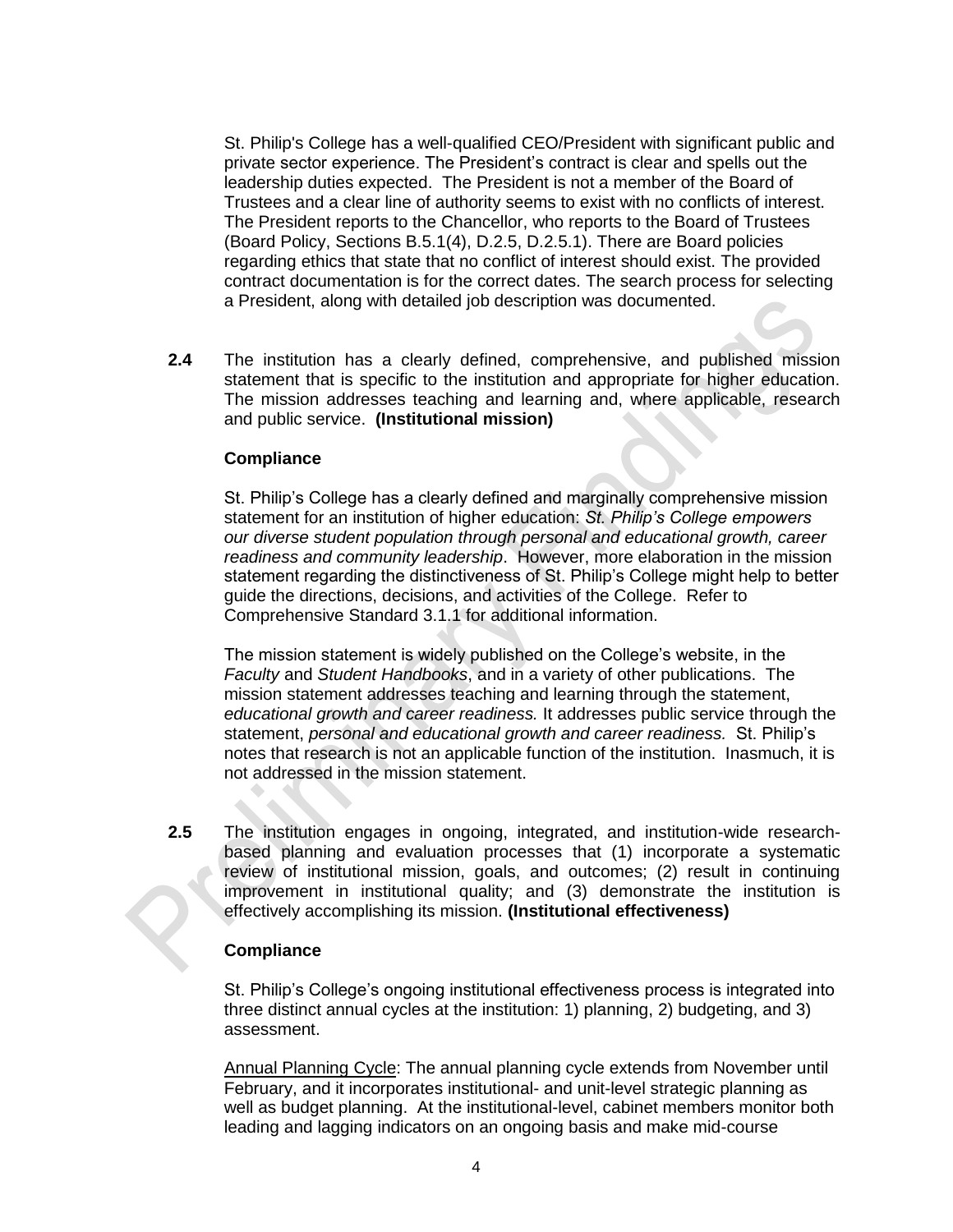St. Philip's College has a well-qualified CEO/President with significant public and private sector experience. The President's contract is clear and spells out the leadership duties expected. The President is not a member of the Board of Trustees and a clear line of authority seems to exist with no conflicts of interest. The President reports to the Chancellor, who reports to the Board of Trustees (Board Policy, Sections B.5.1(4), D.2.5, D.2.5.1). There are Board policies regarding ethics that state that no conflict of interest should exist. The provided contract documentation is for the correct dates. The search process for selecting a President, along with detailed job description was documented.

**2.4** The institution has a clearly defined, comprehensive, and published mission statement that is specific to the institution and appropriate for higher education. The mission addresses teaching and learning and, where applicable, research and public service. **(Institutional mission)**

**Compliance**

St. Philip's College has a clearly defined and marginally comprehensive mission statement for an institution of higher education: *St. Philip's College empowers our diverse student population through personal and educational growth, career readiness and community leadership*. However, more elaboration in the mission statement regarding the distinctiveness of St. Philip's College might help to better guide the directions, decisions, and activities of the College. Refer to Comprehensive Standard 3.1.1 for additional information.

The mission statement is widely published on the College's website, in the *Faculty* and *Student Handbooks*, and in a variety of other publications. The mission statement addresses teaching and learning through the statement, *educational growth and career readiness.* It addresses public service through the statement, *personal and educational growth and career readiness.* St. Philip's notes that research is not an applicable function of the institution. Inasmuch, it is not addressed in the mission statement.

**2.5** The institution engages in ongoing, integrated, and institution-wide research-based planning and evaluation processes that (1) incorporate a systematic review of institutional mission, goals, and outcomes; (2) result in continuing improvement in institutional quality; and (3) demonstrate the institution is effectively accomplishing its mission. **(Institutional effectiveness)**

**Compliance**

St. Philip's College's ongoing institutional effectiveness process is integrated into three distinct annual cycles at the institution: 1) planning, 2) budgeting, and 3) assessment.

Annual Planning Cycle: The annual planning cycle extends from November until February, and it incorporates institutional- and unit-level strategic planning as well as budget planning. At the institutional-level, cabinet members monitor both leading and lagging indicators on an ongoing basis and make mid-course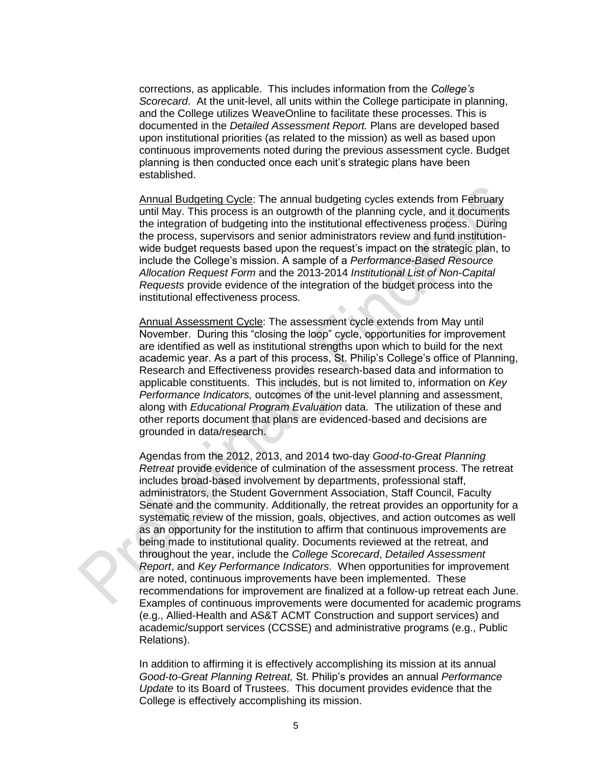corrections, as applicable. This includes information from the *College's Scorecard*. At the unit-level, all units within the College participate in planning, and the College utilizes WeaveOnline to facilitate these processes. This is documented in the *Detailed Assessment Report.* Plans are developed based upon institutional priorities (as related to the mission) as well as based upon continuous improvements noted during the previous assessment cycle. Budget planning is then conducted once each unit's strategic plans have been established.

<u>Annual Budgeting Cycle</u>: The annual budgeting cycles extends from February until May. This process is an outgrowth of the planning cycle, and it documents the integration of budgeting into the institutional effectiveness process. During the process, supervisors and senior administrators review and fund institution-wide budget requests based upon the request's impact on the strategic plan, to include the College's mission. A sample of a *Performance-Based Resource Allocation Request Form* and the 2013-2014 *Institutional List of Non-Capital Requests* provide evidence of the integration of the budget process into the institutional effectiveness process*.*

<u>Annual Assessment Cycle</u>: The assessment cycle extends from May until November. During this "closing the loop" cycle, opportunities for improvement are identified as well as institutional strengths upon which to build for the next academic year. As a part of this process, St. Philip's College's office of Planning, Research and Effectiveness provides research-based data and information to applicable constituents. This includes, but is not limited to, information on *Key Performance Indicators,* outcomes of the unit-level planning and assessment, along with *Educational Program Evaluation* data. The utilization of these and other reports document that plans are evidenced-based and decisions are grounded in data/research.

Agendas from the 2012, 2013, and 2014 two-day *Good-to-Great Planning Retreat* provide evidence of culmination of the assessment process. The retreat includes broad-based involvement by departments, professional staff, administrators, the Student Government Association, Staff Council, Faculty Senate and the community. Additionally, the retreat provides an opportunity for a systematic review of the mission, goals, objectives, and action outcomes as well as an opportunity for the institution to affirm that continuous improvements are being made to institutional quality. Documents reviewed at the retreat, and throughout the year, include the *College Scorecard*, *Detailed Assessment Report*, and *Key Performance Indicators*. When opportunities for improvement are noted, continuous improvements have been implemented. These recommendations for improvement are finalized at a follow-up retreat each June. Examples of continuous improvements were documented for academic programs (e.g., Allied-Health and AS&T ACMT Construction and support services) and academic/support services (CCSSE) and administrative programs (e.g., Public Relations).

In addition to affirming it is effectively accomplishing its mission at its annual *Good-to-Great Planning Retreat,* St. Philip's provides an annual *Performance Update* to its Board of Trustees. This document provides evidence that the College is effectively accomplishing its mission.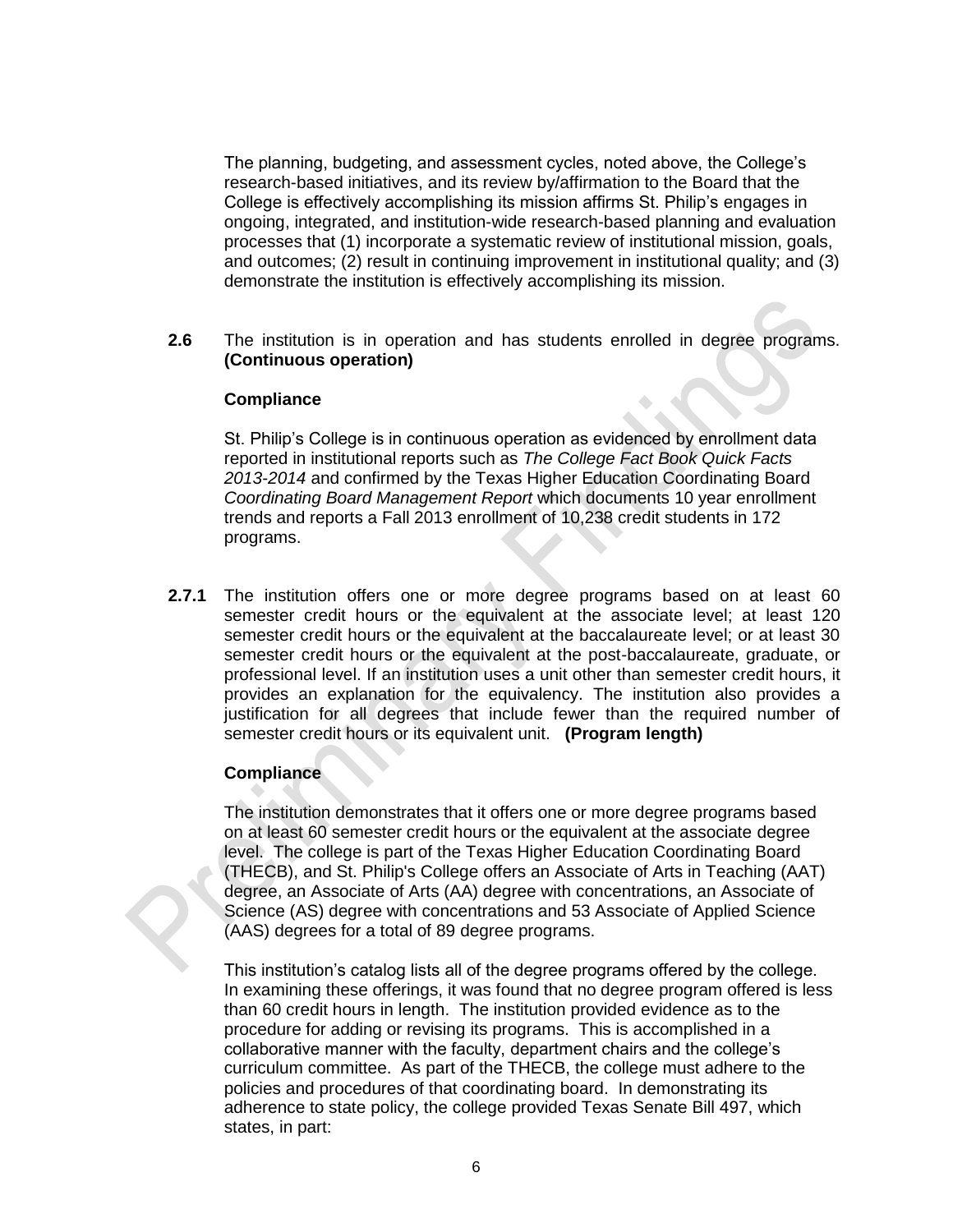The planning, budgeting, and assessment cycles, noted above, the College's research-based initiatives, and its review by/affirmation to the Board that the College is effectively accomplishing its mission affirms St. Philip's engages in ongoing, integrated, and institution-wide research-based planning and evaluation processes that (1) incorporate a systematic review of institutional mission, goals, and outcomes; (2) result in continuing improvement in institutional quality; and (3) demonstrate the institution is effectively accomplishing its mission.

**2.6** The institution is in operation and has students enrolled in degree programs. **(Continuous operation)**

**Compliance**

St. Philip's College is in continuous operation as evidenced by enrollment data reported in institutional reports such as *The College Fact Book Quick Facts 2013-2014* and confirmed by the Texas Higher Education Coordinating Board *Coordinating Board Management Report* which documents 10 year enrollment trends and reports a Fall 2013 enrollment of 10,238 credit students in 172 programs.

**2.7.1** The institution offers one or more degree programs based on at least 60 semester credit hours or the equivalent at the associate level; at least 120 semester credit hours or the equivalent at the baccalaureate level; or at least 30 semester credit hours or the equivalent at the post-baccalaureate, graduate, or professional level. If an institution uses a unit other than semester credit hours, it provides an explanation for the equivalency. The institution also provides a justification for all degrees that include fewer than the required number of semester credit hours or its equivalent unit. **(Program length)**

**Compliance**

The institution demonstrates that it offers one or more degree programs based on at least 60 semester credit hours or the equivalent at the associate degree level. The college is part of the Texas Higher Education Coordinating Board (THECB), and St. Philip's College offers an Associate of Arts in Teaching (AAT) degree, an Associate of Arts (AA) degree with concentrations, an Associate of Science (AS) degree with concentrations and 53 Associate of Applied Science (AAS) degrees for a total of 89 degree programs.

This institution's catalog lists all of the degree programs offered by the college. In examining these offerings, it was found that no degree program offered is less than 60 credit hours in length. The institution provided evidence as to the procedure for adding or revising its programs. This is accomplished in a collaborative manner with the faculty, department chairs and the college's curriculum committee. As part of the THECB, the college must adhere to the policies and procedures of that coordinating board. In demonstrating its adherence to state policy, the college provided Texas Senate Bill 497, which states, in part: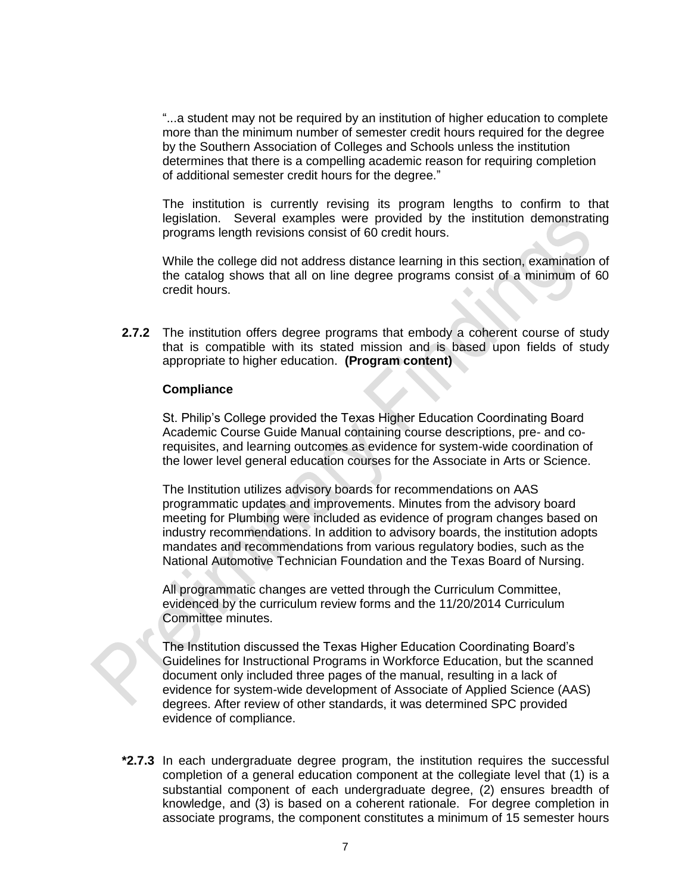"...a student may not be required by an institution of higher education to complete more than the minimum number of semester credit hours required for the degree by the Southern Association of Colleges and Schools unless the institution determines that there is a compelling academic reason for requiring completion of additional semester credit hours for the degree."

The institution is currently revising its program lengths to confirm to that legislation. Several examples were provided by the institution demonstrating programs length revisions consist of 60 credit hours.

While the college did not address distance learning in this section, examination of the catalog shows that all on line degree programs consist of a minimum of 60 credit hours.

**2.7.2** The institution offers degree programs that embody a coherent course of study that is compatible with its stated mission and is based upon fields of study appropriate to higher education. **(Program content)**

**Compliance**

St. Philip's College provided the Texas Higher Education Coordinating Board Academic Course Guide Manual containing course descriptions, pre- and co-requisites, and learning outcomes as evidence for system-wide coordination of the lower level general education courses for the Associate in Arts or Science.

The Institution utilizes advisory boards for recommendations on AAS programmatic updates and improvements. Minutes from the advisory board meeting for Plumbing were included as evidence of program changes based on industry recommendations. In addition to advisory boards, the institution adopts mandates and recommendations from various regulatory bodies, such as the National Automotive Technician Foundation and the Texas Board of Nursing.

All programmatic changes are vetted through the Curriculum Committee, evidenced by the curriculum review forms and the 11/20/2014 Curriculum Committee minutes.

The Institution discussed the Texas Higher Education Coordinating Board's Guidelines for Instructional Programs in Workforce Education, but the scanned document only included three pages of the manual, resulting in a lack of evidence for system-wide development of Associate of Applied Science (AAS) degrees. After review of other standards, it was determined SPC provided evidence of compliance.

***2.7.3** In each undergraduate degree program, the institution requires the successful completion of a general education component at the collegiate level that (1) is a substantial component of each undergraduate degree, (2) ensures breadth of knowledge, and (3) is based on a coherent rationale. For degree completion in associate programs, the component constitutes a minimum of 15 semester hours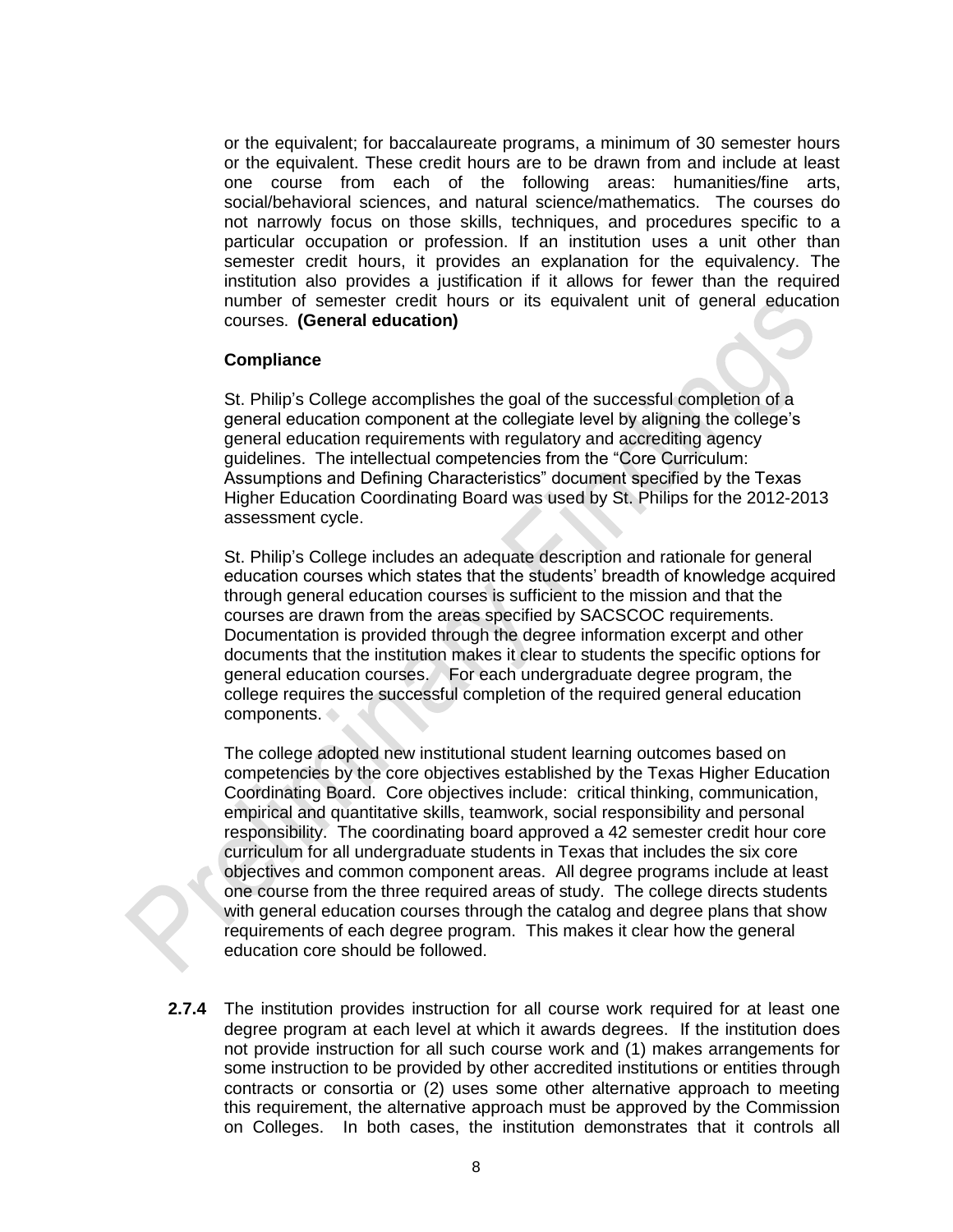or the equivalent; for baccalaureate programs, a minimum of 30 semester hours or the equivalent. These credit hours are to be drawn from and include at least one course from each of the following areas: humanities/fine arts, social/behavioral sciences, and natural science/mathematics. The courses do not narrowly focus on those skills, techniques, and procedures specific to a particular occupation or profession. If an institution uses a unit other than semester credit hours, it provides an explanation for the equivalency. The institution also provides a justification if it allows for fewer than the required number of semester credit hours or its equivalent unit of general education courses. **(General education)**

**Compliance**

St. Philip's College accomplishes the goal of the successful completion of a general education component at the collegiate level by aligning the college's general education requirements with regulatory and accrediting agency guidelines. The intellectual competencies from the "Core Curriculum: Assumptions and Defining Characteristics" document specified by the Texas Higher Education Coordinating Board was used by St. Philips for the 2012-2013 assessment cycle.

St. Philip's College includes an adequate description and rationale for general education courses which states that the students' breadth of knowledge acquired through general education courses is sufficient to the mission and that the courses are drawn from the areas specified by SACSCOC requirements. Documentation is provided through the degree information excerpt and other documents that the institution makes it clear to students the specific options for general education courses. For each undergraduate degree program, the college requires the successful completion of the required general education components.

The college adopted new institutional student learning outcomes based on competencies by the core objectives established by the Texas Higher Education Coordinating Board. Core objectives include: critical thinking, communication, empirical and quantitative skills, teamwork, social responsibility and personal responsibility. The coordinating board approved a 42 semester credit hour core curriculum for all undergraduate students in Texas that includes the six core objectives and common component areas. All degree programs include at least one course from the three required areas of study. The college directs students with general education courses through the catalog and degree plans that show requirements of each degree program. This makes it clear how the general education core should be followed.

**2.7.4** The institution provides instruction for all course work required for at least one degree program at each level at which it awards degrees. If the institution does not provide instruction for all such course work and (1) makes arrangements for some instruction to be provided by other accredited institutions or entities through contracts or consortia or (2) uses some other alternative approach to meeting this requirement, the alternative approach must be approved by the Commission on Colleges. In both cases, the institution demonstrates that it controls all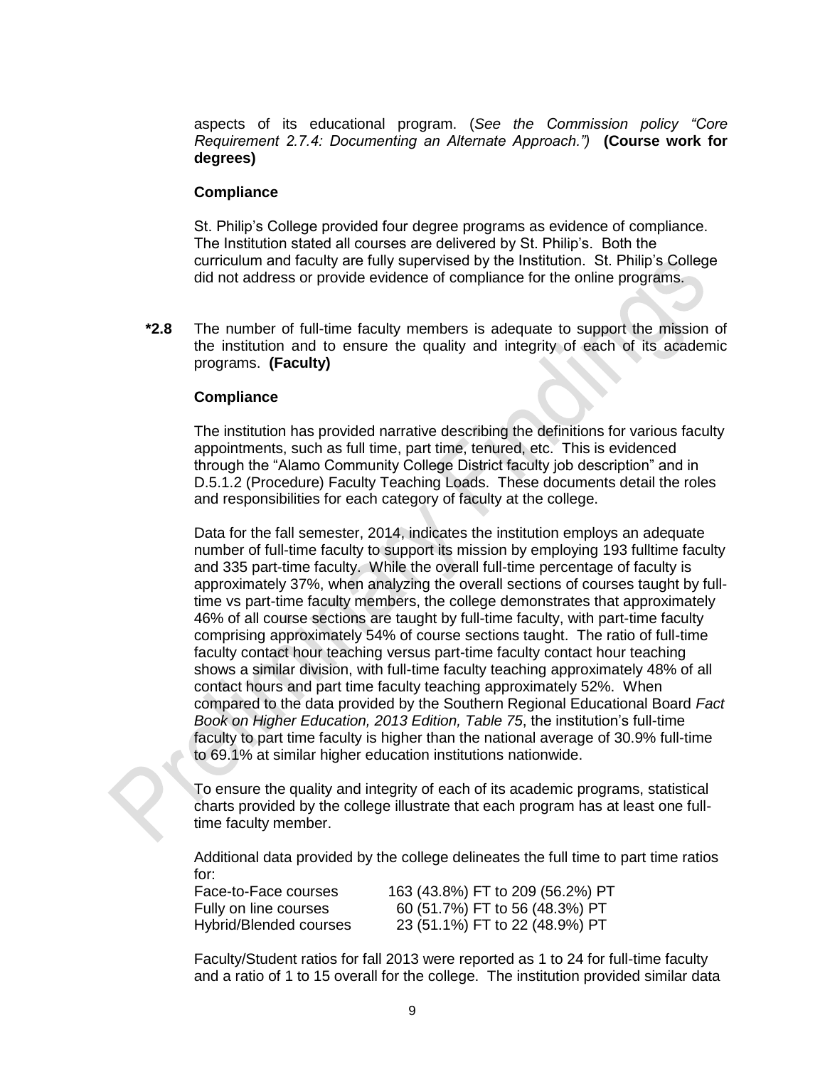aspects of its educational program. (*See the Commission policy "Core Requirement 2.7.4: Documenting an Alternate Approach."*) **(Course work for degrees)**

**Compliance**

St. Philip's College provided four degree programs as evidence of compliance. The Institution stated all courses are delivered by St. Philip's. Both the curriculum and faculty are fully supervised by the Institution. St. Philip's College did not address or provide evidence of compliance for the online programs.

**\*2.8** The number of full-time faculty members is adequate to support the mission of the institution and to ensure the quality and integrity of each of its academic programs. **(Faculty)**

**Compliance**

The institution has provided narrative describing the definitions for various faculty appointments, such as full time, part time, tenured, etc. This is evidenced through the "Alamo Community College District faculty job description" and in D.5.1.2 (Procedure) Faculty Teaching Loads. These documents detail the roles and responsibilities for each category of faculty at the college.

Data for the fall semester, 2014, indicates the institution employs an adequate number of full-time faculty to support its mission by employing 193 fulltime faculty and 335 part-time faculty. While the overall full-time percentage of faculty is approximately 37%, when analyzing the overall sections of courses taught by full-time vs part-time faculty members, the college demonstrates that approximately 46% of all course sections are taught by full-time faculty, with part-time faculty comprising approximately 54% of course sections taught. The ratio of full-time faculty contact hour teaching versus part-time faculty contact hour teaching shows a similar division, with full-time faculty teaching approximately 48% of all contact hours and part time faculty teaching approximately 52%. When compared to the data provided by the Southern Regional Educational Board *Fact Book on Higher Education, 2013 Edition, Table 75*, the institution's full-time faculty to part time faculty is higher than the national average of 30.9% full-time to 69.1% at similar higher education institutions nationwide.

To ensure the quality and integrity of each of its academic programs, statistical charts provided by the college illustrate that each program has at least one full-time faculty member.

Additional data provided by the college delineates the full time to part time ratios for:

| | |
|---|---|
| Face-to-Face courses | 163 (43.8%) FT to 209 (56.2%) PT |
| Fully on line courses | 60 (51.7%) FT to 56 (48.3%) PT |
| Hybrid/Blended courses | 23 (51.1%) FT to 22 (48.9%) PT |

Faculty/Student ratios for fall 2013 were reported as 1 to 24 for full-time faculty and a ratio of 1 to 15 overall for the college. The institution provided similar data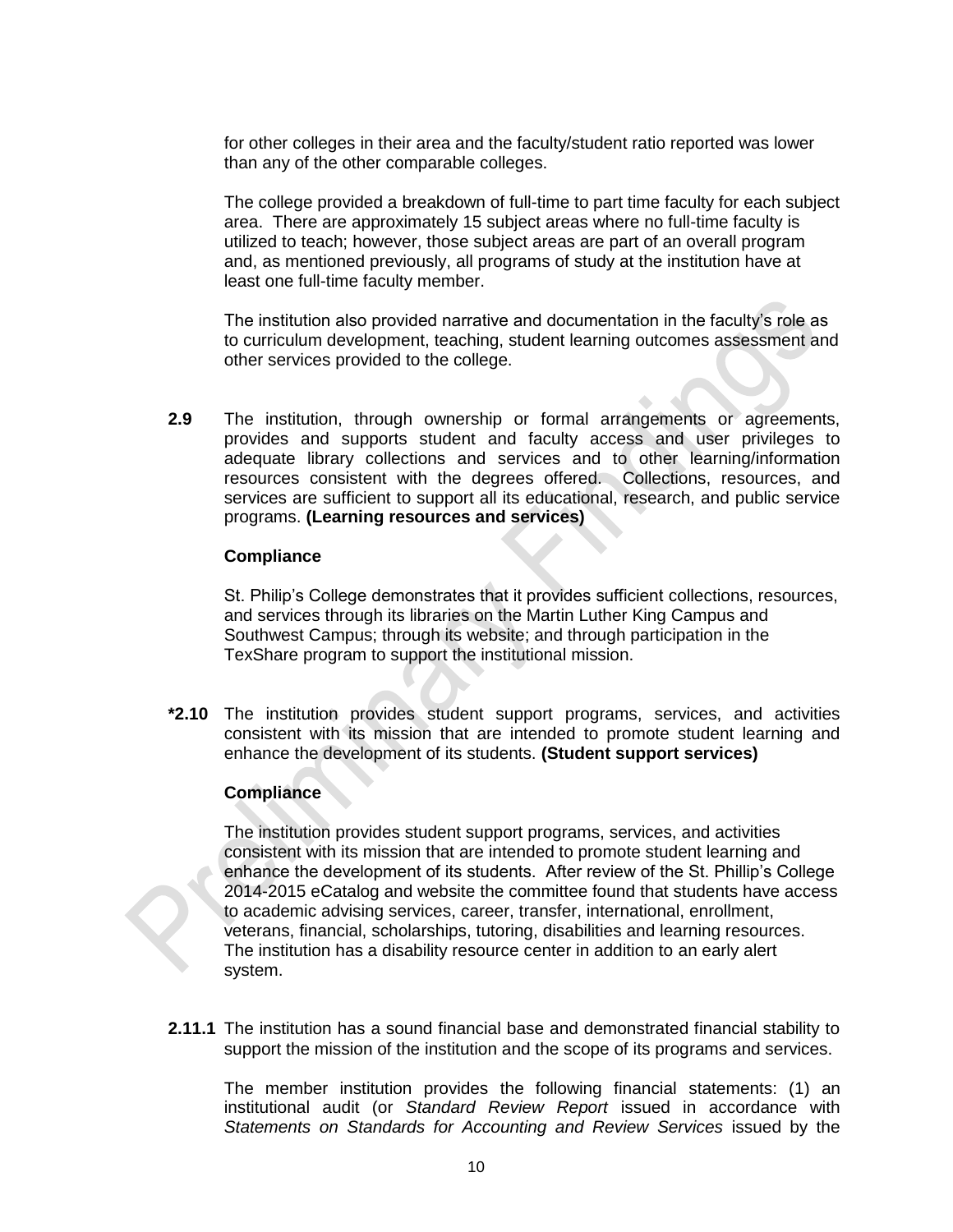for other colleges in their area and the faculty/student ratio reported was lower than any of the other comparable colleges.

The college provided a breakdown of full-time to part time faculty for each subject area. There are approximately 15 subject areas where no full-time faculty is utilized to teach; however, those subject areas are part of an overall program and, as mentioned previously, all programs of study at the institution have at least one full-time faculty member.

The institution also provided narrative and documentation in the faculty's role as to curriculum development, teaching, student learning outcomes assessment and other services provided to the college.

**2.9** The institution, through ownership or formal arrangements or agreements, provides and supports student and faculty access and user privileges to adequate library collections and services and to other learning/information resources consistent with the degrees offered. Collections, resources, and services are sufficient to support all its educational, research, and public service programs. **(Learning resources and services)**

**Compliance**

St. Philip's College demonstrates that it provides sufficient collections, resources, and services through its libraries on the Martin Luther King Campus and Southwest Campus; through its website; and through participation in the TexShare program to support the institutional mission.

**\*2.10** The institution provides student support programs, services, and activities consistent with its mission that are intended to promote student learning and enhance the development of its students. **(Student support services)**

**Compliance**

The institution provides student support programs, services, and activities consistent with its mission that are intended to promote student learning and enhance the development of its students. After review of the St. Phillip's College 2014-2015 eCatalog and website the committee found that students have access to academic advising services, career, transfer, international, enrollment, veterans, financial, scholarships, tutoring, disabilities and learning resources. The institution has a disability resource center in addition to an early alert system.

**2.11.1** The institution has a sound financial base and demonstrated financial stability to support the mission of the institution and the scope of its programs and services.

The member institution provides the following financial statements: (1) an institutional audit (or *Standard Review Report* issued in accordance with *Statements on Standards for Accounting and Review Services* issued by the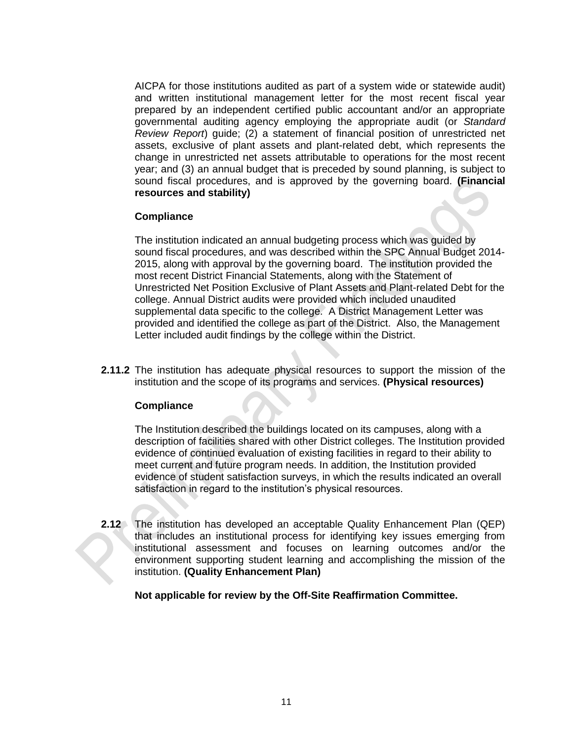AICPA for those institutions audited as part of a system wide or statewide audit) and written institutional management letter for the most recent fiscal year prepared by an independent certified public accountant and/or an appropriate governmental auditing agency employing the appropriate audit (or *Standard Review Report*) guide; (2) a statement of financial position of unrestricted net assets, exclusive of plant assets and plant-related debt, which represents the change in unrestricted net assets attributable to operations for the most recent year; and (3) an annual budget that is preceded by sound planning, is subject to sound fiscal procedures, and is approved by the governing board. **(Financial resources and stability)**

**Compliance**

The institution indicated an annual budgeting process which was guided by sound fiscal procedures, and was described within the SPC Annual Budget 2014-2015, along with approval by the governing board. The institution provided the most recent District Financial Statements, along with the Statement of Unrestricted Net Position Exclusive of Plant Assets and Plant-related Debt for the college. Annual District audits were provided which included unaudited supplemental data specific to the college. A District Management Letter was provided and identified the college as part of the District. Also, the Management Letter included audit findings by the college within the District.

**2.11.2** The institution has adequate physical resources to support the mission of the institution and the scope of its programs and services. **(Physical resources)**

**Compliance**

The Institution described the buildings located on its campuses, along with a description of facilities shared with other District colleges. The Institution provided evidence of continued evaluation of existing facilities in regard to their ability to meet current and future program needs. In addition, the Institution provided evidence of student satisfaction surveys, in which the results indicated an overall satisfaction in regard to the institution's physical resources.

**2.12** The institution has developed an acceptable Quality Enhancement Plan (QEP) that includes an institutional process for identifying key issues emerging from institutional assessment and focuses on learning outcomes and/or the environment supporting student learning and accomplishing the mission of the institution. **(Quality Enhancement Plan)**

**Not applicable for review by the Off-Site Reaffirmation Committee.**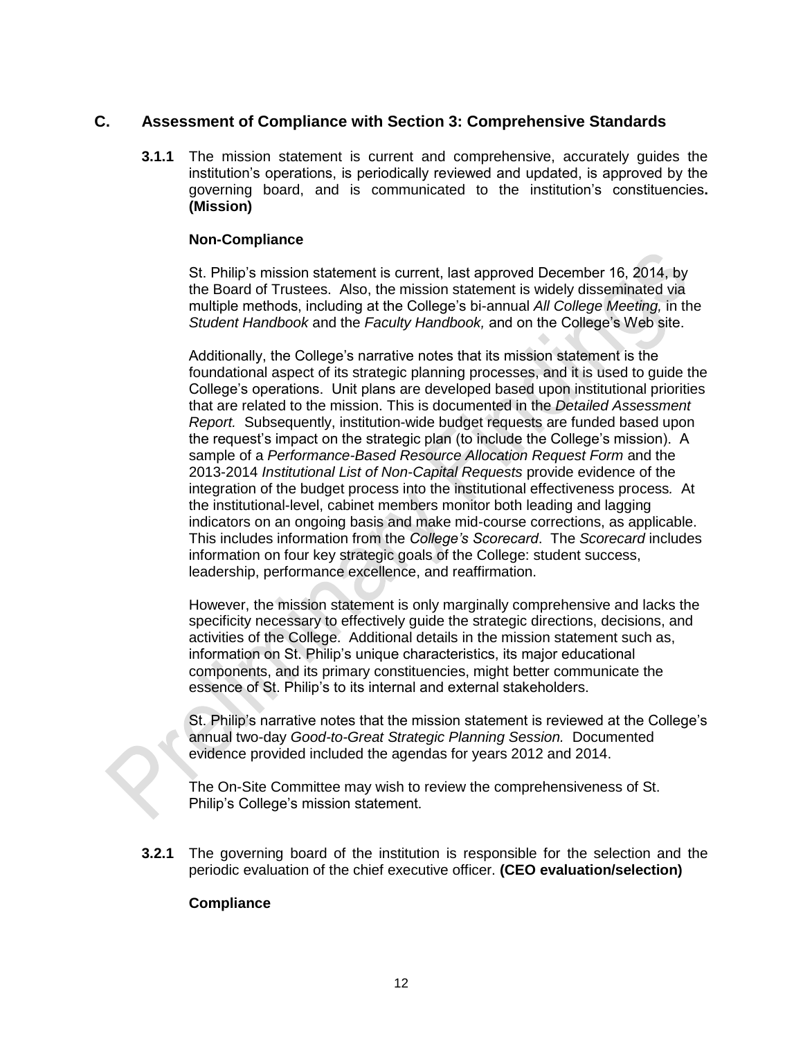## C. Assessment of Compliance with Section 3: Comprehensive Standards

**3.1.1** The mission statement is current and comprehensive, accurately guides the institution's operations, is periodically reviewed and updated, is approved by the governing board, and is communicated to the institution's constituencies**. (Mission)**

**Non-Compliance**

St. Philip's mission statement is current, last approved December 16, 2014, by the Board of Trustees. Also, the mission statement is widely disseminated via multiple methods, including at the College's bi-annual *All College Meeting,* in the *Student Handbook* and the *Faculty Handbook,* and on the College's Web site.

Additionally, the College's narrative notes that its mission statement is the foundational aspect of its strategic planning processes, and it is used to guide the College's operations. Unit plans are developed based upon institutional priorities that are related to the mission. This is documented in the *Detailed Assessment Report.* Subsequently, institution-wide budget requests are funded based upon the request's impact on the strategic plan (to include the College's mission). A sample of a *Performance-Based Resource Allocation Request Form* and the 2013-2014 *Institutional List of Non-Capital Requests* provide evidence of the integration of the budget process into the institutional effectiveness process*.* At the institutional-level, cabinet members monitor both leading and lagging indicators on an ongoing basis and make mid-course corrections, as applicable. This includes information from the *College's Scorecard*. The *Scorecard* includes information on four key strategic goals of the College: student success, leadership, performance excellence, and reaffirmation.

However, the mission statement is only marginally comprehensive and lacks the specificity necessary to effectively guide the strategic directions, decisions, and activities of the College. Additional details in the mission statement such as, information on St. Philip's unique characteristics, its major educational components, and its primary constituencies, might better communicate the essence of St. Philip's to its internal and external stakeholders.

St. Philip's narrative notes that the mission statement is reviewed at the College's annual two-day *Good-to-Great Strategic Planning Session.* Documented evidence provided included the agendas for years 2012 and 2014.

The On-Site Committee may wish to review the comprehensiveness of St. Philip's College's mission statement.

**3.2.1** The governing board of the institution is responsible for the selection and the periodic evaluation of the chief executive officer. **(CEO evaluation/selection)**

**Compliance**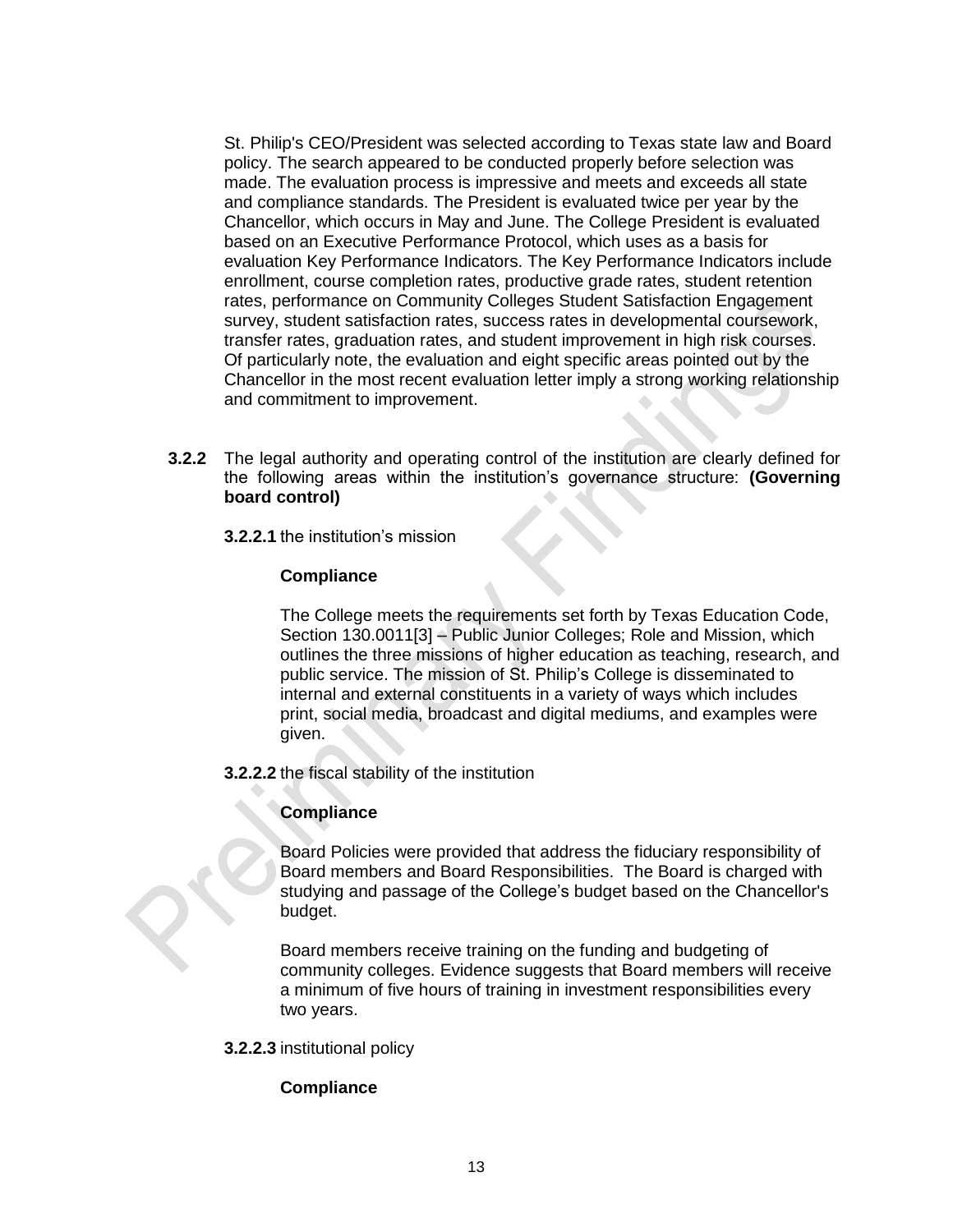St. Philip's CEO/President was selected according to Texas state law and Board policy. The search appeared to be conducted properly before selection was made. The evaluation process is impressive and meets and exceeds all state and compliance standards. The President is evaluated twice per year by the Chancellor, which occurs in May and June. The College President is evaluated based on an Executive Performance Protocol, which uses as a basis for evaluation Key Performance Indicators. The Key Performance Indicators include enrollment, course completion rates, productive grade rates, student retention rates, performance on Community Colleges Student Satisfaction Engagement survey, student satisfaction rates, success rates in developmental coursework, transfer rates, graduation rates, and student improvement in high risk courses. Of particularly note, the evaluation and eight specific areas pointed out by the Chancellor in the most recent evaluation letter imply a strong working relationship and commitment to improvement.

**3.2.2** The legal authority and operating control of the institution are clearly defined for the following areas within the institution's governance structure: **(Governing board control)**

**3.2.2.1** the institution's mission

**Compliance**

The College meets the requirements set forth by Texas Education Code, Section 130.0011[3] – Public Junior Colleges; Role and Mission, which outlines the three missions of higher education as teaching, research, and public service. The mission of St. Philip's College is disseminated to internal and external constituents in a variety of ways which includes print, social media, broadcast and digital mediums, and examples were given.

**3.2.2.2** the fiscal stability of the institution

**Compliance**

Board Policies were provided that address the fiduciary responsibility of Board members and Board Responsibilities. The Board is charged with studying and passage of the College's budget based on the Chancellor's budget.

Board members receive training on the funding and budgeting of community colleges. Evidence suggests that Board members will receive a minimum of five hours of training in investment responsibilities every two years.

**3.2.2.3** institutional policy

**Compliance**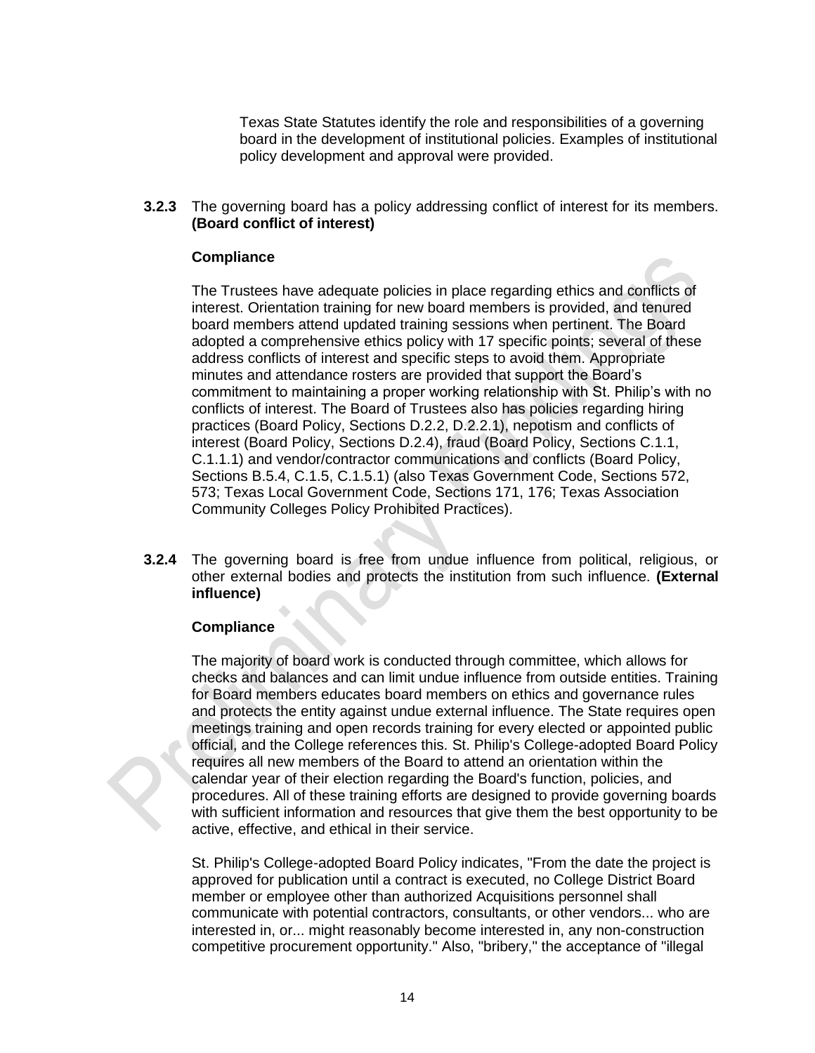Texas State Statutes identify the role and responsibilities of a governing board in the development of institutional policies. Examples of institutional policy development and approval were provided.

**3.2.3** The governing board has a policy addressing conflict of interest for its members. **(Board conflict of interest)**

**Compliance**

The Trustees have adequate policies in place regarding ethics and conflicts of interest. Orientation training for new board members is provided, and tenured board members attend updated training sessions when pertinent. The Board adopted a comprehensive ethics policy with 17 specific points; several of these address conflicts of interest and specific steps to avoid them. Appropriate minutes and attendance rosters are provided that support the Board's commitment to maintaining a proper working relationship with St. Philip's with no conflicts of interest. The Board of Trustees also has policies regarding hiring practices (Board Policy, Sections D.2.2, D.2.2.1), nepotism and conflicts of interest (Board Policy, Sections D.2.4), fraud (Board Policy, Sections C.1.1, C.1.1.1) and vendor/contractor communications and conflicts (Board Policy, Sections B.5.4, C.1.5, C.1.5.1) (also Texas Government Code, Sections 572, 573; Texas Local Government Code, Sections 171, 176; Texas Association Community Colleges Policy Prohibited Practices).

**3.2.4** The governing board is free from undue influence from political, religious, or other external bodies and protects the institution from such influence. **(External influence)**

**Compliance**

The majority of board work is conducted through committee, which allows for checks and balances and can limit undue influence from outside entities. Training for Board members educates board members on ethics and governance rules and protects the entity against undue external influence. The State requires open meetings training and open records training for every elected or appointed public official, and the College references this. St. Philip's College-adopted Board Policy requires all new members of the Board to attend an orientation within the calendar year of their election regarding the Board's function, policies, and procedures. All of these training efforts are designed to provide governing boards with sufficient information and resources that give them the best opportunity to be active, effective, and ethical in their service.

St. Philip's College-adopted Board Policy indicates, "From the date the project is approved for publication until a contract is executed, no College District Board member or employee other than authorized Acquisitions personnel shall communicate with potential contractors, consultants, or other vendors... who are interested in, or... might reasonably become interested in, any non-construction competitive procurement opportunity." Also, "bribery," the acceptance of "illegal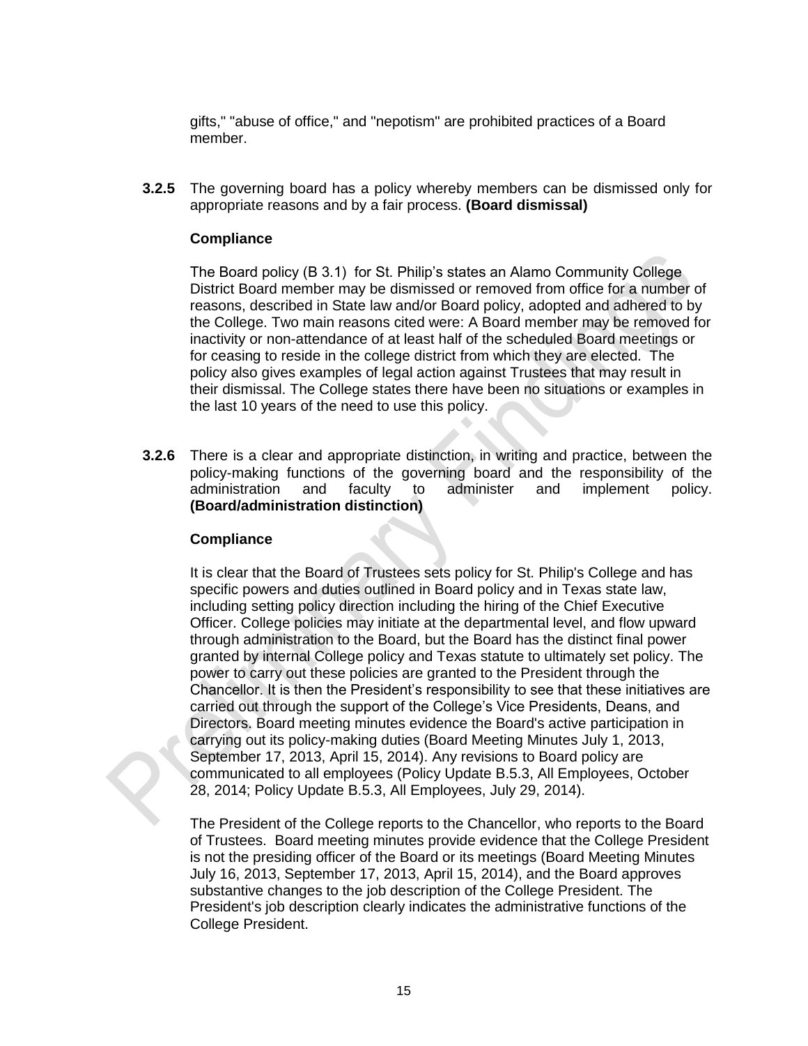gifts," "abuse of office," and "nepotism" are prohibited practices of a Board member.

**3.2.5** The governing board has a policy whereby members can be dismissed only for appropriate reasons and by a fair process. **(Board dismissal)**

**Compliance**

The Board policy (B 3.1) for St. Philip's states an Alamo Community College District Board member may be dismissed or removed from office for a number of reasons, described in State law and/or Board policy, adopted and adhered to by the College. Two main reasons cited were: A Board member may be removed for inactivity or non-attendance of at least half of the scheduled Board meetings or for ceasing to reside in the college district from which they are elected. The policy also gives examples of legal action against Trustees that may result in their dismissal. The College states there have been no situations or examples in the last 10 years of the need to use this policy.

**3.2.6** There is a clear and appropriate distinction, in writing and practice, between the policy-making functions of the governing board and the responsibility of the administration and faculty to administer and implement policy. **(Board/administration distinction)**

**Compliance**

It is clear that the Board of Trustees sets policy for St. Philip's College and has specific powers and duties outlined in Board policy and in Texas state law, including setting policy direction including the hiring of the Chief Executive Officer. College policies may initiate at the departmental level, and flow upward through administration to the Board, but the Board has the distinct final power granted by internal College policy and Texas statute to ultimately set policy. The power to carry out these policies are granted to the President through the Chancellor. It is then the President's responsibility to see that these initiatives are carried out through the support of the College's Vice Presidents, Deans, and Directors. Board meeting minutes evidence the Board's active participation in carrying out its policy-making duties (Board Meeting Minutes July 1, 2013, September 17, 2013, April 15, 2014). Any revisions to Board policy are communicated to all employees (Policy Update B.5.3, All Employees, October 28, 2014; Policy Update B.5.3, All Employees, July 29, 2014).

The President of the College reports to the Chancellor, who reports to the Board of Trustees. Board meeting minutes provide evidence that the College President is not the presiding officer of the Board or its meetings (Board Meeting Minutes July 16, 2013, September 17, 2013, April 15, 2014), and the Board approves substantive changes to the job description of the College President. The President's job description clearly indicates the administrative functions of the College President.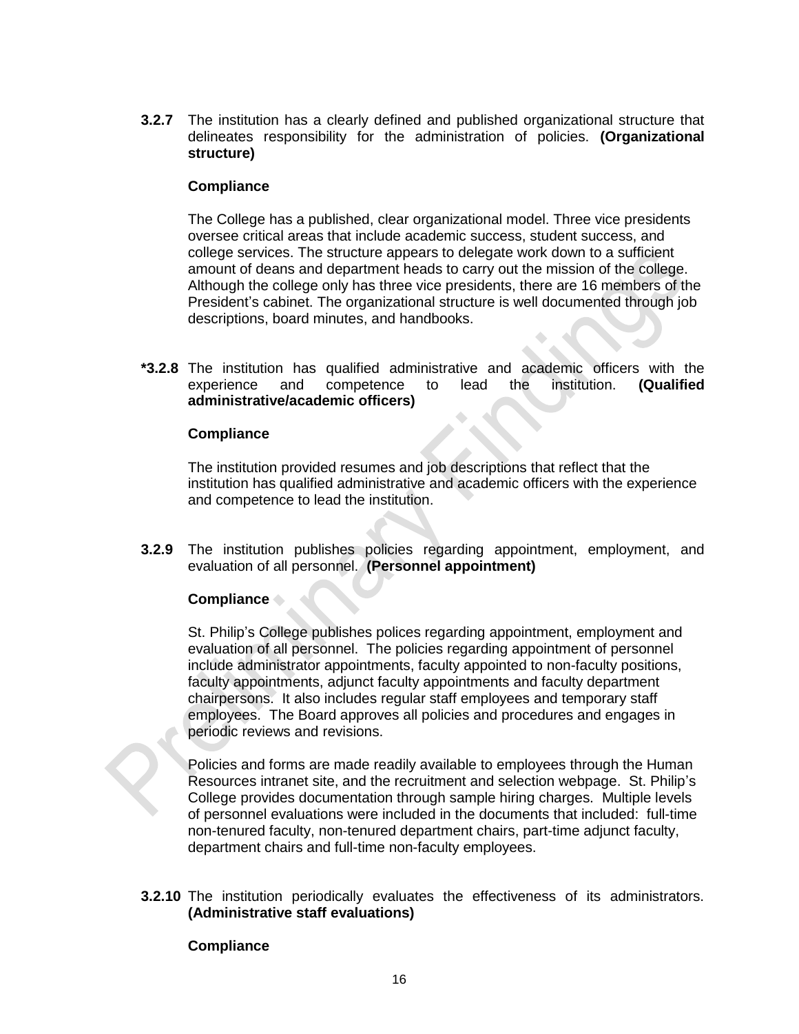**3.2.7** The institution has a clearly defined and published organizational structure that delineates responsibility for the administration of policies. **(Organizational structure)**

**Compliance**

The College has a published, clear organizational model. Three vice presidents oversee critical areas that include academic success, student success, and college services. The structure appears to delegate work down to a sufficient amount of deans and department heads to carry out the mission of the college. Although the college only has three vice presidents, there are 16 members of the President's cabinet. The organizational structure is well documented through job descriptions, board minutes, and handbooks.

**\*3.2.8** The institution has qualified administrative and academic officers with the experience and competence to lead the institution. **(Qualified administrative/academic officers)**

**Compliance**

The institution provided resumes and job descriptions that reflect that the institution has qualified administrative and academic officers with the experience and competence to lead the institution.

**3.2.9** The institution publishes policies regarding appointment, employment, and evaluation of all personnel. **(Personnel appointment)**

**Compliance**

St. Philip's College publishes polices regarding appointment, employment and evaluation of all personnel. The policies regarding appointment of personnel include administrator appointments, faculty appointed to non-faculty positions, faculty appointments, adjunct faculty appointments and faculty department chairpersons. It also includes regular staff employees and temporary staff employees. The Board approves all policies and procedures and engages in periodic reviews and revisions.

Policies and forms are made readily available to employees through the Human Resources intranet site, and the recruitment and selection webpage. St. Philip's College provides documentation through sample hiring charges. Multiple levels of personnel evaluations were included in the documents that included: full-time non-tenured faculty, non-tenured department chairs, part-time adjunct faculty, department chairs and full-time non-faculty employees.

**3.2.10** The institution periodically evaluates the effectiveness of its administrators. **(Administrative staff evaluations)**

**Compliance**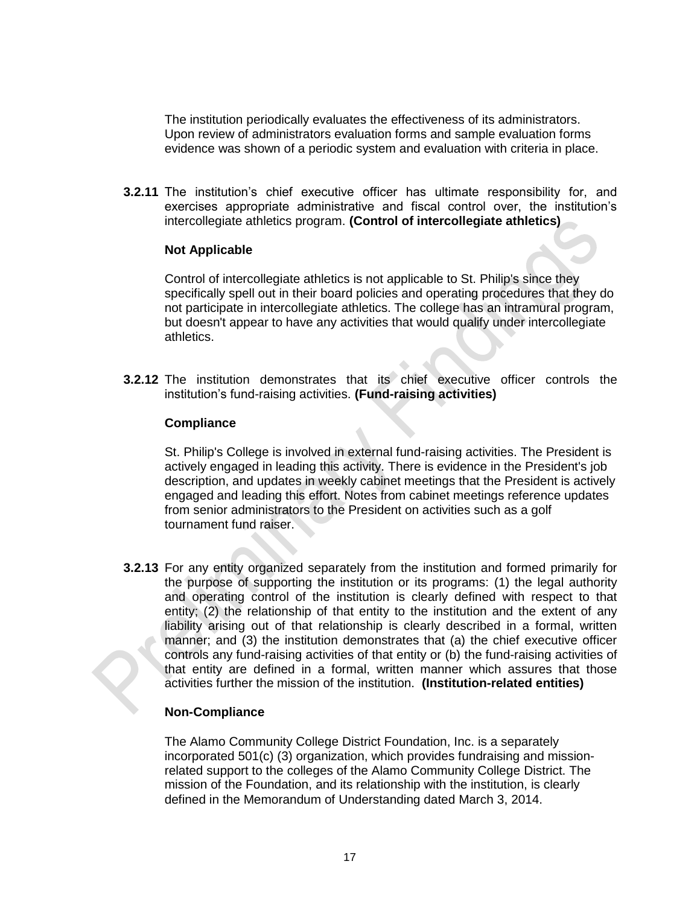The institution periodically evaluates the effectiveness of its administrators. Upon review of administrators evaluation forms and sample evaluation forms evidence was shown of a periodic system and evaluation with criteria in place.

**3.2.11** The institution's chief executive officer has ultimate responsibility for, and exercises appropriate administrative and fiscal control over, the institution's intercollegiate athletics program. **(Control of intercollegiate athletics)**

**Not Applicable**

Control of intercollegiate athletics is not applicable to St. Philip's since they specifically spell out in their board policies and operating procedures that they do not participate in intercollegiate athletics. The college has an intramural program, but doesn't appear to have any activities that would qualify under intercollegiate athletics.

**3.2.12** The institution demonstrates that its chief executive officer controls the institution's fund-raising activities. **(Fund-raising activities)**

**Compliance**

St. Philip's College is involved in external fund-raising activities. The President is actively engaged in leading this activity. There is evidence in the President's job description, and updates in weekly cabinet meetings that the President is actively engaged and leading this effort. Notes from cabinet meetings reference updates from senior administrators to the President on activities such as a golf tournament fund raiser.

**3.2.13** For any entity organized separately from the institution and formed primarily for the purpose of supporting the institution or its programs: (1) the legal authority and operating control of the institution is clearly defined with respect to that entity; (2) the relationship of that entity to the institution and the extent of any liability arising out of that relationship is clearly described in a formal, written manner; and (3) the institution demonstrates that (a) the chief executive officer controls any fund-raising activities of that entity or (b) the fund-raising activities of that entity are defined in a formal, written manner which assures that those activities further the mission of the institution. **(Institution-related entities)**

**Non-Compliance**

The Alamo Community College District Foundation, Inc. is a separately incorporated 501(c) (3) organization, which provides fundraising and mission-related support to the colleges of the Alamo Community College District. The mission of the Foundation, and its relationship with the institution, is clearly defined in the Memorandum of Understanding dated March 3, 2014.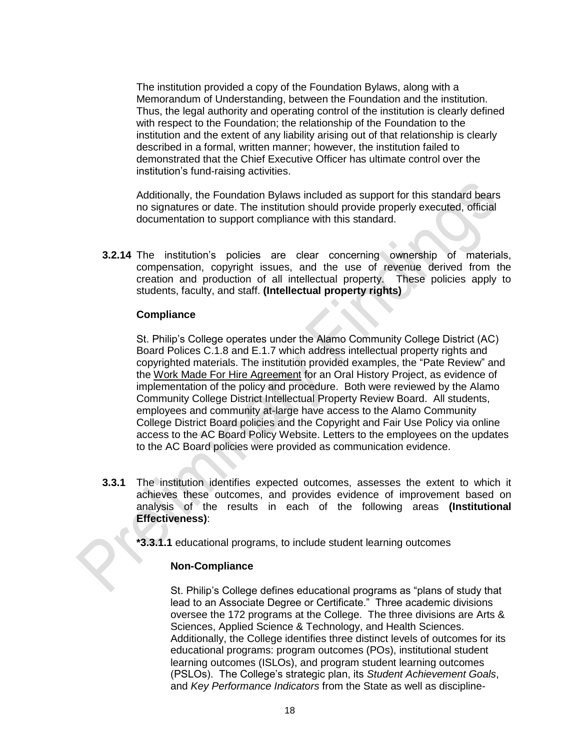The institution provided a copy of the Foundation Bylaws, along with a Memorandum of Understanding, between the Foundation and the institution. Thus, the legal authority and operating control of the institution is clearly defined with respect to the Foundation; the relationship of the Foundation to the institution and the extent of any liability arising out of that relationship is clearly described in a formal, written manner; however, the institution failed to demonstrated that the Chief Executive Officer has ultimate control over the institution's fund-raising activities.

Additionally, the Foundation Bylaws included as support for this standard bears no signatures or date. The institution should provide properly executed, official documentation to support compliance with this standard.

**3.2.14** The institution's policies are clear concerning ownership of materials, compensation, copyright issues, and the use of revenue derived from the creation and production of all intellectual property. These policies apply to students, faculty, and staff. **(Intellectual property rights)**

**Compliance**

St. Philip's College operates under the Alamo Community College District (AC) Board Polices C.1.8 and E.1.7 which address intellectual property rights and copyrighted materials. The institution provided examples, the "Pate Review" and the Work Made For Hire Agreement for an Oral History Project, as evidence of implementation of the policy and procedure. Both were reviewed by the Alamo Community College District Intellectual Property Review Board. All students, employees and community at-large have access to the Alamo Community College District Board policies and the Copyright and Fair Use Policy via online access to the AC Board Policy Website. Letters to the employees on the updates to the AC Board policies were provided as communication evidence.

**3.3.1** The institution identifies expected outcomes, assesses the extent to which it achieves these outcomes, and provides evidence of improvement based on analysis of the results in each of the following areas **(Institutional Effectiveness)**:

**\*3.3.1.1** educational programs, to include student learning outcomes

**Non-Compliance**

St. Philip's College defines educational programs as "plans of study that lead to an Associate Degree or Certificate." Three academic divisions oversee the 172 programs at the College. The three divisions are Arts & Sciences, Applied Science & Technology, and Health Sciences. Additionally, the College identifies three distinct levels of outcomes for its educational programs: program outcomes (POs), institutional student learning outcomes (ISLOs), and program student learning outcomes (PSLOs). The College's strategic plan, its *Student Achievement Goals*, and *Key Performance Indicators* from the State as well as discipline-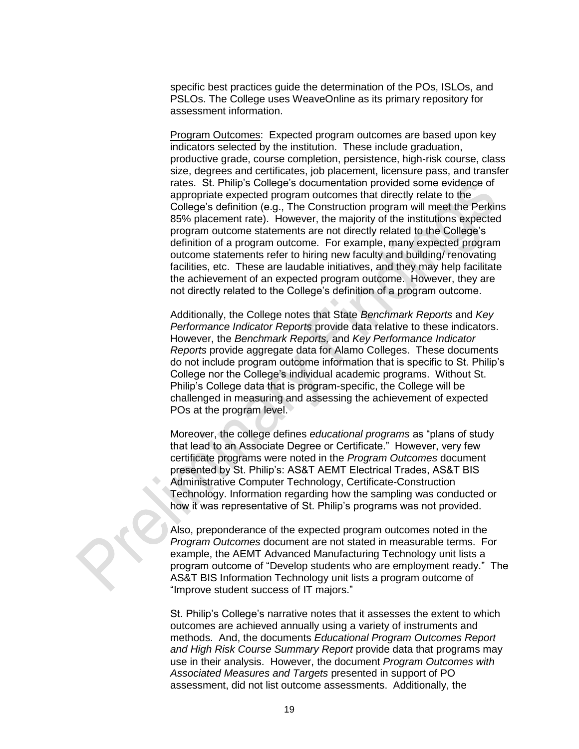specific best practices guide the determination of the POs, ISLOs, and PSLOs. The College uses WeaveOnline as its primary repository for assessment information.

Program Outcomes: Expected program outcomes are based upon key indicators selected by the institution. These include graduation, productive grade, course completion, persistence, high-risk course, class size, degrees and certificates, job placement, licensure pass, and transfer rates. St. Philip's College's documentation provided some evidence of appropriate expected program outcomes that directly relate to the College's definition (e.g., The Construction program will meet the Perkins 85% placement rate). However, the majority of the institutions expected program outcome statements are not directly related to the College's definition of a program outcome. For example, many expected program outcome statements refer to hiring new faculty and building/ renovating facilities, etc. These are laudable initiatives, and they may help facilitate the achievement of an expected program outcome. However, they are not directly related to the College's definition of a program outcome.

Additionally, the College notes that State *Benchmark Reports* and *Key Performance Indicator Reports* provide data relative to these indicators. However, the *Benchmark Reports,* and *Key Performance Indicator Reports* provide aggregate data for Alamo Colleges. These documents do not include program outcome information that is specific to St. Philip's College nor the College's individual academic programs. Without St. Philip's College data that is program-specific, the College will be challenged in measuring and assessing the achievement of expected POs at the program level.

Moreover, the college defines *educational programs* as "plans of study that lead to an Associate Degree or Certificate." However, very few certificate programs were noted in the *Program Outcomes* document presented by St. Philip's: AS&T AEMT Electrical Trades, AS&T BIS Administrative Computer Technology, Certificate-Construction Technology. Information regarding how the sampling was conducted or how it was representative of St. Philip's programs was not provided.

Also, preponderance of the expected program outcomes noted in the *Program Outcomes* document are not stated in measurable terms. For example, the AEMT Advanced Manufacturing Technology unit lists a program outcome of "Develop students who are employment ready." The AS&T BIS Information Technology unit lists a program outcome of "Improve student success of IT majors."

St. Philip's College's narrative notes that it assesses the extent to which outcomes are achieved annually using a variety of instruments and methods. And, the documents *Educational Program Outcomes Report and High Risk Course Summary Report* provide data that programs may use in their analysis. However, the document *Program Outcomes with Associated Measures and Targets* presented in support of PO assessment, did not list outcome assessments. Additionally, the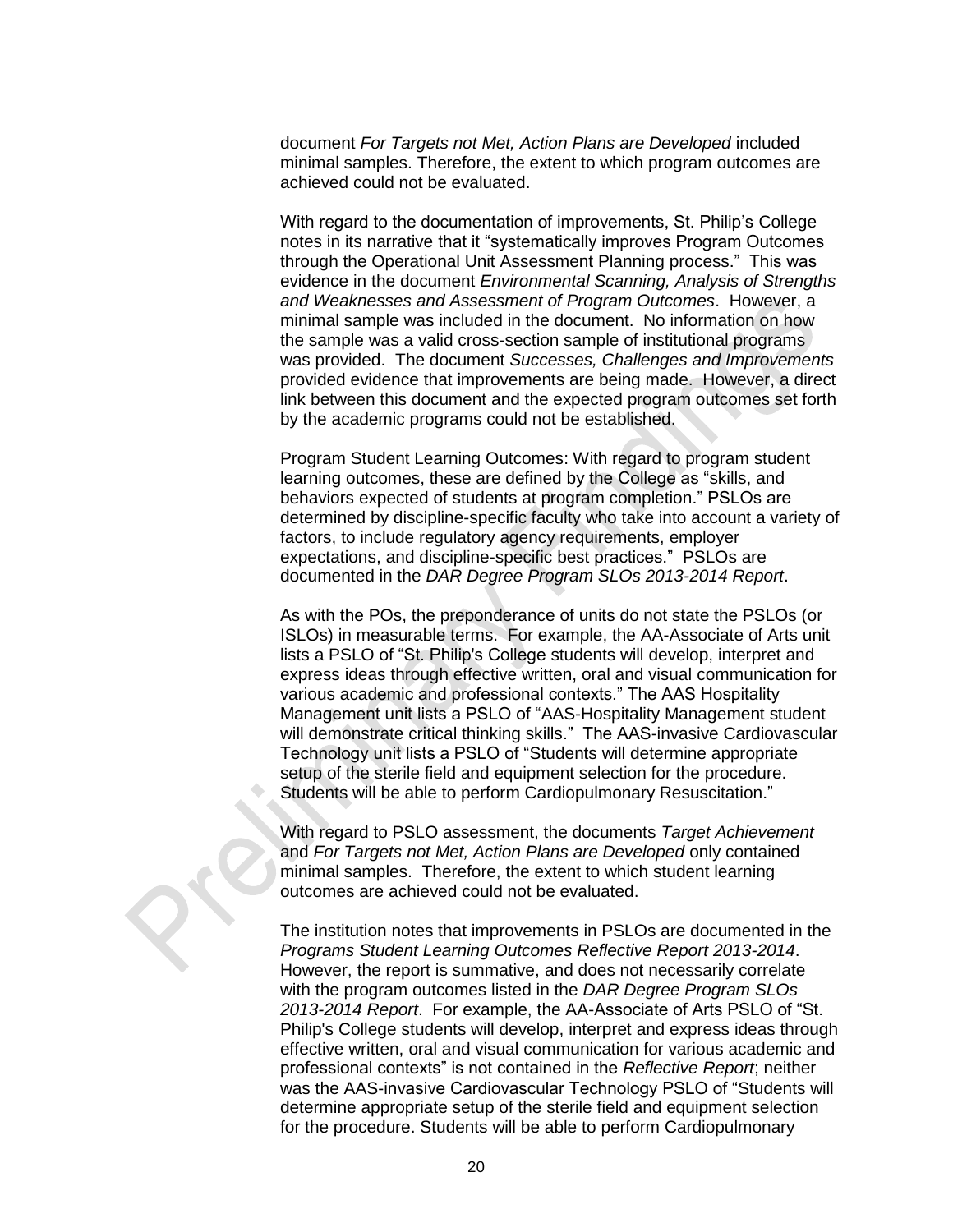document *For Targets not Met, Action Plans are Developed* included minimal samples. Therefore, the extent to which program outcomes are achieved could not be evaluated.

With regard to the documentation of improvements, St. Philip's College notes in its narrative that it "systematically improves Program Outcomes through the Operational Unit Assessment Planning process." This was evidence in the document *Environmental Scanning, Analysis of Strengths and Weaknesses and Assessment of Program Outcomes*. However, a minimal sample was included in the document. No information on how the sample was a valid cross-section sample of institutional programs was provided. The document *Successes, Challenges and Improvements* provided evidence that improvements are being made. However, a direct link between this document and the expected program outcomes set forth by the academic programs could not be established.

Program Student Learning Outcomes: With regard to program student learning outcomes, these are defined by the College as "skills, and behaviors expected of students at program completion." PSLOs are determined by discipline-specific faculty who take into account a variety of factors, to include regulatory agency requirements, employer expectations, and discipline-specific best practices." PSLOs are documented in the *DAR Degree Program SLOs 2013-2014 Report*.

As with the POs, the preponderance of units do not state the PSLOs (or ISLOs) in measurable terms. For example, the AA-Associate of Arts unit lists a PSLO of "St. Philip's College students will develop, interpret and express ideas through effective written, oral and visual communication for various academic and professional contexts." The AAS Hospitality Management unit lists a PSLO of "AAS-Hospitality Management student will demonstrate critical thinking skills." The AAS-invasive Cardiovascular Technology unit lists a PSLO of "Students will determine appropriate setup of the sterile field and equipment selection for the procedure. Students will be able to perform Cardiopulmonary Resuscitation."

With regard to PSLO assessment, the documents *Target Achievement* and *For Targets not Met, Action Plans are Developed* only contained minimal samples. Therefore, the extent to which student learning outcomes are achieved could not be evaluated.

The institution notes that improvements in PSLOs are documented in the *Programs Student Learning Outcomes Reflective Report 2013-2014*. However, the report is summative, and does not necessarily correlate with the program outcomes listed in the *DAR Degree Program SLOs 2013-2014 Report*. For example, the AA-Associate of Arts PSLO of "St. Philip's College students will develop, interpret and express ideas through effective written, oral and visual communication for various academic and professional contexts" is not contained in the *Reflective Report*; neither was the AAS-invasive Cardiovascular Technology PSLO of "Students will determine appropriate setup of the sterile field and equipment selection for the procedure. Students will be able to perform Cardiopulmonary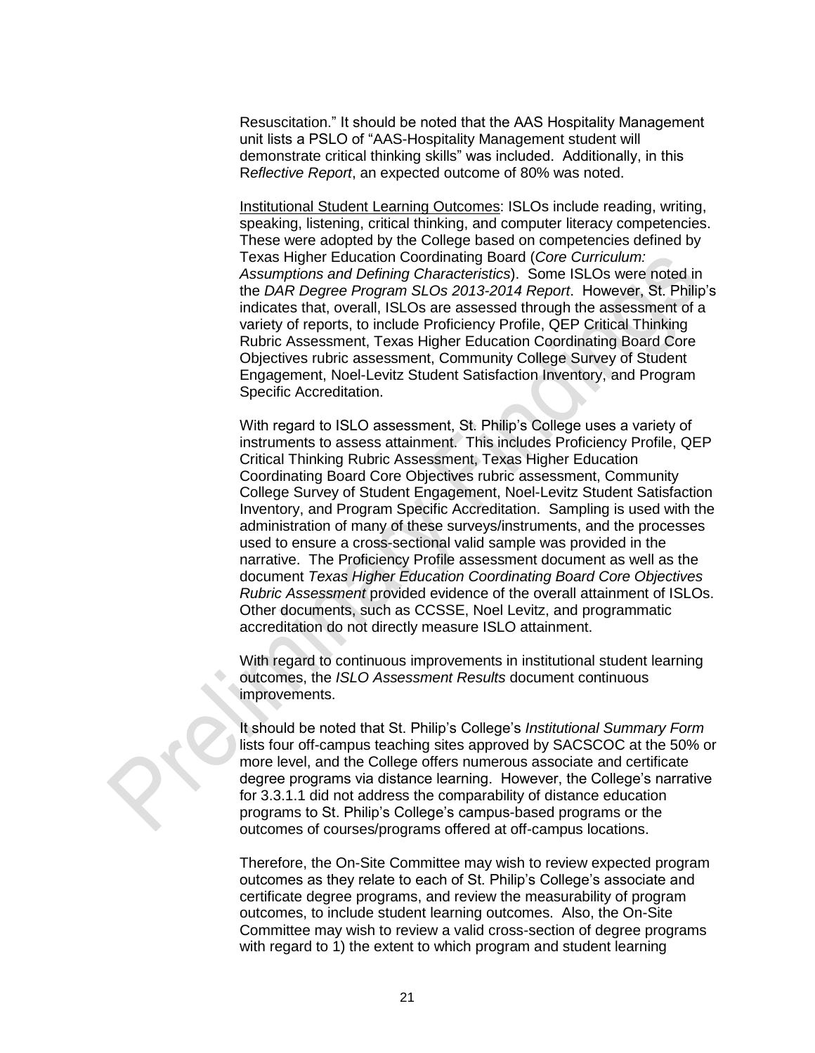Resuscitation." It should be noted that the AAS Hospitality Management unit lists a PSLO of "AAS-Hospitality Management student will demonstrate critical thinking skills" was included. Additionally, in this R*eflective Report*, an expected outcome of 80% was noted.

Institutional Student Learning Outcomes: ISLOs include reading, writing, speaking, listening, critical thinking, and computer literacy competencies. These were adopted by the College based on competencies defined by Texas Higher Education Coordinating Board (*Core Curriculum: Assumptions and Defining Characteristics*). Some ISLOs were noted in the *DAR Degree Program SLOs 2013-2014 Report*. However, St. Philip's indicates that, overall, ISLOs are assessed through the assessment of a variety of reports, to include Proficiency Profile, QEP Critical Thinking Rubric Assessment, Texas Higher Education Coordinating Board Core Objectives rubric assessment, Community College Survey of Student Engagement, Noel-Levitz Student Satisfaction Inventory, and Program Specific Accreditation.

With regard to ISLO assessment, St. Philip's College uses a variety of instruments to assess attainment. This includes Proficiency Profile, QEP Critical Thinking Rubric Assessment, Texas Higher Education Coordinating Board Core Objectives rubric assessment, Community College Survey of Student Engagement, Noel-Levitz Student Satisfaction Inventory, and Program Specific Accreditation. Sampling is used with the administration of many of these surveys/instruments, and the processes used to ensure a cross-sectional valid sample was provided in the narrative. The Proficiency Profile assessment document as well as the document *Texas Higher Education Coordinating Board Core Objectives Rubric Assessment* provided evidence of the overall attainment of ISLOs. Other documents, such as CCSSE, Noel Levitz, and programmatic accreditation do not directly measure ISLO attainment.

With regard to continuous improvements in institutional student learning outcomes, the *ISLO Assessment Results* document continuous improvements.

It should be noted that St. Philip's College's *Institutional Summary Form* lists four off-campus teaching sites approved by SACSCOC at the 50% or more level, and the College offers numerous associate and certificate degree programs via distance learning. However, the College's narrative for 3.3.1.1 did not address the comparability of distance education programs to St. Philip's College's campus-based programs or the outcomes of courses/programs offered at off-campus locations.

Therefore, the On-Site Committee may wish to review expected program outcomes as they relate to each of St. Philip's College's associate and certificate degree programs, and review the measurability of program outcomes, to include student learning outcomes. Also, the On-Site Committee may wish to review a valid cross-section of degree programs with regard to 1) the extent to which program and student learning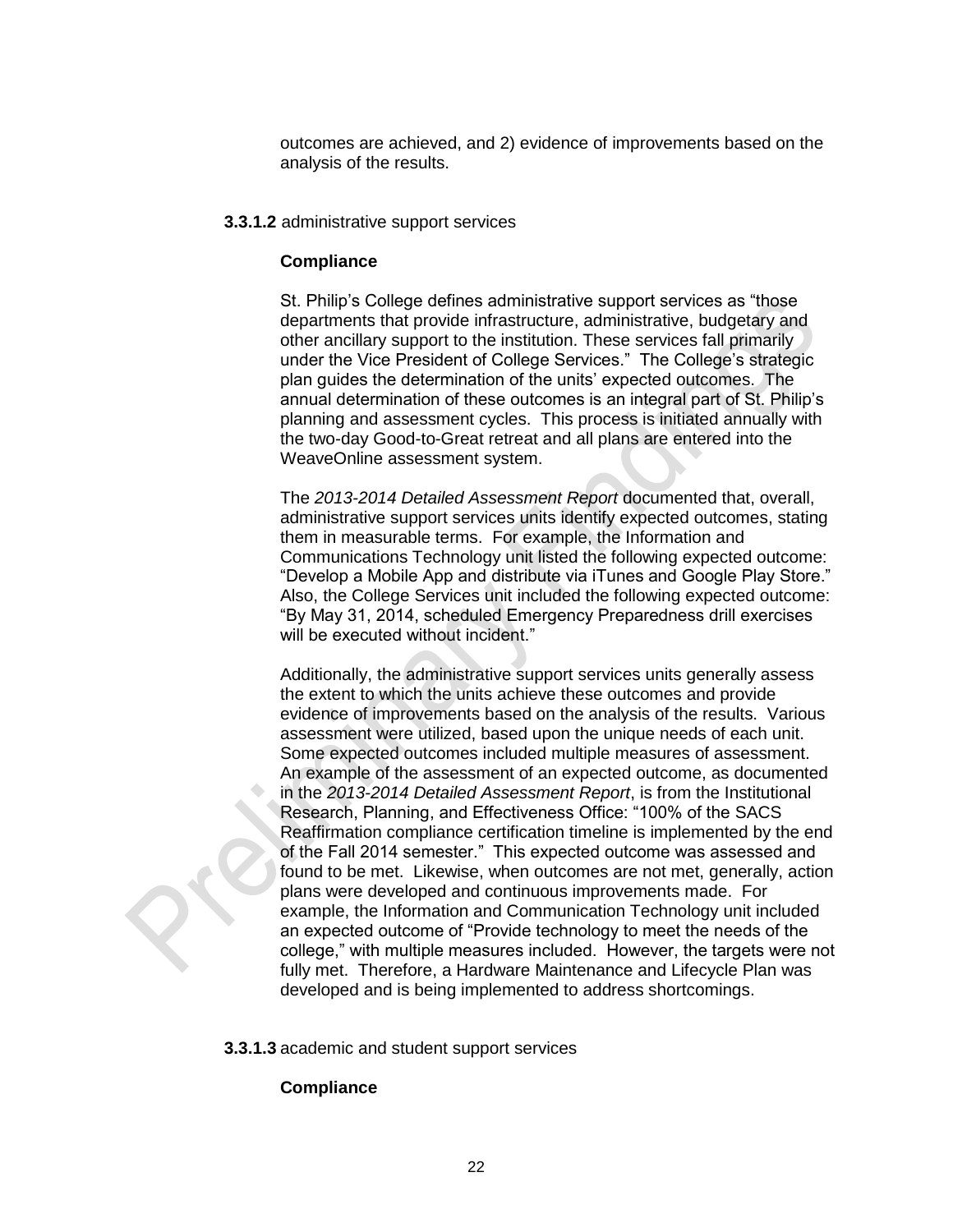outcomes are achieved, and 2) evidence of improvements based on the analysis of the results.

**3.3.1.2** administrative support services

**Compliance**

St. Philip's College defines administrative support services as "those departments that provide infrastructure, administrative, budgetary and other ancillary support to the institution. These services fall primarily under the Vice President of College Services." The College's strategic plan guides the determination of the units' expected outcomes. The annual determination of these outcomes is an integral part of St. Philip's planning and assessment cycles. This process is initiated annually with the two-day Good-to-Great retreat and all plans are entered into the WeaveOnline assessment system.

The *2013-2014 Detailed Assessment Report* documented that, overall, administrative support services units identify expected outcomes, stating them in measurable terms. For example, the Information and Communications Technology unit listed the following expected outcome: "Develop a Mobile App and distribute via iTunes and Google Play Store." Also, the College Services unit included the following expected outcome: "By May 31, 2014, scheduled Emergency Preparedness drill exercises will be executed without incident."

Additionally, the administrative support services units generally assess the extent to which the units achieve these outcomes and provide evidence of improvements based on the analysis of the results. Various assessment were utilized, based upon the unique needs of each unit. Some expected outcomes included multiple measures of assessment. An example of the assessment of an expected outcome, as documented in the *2013-2014 Detailed Assessment Report*, is from the Institutional Research, Planning, and Effectiveness Office: "100% of the SACS Reaffirmation compliance certification timeline is implemented by the end of the Fall 2014 semester." This expected outcome was assessed and found to be met. Likewise, when outcomes are not met, generally, action plans were developed and continuous improvements made. For example, the Information and Communication Technology unit included an expected outcome of "Provide technology to meet the needs of the college," with multiple measures included. However, the targets were not fully met. Therefore, a Hardware Maintenance and Lifecycle Plan was developed and is being implemented to address shortcomings.

**3.3.1.3** academic and student support services

**Compliance**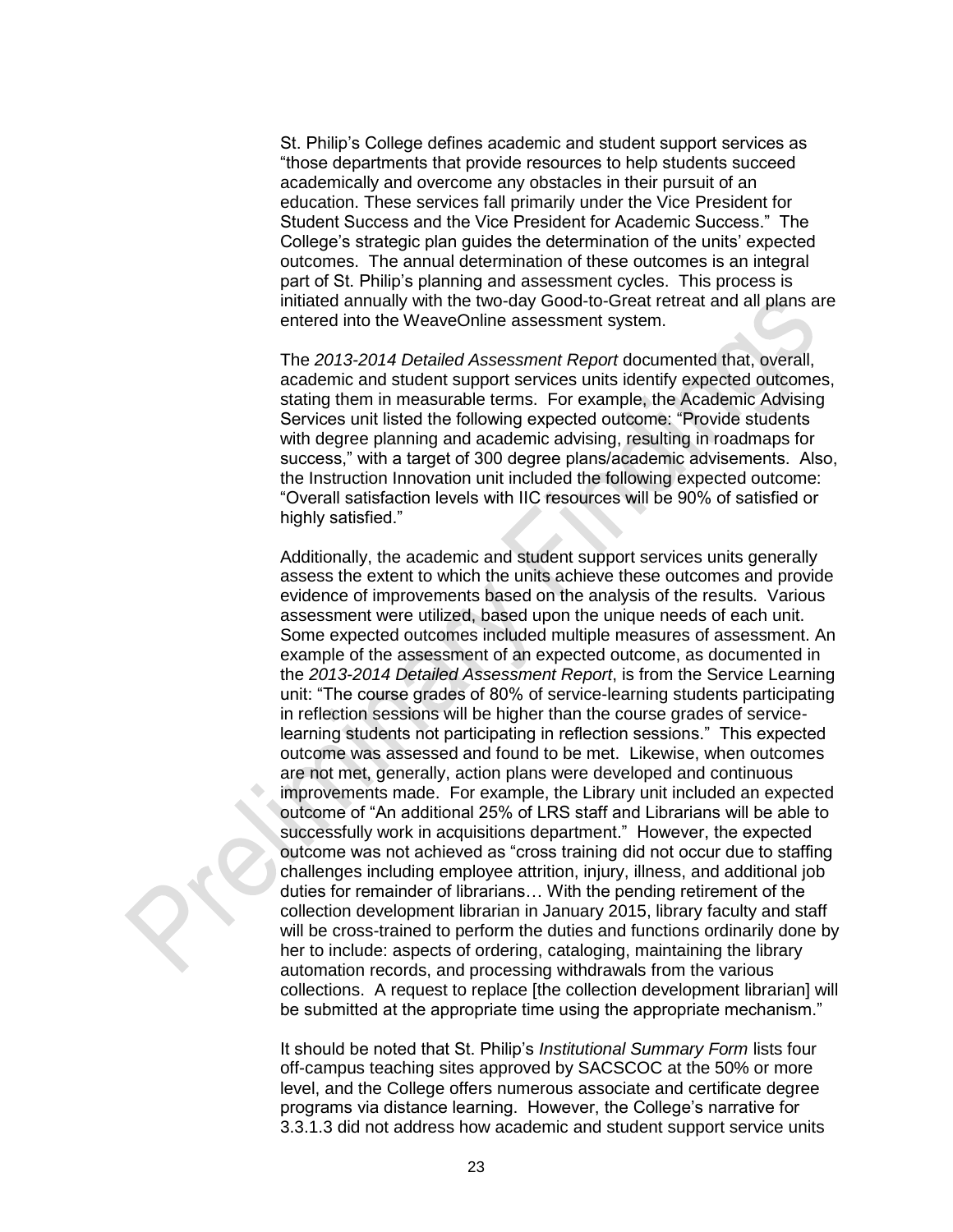St. Philip's College defines academic and student support services as "those departments that provide resources to help students succeed academically and overcome any obstacles in their pursuit of an education. These services fall primarily under the Vice President for Student Success and the Vice President for Academic Success." The College's strategic plan guides the determination of the units' expected outcomes. The annual determination of these outcomes is an integral part of St. Philip's planning and assessment cycles. This process is initiated annually with the two-day Good-to-Great retreat and all plans are entered into the WeaveOnline assessment system.

The *2013-2014 Detailed Assessment Report* documented that, overall, academic and student support services units identify expected outcomes, stating them in measurable terms. For example, the Academic Advising Services unit listed the following expected outcome: "Provide students with degree planning and academic advising, resulting in roadmaps for success," with a target of 300 degree plans/academic advisements. Also, the Instruction Innovation unit included the following expected outcome: "Overall satisfaction levels with IIC resources will be 90% of satisfied or highly satisfied."

Additionally, the academic and student support services units generally assess the extent to which the units achieve these outcomes and provide evidence of improvements based on the analysis of the results. Various assessment were utilized, based upon the unique needs of each unit. Some expected outcomes included multiple measures of assessment. An example of the assessment of an expected outcome, as documented in the *2013-2014 Detailed Assessment Report*, is from the Service Learning unit: "The course grades of 80% of service-learning students participating in reflection sessions will be higher than the course grades of service-learning students not participating in reflection sessions." This expected outcome was assessed and found to be met. Likewise, when outcomes are not met, generally, action plans were developed and continuous improvements made. For example, the Library unit included an expected outcome of "An additional 25% of LRS staff and Librarians will be able to successfully work in acquisitions department." However, the expected outcome was not achieved as "cross training did not occur due to staffing challenges including employee attrition, injury, illness, and additional job duties for remainder of librarians… With the pending retirement of the collection development librarian in January 2015, library faculty and staff will be cross-trained to perform the duties and functions ordinarily done by her to include: aspects of ordering, cataloging, maintaining the library automation records, and processing withdrawals from the various collections. A request to replace [the collection development librarian] will be submitted at the appropriate time using the appropriate mechanism."

It should be noted that St. Philip's *Institutional Summary Form* lists four off-campus teaching sites approved by SACSCOC at the 50% or more level, and the College offers numerous associate and certificate degree programs via distance learning. However, the College's narrative for 3.3.1.3 did not address how academic and student support service units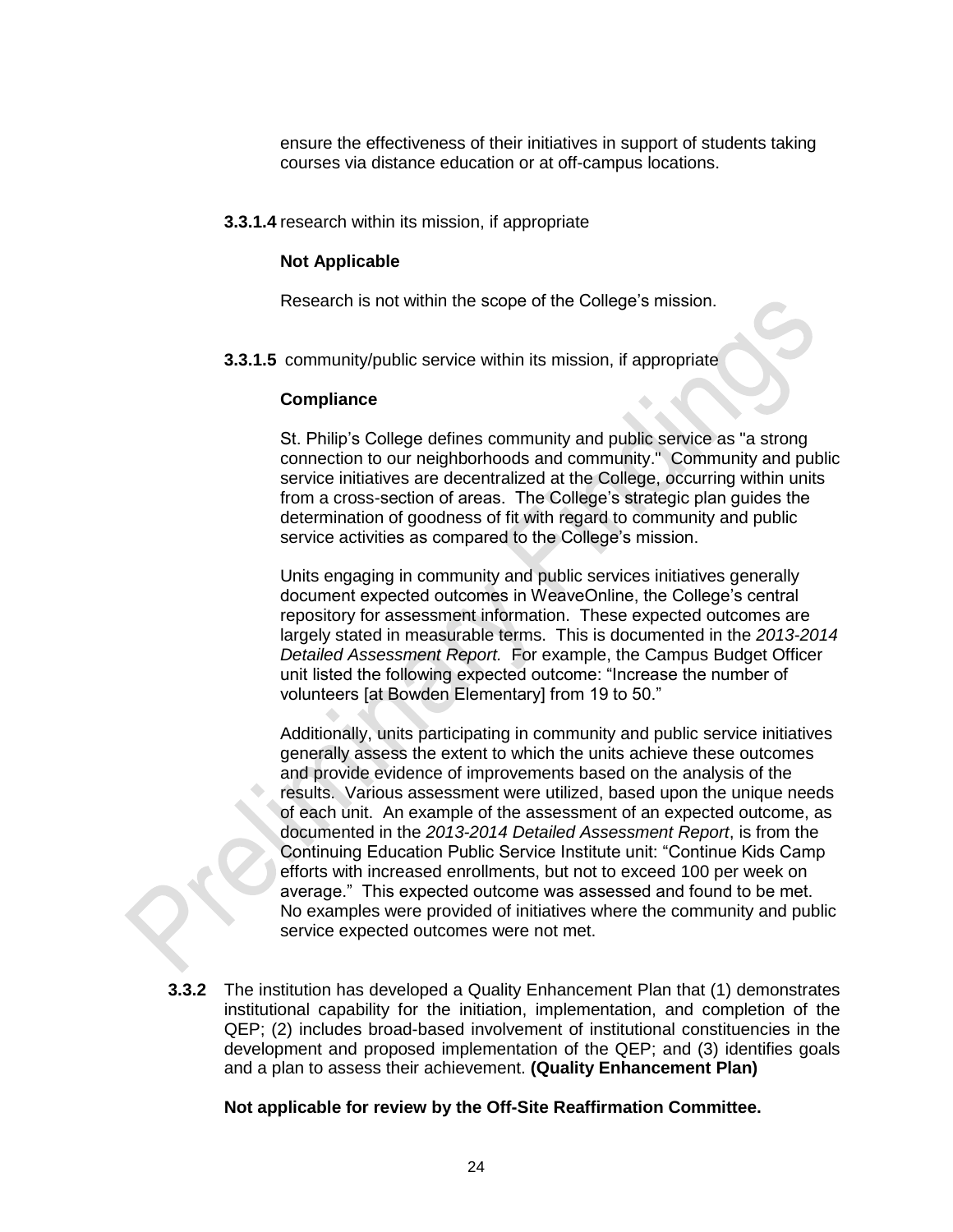ensure the effectiveness of their initiatives in support of students taking courses via distance education or at off-campus locations.

**3.3.1.4** research within its mission, if appropriate

**Not Applicable**

Research is not within the scope of the College's mission.

**3.3.1.5** community/public service within its mission, if appropriate

**Compliance**

St. Philip's College defines community and public service as "a strong connection to our neighborhoods and community." Community and public service initiatives are decentralized at the College, occurring within units from a cross-section of areas. The College's strategic plan guides the determination of goodness of fit with regard to community and public service activities as compared to the College's mission.

Units engaging in community and public services initiatives generally document expected outcomes in WeaveOnline, the College's central repository for assessment information. These expected outcomes are largely stated in measurable terms. This is documented in the *2013-2014 Detailed Assessment Report.* For example, the Campus Budget Officer unit listed the following expected outcome: "Increase the number of volunteers [at Bowden Elementary] from 19 to 50."

Additionally, units participating in community and public service initiatives generally assess the extent to which the units achieve these outcomes and provide evidence of improvements based on the analysis of the results. Various assessment were utilized, based upon the unique needs of each unit. An example of the assessment of an expected outcome, as documented in the *2013-2014 Detailed Assessment Report*, is from the Continuing Education Public Service Institute unit: "Continue Kids Camp efforts with increased enrollments, but not to exceed 100 per week on average." This expected outcome was assessed and found to be met. No examples were provided of initiatives where the community and public service expected outcomes were not met.

**3.3.2** The institution has developed a Quality Enhancement Plan that (1) demonstrates institutional capability for the initiation, implementation, and completion of the QEP; (2) includes broad-based involvement of institutional constituencies in the development and proposed implementation of the QEP; and (3) identifies goals and a plan to assess their achievement. **(Quality Enhancement Plan)**

**Not applicable for review by the Off-Site Reaffirmation Committee.**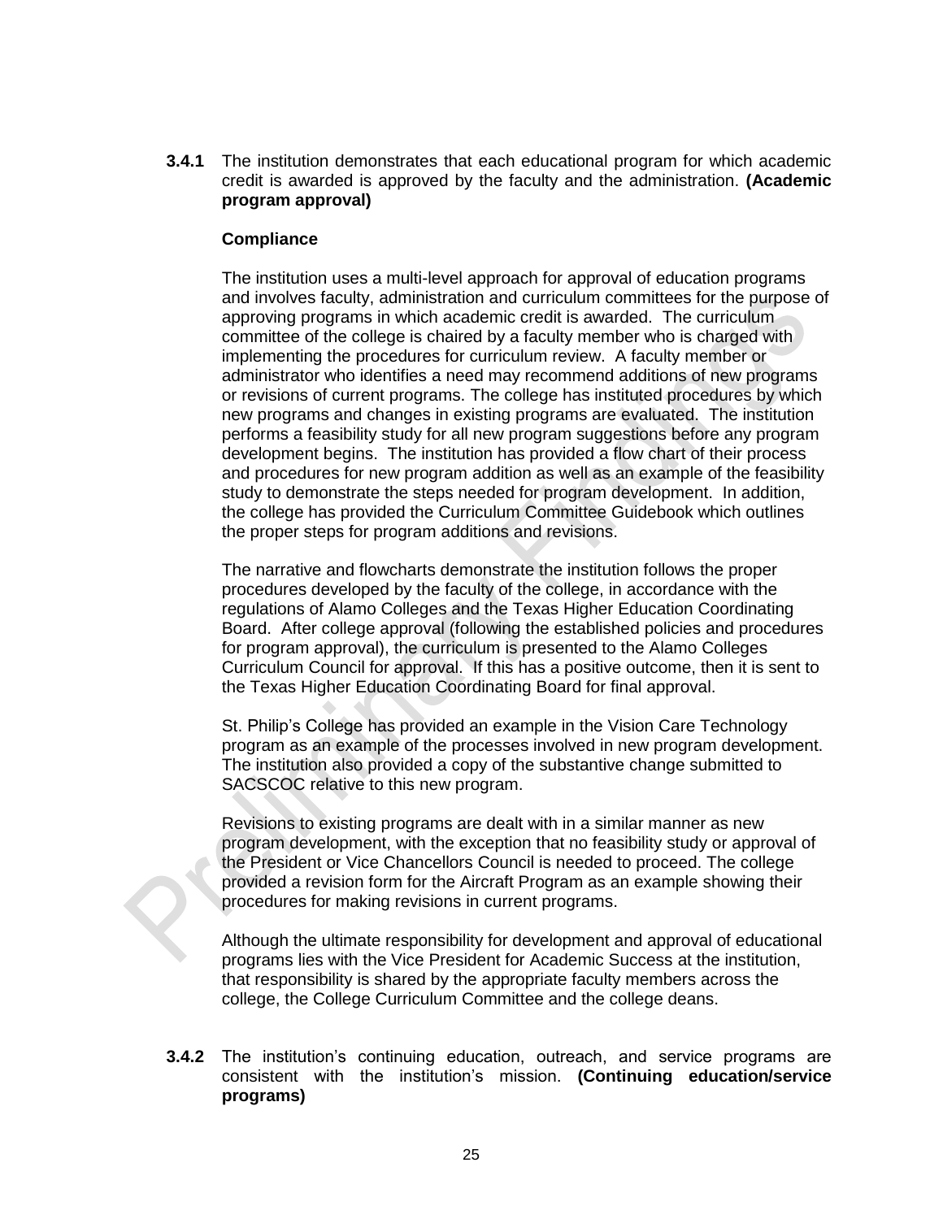**3.4.1** The institution demonstrates that each educational program for which academic credit is awarded is approved by the faculty and the administration. **(Academic program approval)**

**Compliance**

The institution uses a multi-level approach for approval of education programs and involves faculty, administration and curriculum committees for the purpose of approving programs in which academic credit is awarded. The curriculum committee of the college is chaired by a faculty member who is charged with implementing the procedures for curriculum review. A faculty member or administrator who identifies a need may recommend additions of new programs or revisions of current programs. The college has instituted procedures by which new programs and changes in existing programs are evaluated. The institution performs a feasibility study for all new program suggestions before any program development begins. The institution has provided a flow chart of their process and procedures for new program addition as well as an example of the feasibility study to demonstrate the steps needed for program development. In addition, the college has provided the Curriculum Committee Guidebook which outlines the proper steps for program additions and revisions.

The narrative and flowcharts demonstrate the institution follows the proper procedures developed by the faculty of the college, in accordance with the regulations of Alamo Colleges and the Texas Higher Education Coordinating Board. After college approval (following the established policies and procedures for program approval), the curriculum is presented to the Alamo Colleges Curriculum Council for approval. If this has a positive outcome, then it is sent to the Texas Higher Education Coordinating Board for final approval.

St. Philip's College has provided an example in the Vision Care Technology program as an example of the processes involved in new program development. The institution also provided a copy of the substantive change submitted to SACSCOC relative to this new program.

Revisions to existing programs are dealt with in a similar manner as new program development, with the exception that no feasibility study or approval of the President or Vice Chancellors Council is needed to proceed. The college provided a revision form for the Aircraft Program as an example showing their procedures for making revisions in current programs.

Although the ultimate responsibility for development and approval of educational programs lies with the Vice President for Academic Success at the institution, that responsibility is shared by the appropriate faculty members across the college, the College Curriculum Committee and the college deans.

**3.4.2** The institution's continuing education, outreach, and service programs are consistent with the institution's mission. **(Continuing education/service programs)**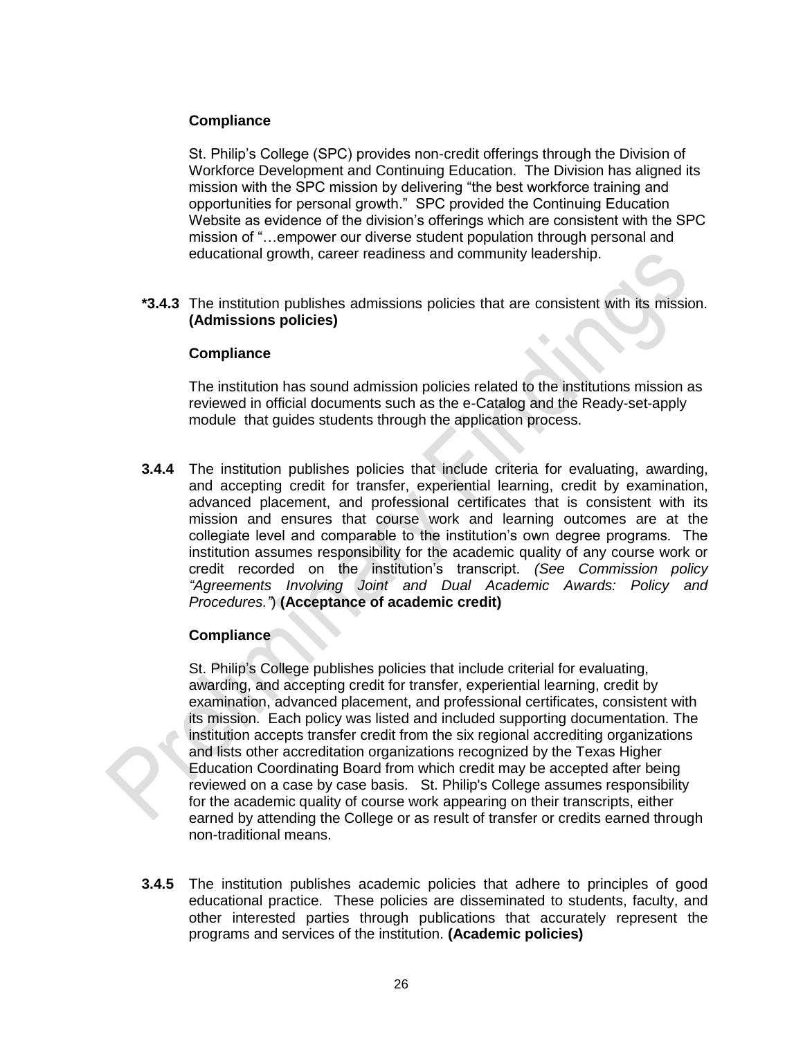**Compliance**

St. Philip's College (SPC) provides non-credit offerings through the Division of Workforce Development and Continuing Education. The Division has aligned its mission with the SPC mission by delivering "the best workforce training and opportunities for personal growth." SPC provided the Continuing Education Website as evidence of the division's offerings which are consistent with the SPC mission of "…empower our diverse student population through personal and educational growth, career readiness and community leadership.

**\*3.4.3** The institution publishes admissions policies that are consistent with its mission. **(Admissions policies)**

**Compliance**

The institution has sound admission policies related to the institutions mission as reviewed in official documents such as the e-Catalog and the Ready-set-apply module that guides students through the application process.

**3.4.4** The institution publishes policies that include criteria for evaluating, awarding, and accepting credit for transfer, experiential learning, credit by examination, advanced placement, and professional certificates that is consistent with its mission and ensures that course work and learning outcomes are at the collegiate level and comparable to the institution's own degree programs. The institution assumes responsibility for the academic quality of any course work or credit recorded on the institution's transcript. *(See Commission policy "Agreements Involving Joint and Dual Academic Awards: Policy and Procedures.")* **(Acceptance of academic credit)**

**Compliance**

St. Philip's College publishes policies that include criterial for evaluating, awarding, and accepting credit for transfer, experiential learning, credit by examination, advanced placement, and professional certificates, consistent with its mission. Each policy was listed and included supporting documentation. The institution accepts transfer credit from the six regional accrediting organizations and lists other accreditation organizations recognized by the Texas Higher Education Coordinating Board from which credit may be accepted after being reviewed on a case by case basis. St. Philip's College assumes responsibility for the academic quality of course work appearing on their transcripts, either earned by attending the College or as result of transfer or credits earned through non-traditional means.

**3.4.5** The institution publishes academic policies that adhere to principles of good educational practice. These policies are disseminated to students, faculty, and other interested parties through publications that accurately represent the programs and services of the institution. **(Academic policies)**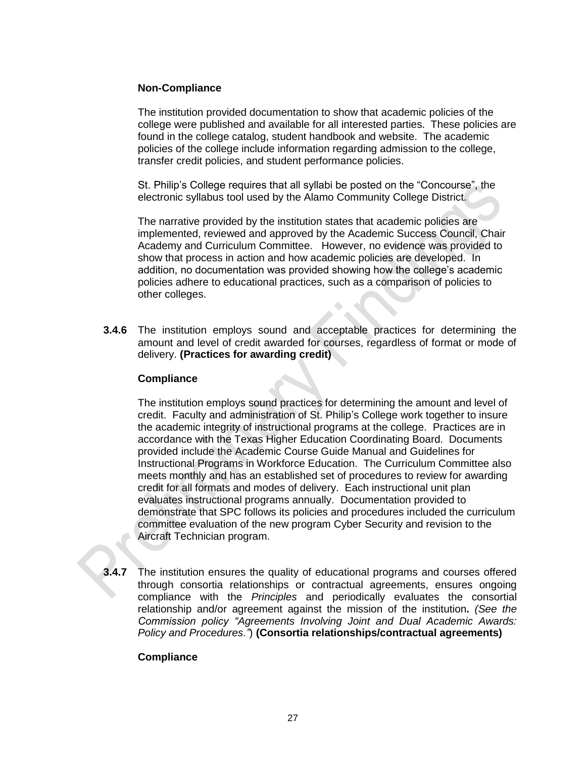**Non-Compliance**

The institution provided documentation to show that academic policies of the college were published and available for all interested parties. These policies are found in the college catalog, student handbook and website. The academic policies of the college include information regarding admission to the college, transfer credit policies, and student performance policies.

St. Philip's College requires that all syllabi be posted on the "Concourse", the electronic syllabus tool used by the Alamo Community College District.

The narrative provided by the institution states that academic policies are implemented, reviewed and approved by the Academic Success Council, Chair Academy and Curriculum Committee. However, no evidence was provided to show that process in action and how academic policies are developed. In addition, no documentation was provided showing how the college's academic policies adhere to educational practices, such as a comparison of policies to other colleges.

**3.4.6** The institution employs sound and acceptable practices for determining the amount and level of credit awarded for courses, regardless of format or mode of delivery. **(Practices for awarding credit)**

**Compliance**

The institution employs sound practices for determining the amount and level of credit. Faculty and administration of St. Philip's College work together to insure the academic integrity of instructional programs at the college. Practices are in accordance with the Texas Higher Education Coordinating Board. Documents provided include the Academic Course Guide Manual and Guidelines for Instructional Programs in Workforce Education. The Curriculum Committee also meets monthly and has an established set of procedures to review for awarding credit for all formats and modes of delivery. Each instructional unit plan evaluates instructional programs annually. Documentation provided to demonstrate that SPC follows its policies and procedures included the curriculum committee evaluation of the new program Cyber Security and revision to the Aircraft Technician program.

**3.4.7** The institution ensures the quality of educational programs and courses offered through consortia relationships or contractual agreements, ensures ongoing compliance with the *Principles* and periodically evaluates the consortial relationship and/or agreement against the mission of the institution**.** *(See the Commission policy "Agreements Involving Joint and Dual Academic Awards: Policy and Procedures.")* **(Consortia relationships/contractual agreements)**

**Compliance**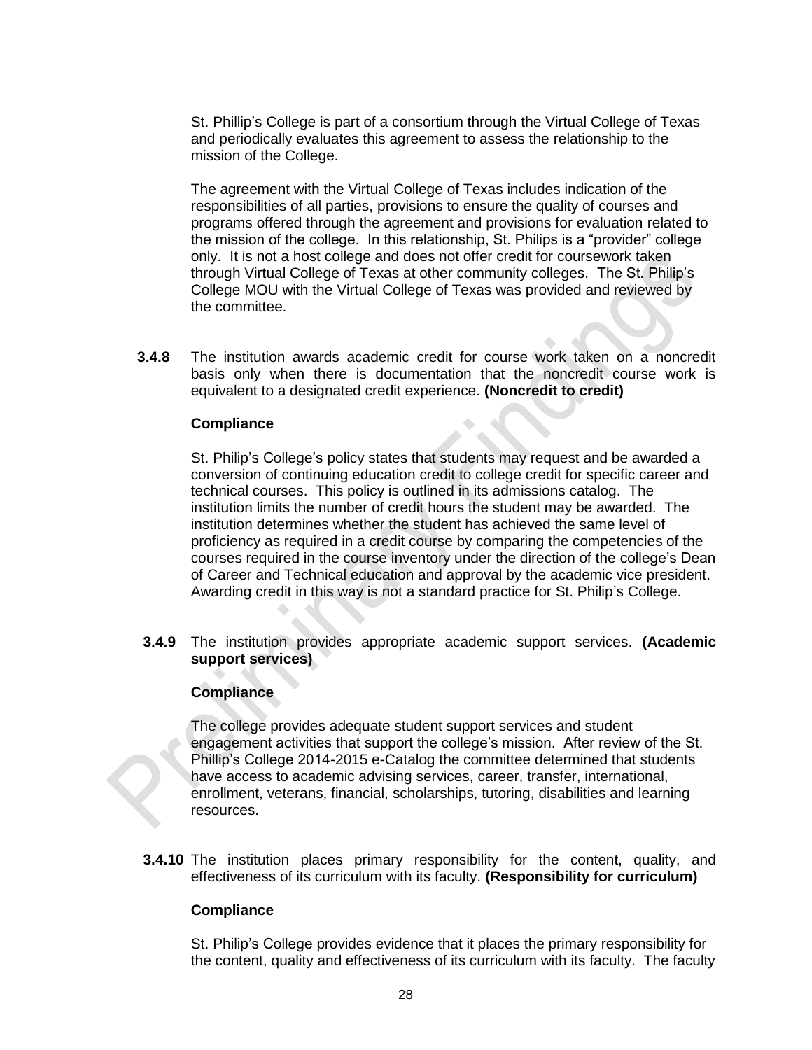St. Phillip's College is part of a consortium through the Virtual College of Texas and periodically evaluates this agreement to assess the relationship to the mission of the College.

The agreement with the Virtual College of Texas includes indication of the responsibilities of all parties, provisions to ensure the quality of courses and programs offered through the agreement and provisions for evaluation related to the mission of the college. In this relationship, St. Philips is a "provider" college only. It is not a host college and does not offer credit for coursework taken through Virtual College of Texas at other community colleges. The St. Philip's College MOU with the Virtual College of Texas was provided and reviewed by the committee.

**3.4.8** The institution awards academic credit for course work taken on a noncredit basis only when there is documentation that the noncredit course work is equivalent to a designated credit experience. **(Noncredit to credit)**

**Compliance**

St. Philip's College's policy states that students may request and be awarded a conversion of continuing education credit to college credit for specific career and technical courses. This policy is outlined in its admissions catalog. The institution limits the number of credit hours the student may be awarded. The institution determines whether the student has achieved the same level of proficiency as required in a credit course by comparing the competencies of the courses required in the course inventory under the direction of the college's Dean of Career and Technical education and approval by the academic vice president. Awarding credit in this way is not a standard practice for St. Philip's College.

**3.4.9** The institution provides appropriate academic support services. **(Academic support services)**

**Compliance**

The college provides adequate student support services and student engagement activities that support the college's mission. After review of the St. Phillip's College 2014-2015 e-Catalog the committee determined that students have access to academic advising services, career, transfer, international, enrollment, veterans, financial, scholarships, tutoring, disabilities and learning resources.

**3.4.10** The institution places primary responsibility for the content, quality, and effectiveness of its curriculum with its faculty. **(Responsibility for curriculum)**

**Compliance**

St. Philip's College provides evidence that it places the primary responsibility for the content, quality and effectiveness of its curriculum with its faculty. The faculty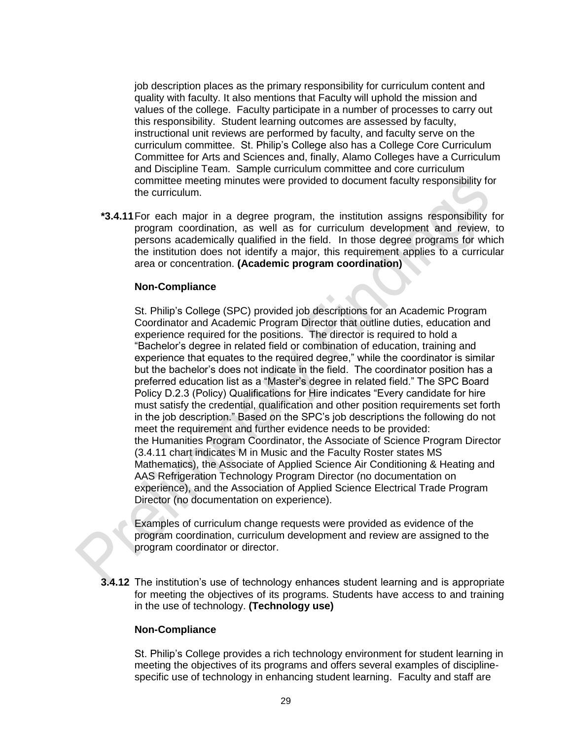job description places as the primary responsibility for curriculum content and quality with faculty. It also mentions that Faculty will uphold the mission and values of the college. Faculty participate in a number of processes to carry out this responsibility. Student learning outcomes are assessed by faculty, instructional unit reviews are performed by faculty, and faculty serve on the curriculum committee. St. Philip's College also has a College Core Curriculum Committee for Arts and Sciences and, finally, Alamo Colleges have a Curriculum and Discipline Team. Sample curriculum committee and core curriculum committee meeting minutes were provided to document faculty responsibility for the curriculum.

**\*3.4.11** For each major in a degree program, the institution assigns responsibility for program coordination, as well as for curriculum development and review, to persons academically qualified in the field. In those degree programs for which the institution does not identify a major, this requirement applies to a curricular area or concentration. **(Academic program coordination)**

**Non-Compliance**

St. Philip's College (SPC) provided job descriptions for an Academic Program Coordinator and Academic Program Director that outline duties, education and experience required for the positions. The director is required to hold a "Bachelor's degree in related field or combination of education, training and experience that equates to the required degree," while the coordinator is similar but the bachelor's does not indicate in the field. The coordinator position has a preferred education list as a "Master's degree in related field." The SPC Board Policy D.2.3 (Policy) Qualifications for Hire indicates "Every candidate for hire must satisfy the credential, qualification and other position requirements set forth in the job description." Based on the SPC's job descriptions the following do not meet the requirement and further evidence needs to be provided: the Humanities Program Coordinator, the Associate of Science Program Director (3.4.11 chart indicates M in Music and the Faculty Roster states MS Mathematics), the Associate of Applied Science Air Conditioning & Heating and AAS Refrigeration Technology Program Director (no documentation on experience), and the Association of Applied Science Electrical Trade Program Director (no documentation on experience).

Examples of curriculum change requests were provided as evidence of the program coordination, curriculum development and review are assigned to the program coordinator or director.

**3.4.12** The institution's use of technology enhances student learning and is appropriate for meeting the objectives of its programs. Students have access to and training in the use of technology. **(Technology use)**

**Non-Compliance**

St. Philip's College provides a rich technology environment for student learning in meeting the objectives of its programs and offers several examples of discipline-specific use of technology in enhancing student learning. Faculty and staff are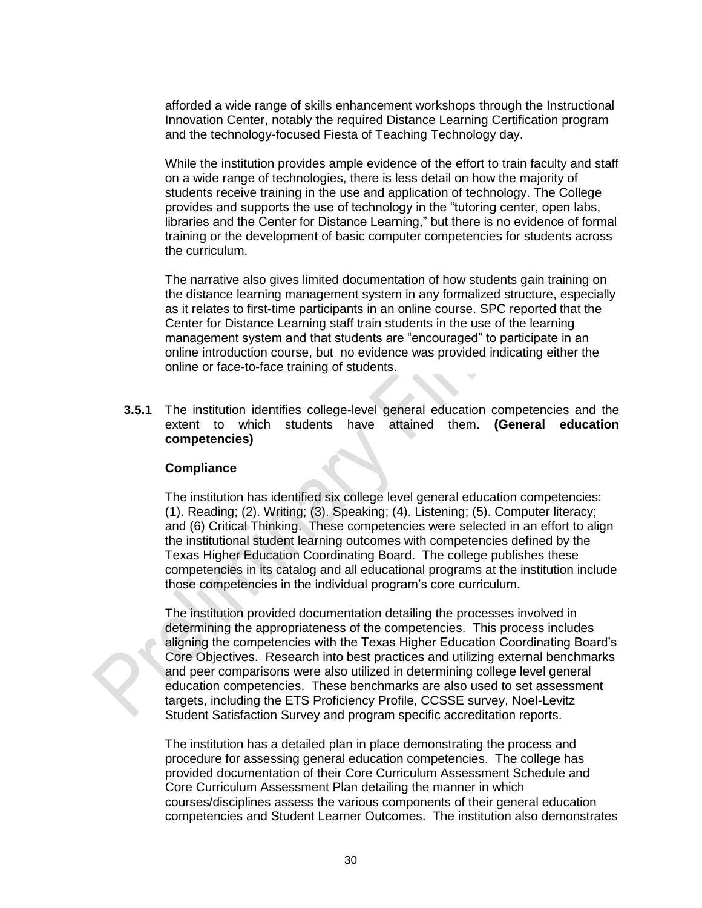afforded a wide range of skills enhancement workshops through the Instructional Innovation Center, notably the required Distance Learning Certification program and the technology-focused Fiesta of Teaching Technology day.

While the institution provides ample evidence of the effort to train faculty and staff on a wide range of technologies, there is less detail on how the majority of students receive training in the use and application of technology. The College provides and supports the use of technology in the "tutoring center, open labs, libraries and the Center for Distance Learning," but there is no evidence of formal training or the development of basic computer competencies for students across the curriculum.

The narrative also gives limited documentation of how students gain training on the distance learning management system in any formalized structure, especially as it relates to first-time participants in an online course. SPC reported that the Center for Distance Learning staff train students in the use of the learning management system and that students are "encouraged" to participate in an online introduction course, but no evidence was provided indicating either the online or face-to-face training of students.

**3.5.1** The institution identifies college-level general education competencies and the extent to which students have attained them. **(General education competencies)**

**Compliance**

The institution has identified six college level general education competencies: (1). Reading; (2). Writing; (3). Speaking; (4). Listening; (5). Computer literacy; and (6) Critical Thinking. These competencies were selected in an effort to align the institutional student learning outcomes with competencies defined by the Texas Higher Education Coordinating Board. The college publishes these competencies in its catalog and all educational programs at the institution include those competencies in the individual program's core curriculum.

The institution provided documentation detailing the processes involved in determining the appropriateness of the competencies. This process includes aligning the competencies with the Texas Higher Education Coordinating Board's Core Objectives. Research into best practices and utilizing external benchmarks and peer comparisons were also utilized in determining college level general education competencies. These benchmarks are also used to set assessment targets, including the ETS Proficiency Profile, CCSSE survey, Noel-Levitz Student Satisfaction Survey and program specific accreditation reports.

The institution has a detailed plan in place demonstrating the process and procedure for assessing general education competencies. The college has provided documentation of their Core Curriculum Assessment Schedule and Core Curriculum Assessment Plan detailing the manner in which courses/disciplines assess the various components of their general education competencies and Student Learner Outcomes. The institution also demonstrates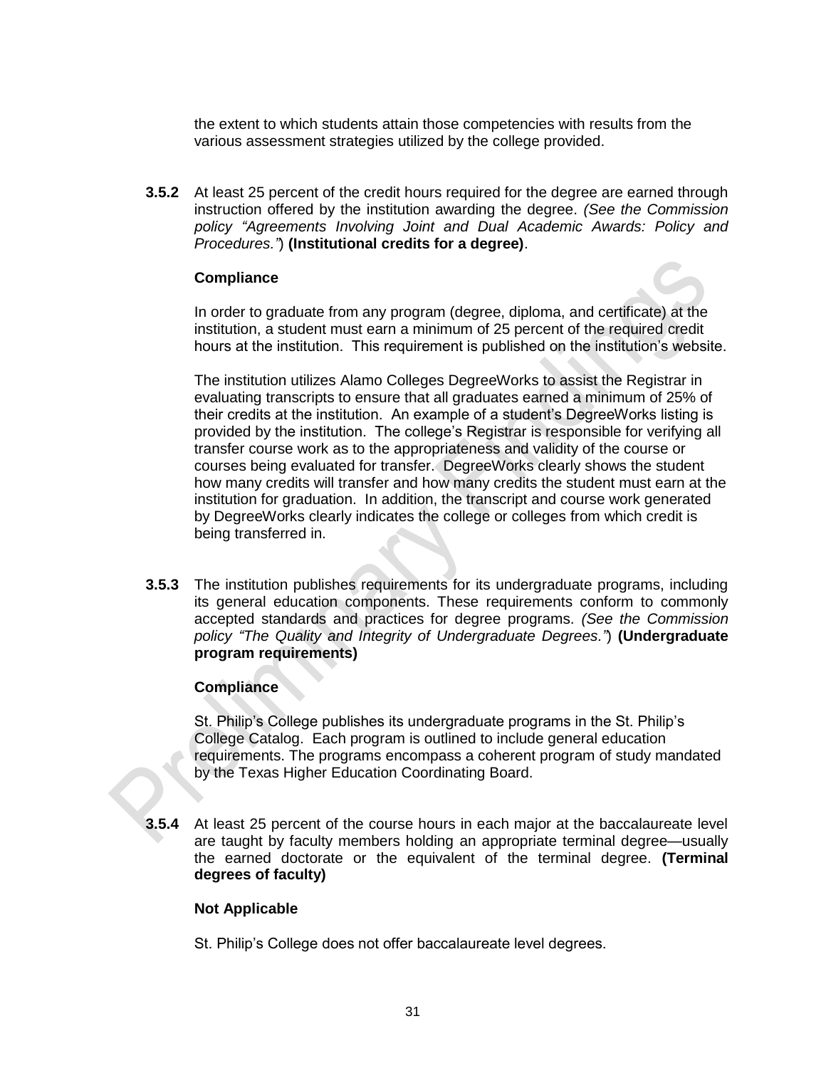the extent to which students attain those competencies with results from the various assessment strategies utilized by the college provided.

**3.5.2** At least 25 percent of the credit hours required for the degree are earned through instruction offered by the institution awarding the degree. *(See the Commission policy "Agreements Involving Joint and Dual Academic Awards: Policy and Procedures."*) **(Institutional credits for a degree)**.

**Compliance**

In order to graduate from any program (degree, diploma, and certificate) at the institution, a student must earn a minimum of 25 percent of the required credit hours at the institution. This requirement is published on the institution's website.

The institution utilizes Alamo Colleges DegreeWorks to assist the Registrar in evaluating transcripts to ensure that all graduates earned a minimum of 25% of their credits at the institution. An example of a student's DegreeWorks listing is provided by the institution. The college's Registrar is responsible for verifying all transfer course work as to the appropriateness and validity of the course or courses being evaluated for transfer. DegreeWorks clearly shows the student how many credits will transfer and how many credits the student must earn at the institution for graduation. In addition, the transcript and course work generated by DegreeWorks clearly indicates the college or colleges from which credit is being transferred in.

**3.5.3** The institution publishes requirements for its undergraduate programs, including its general education components. These requirements conform to commonly accepted standards and practices for degree programs. *(See the Commission policy "The Quality and Integrity of Undergraduate Degrees."*) **(Undergraduate program requirements)**

**Compliance**

St. Philip's College publishes its undergraduate programs in the St. Philip's College Catalog. Each program is outlined to include general education requirements. The programs encompass a coherent program of study mandated by the Texas Higher Education Coordinating Board.

**3.5.4** At least 25 percent of the course hours in each major at the baccalaureate level are taught by faculty members holding an appropriate terminal degree—usually the earned doctorate or the equivalent of the terminal degree. **(Terminal degrees of faculty)**

**Not Applicable**

St. Philip's College does not offer baccalaureate level degrees.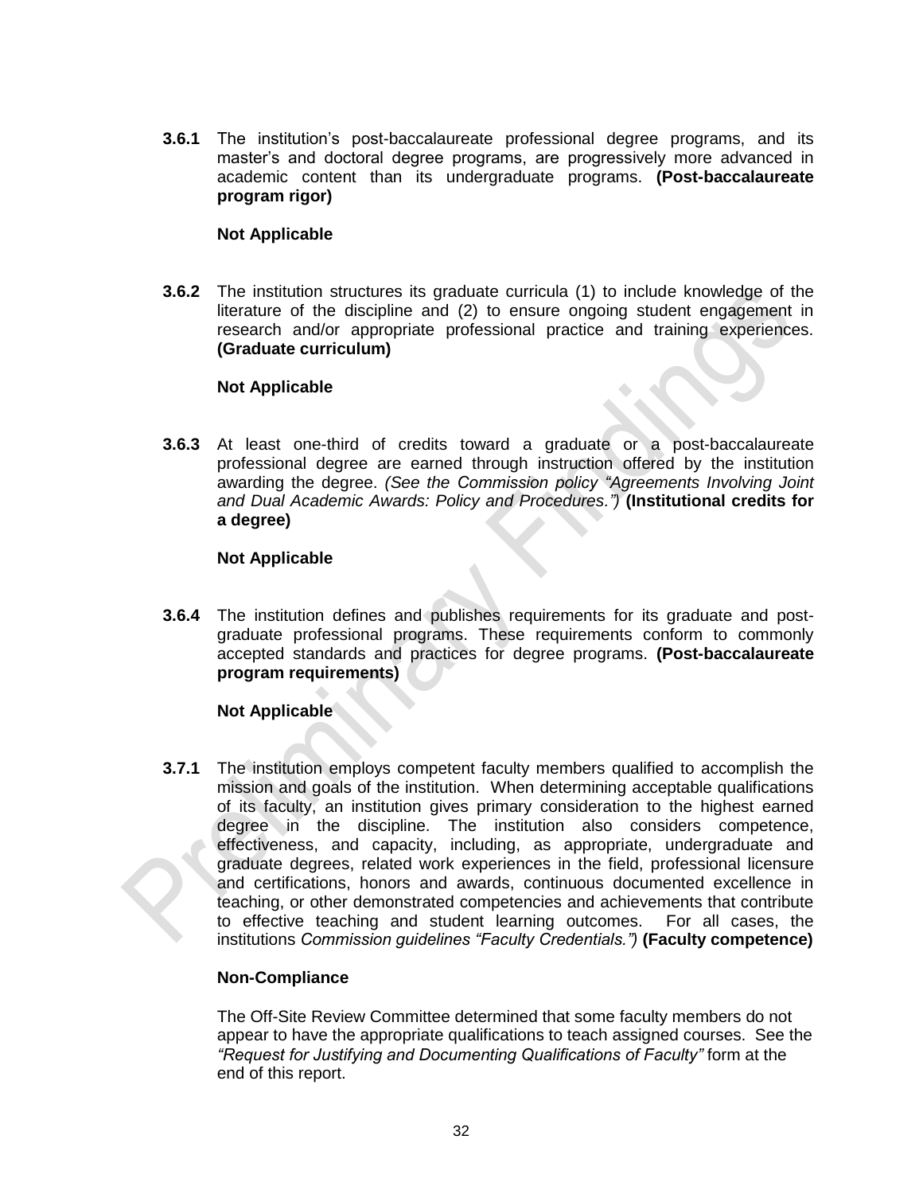**3.6.1** The institution's post-baccalaureate professional degree programs, and its master's and doctoral degree programs, are progressively more advanced in academic content than its undergraduate programs. **(Post-baccalaureate program rigor)**

**Not Applicable**

**3.6.2** The institution structures its graduate curricula (1) to include knowledge of the literature of the discipline and (2) to ensure ongoing student engagement in research and/or appropriate professional practice and training experiences. **(Graduate curriculum)**

**Not Applicable**

**3.6.3** At least one-third of credits toward a graduate or a post-baccalaureate professional degree are earned through instruction offered by the institution awarding the degree. *(See the Commission policy "Agreements Involving Joint and Dual Academic Awards: Policy and Procedures.")* **(Institutional credits for a degree)**

**Not Applicable**

**3.6.4** The institution defines and publishes requirements for its graduate and post-graduate professional programs. These requirements conform to commonly accepted standards and practices for degree programs. **(Post-baccalaureate program requirements)**

**Not Applicable**

**3.7.1** The institution employs competent faculty members qualified to accomplish the mission and goals of the institution. When determining acceptable qualifications of its faculty, an institution gives primary consideration to the highest earned degree in the discipline. The institution also considers competence, effectiveness, and capacity, including, as appropriate, undergraduate and graduate degrees, related work experiences in the field, professional licensure and certifications, honors and awards, continuous documented excellence in teaching, or other demonstrated competencies and achievements that contribute to effective teaching and student learning outcomes. For all cases, the institutions *Commission guidelines "Faculty Credentials.")* **(Faculty competence)**

**Non-Compliance**

The Off-Site Review Committee determined that some faculty members do not appear to have the appropriate qualifications to teach assigned courses. See the *"Request for Justifying and Documenting Qualifications of Faculty"* form at the end of this report.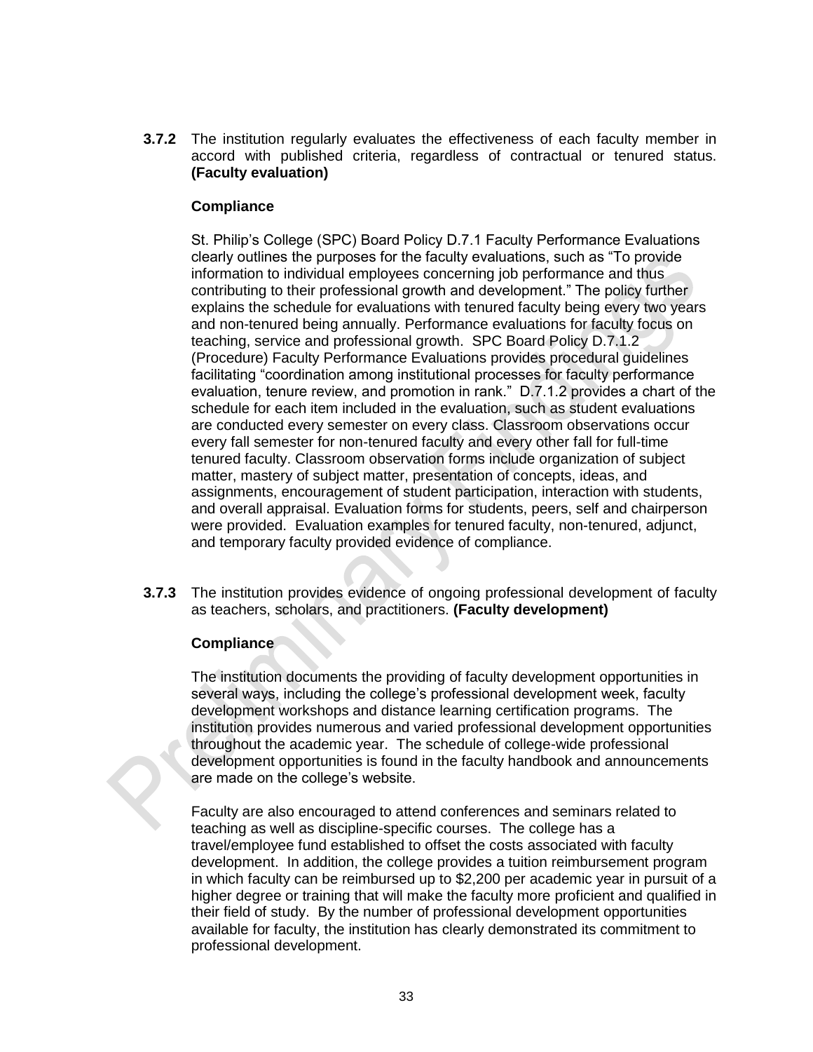**3.7.2** The institution regularly evaluates the effectiveness of each faculty member in accord with published criteria, regardless of contractual or tenured status. **(Faculty evaluation)**

**Compliance**

St. Philip's College (SPC) Board Policy D.7.1 Faculty Performance Evaluations clearly outlines the purposes for the faculty evaluations, such as "To provide information to individual employees concerning job performance and thus contributing to their professional growth and development." The policy further explains the schedule for evaluations with tenured faculty being every two years and non-tenured being annually. Performance evaluations for faculty focus on teaching, service and professional growth. SPC Board Policy D.7.1.2 (Procedure) Faculty Performance Evaluations provides procedural guidelines facilitating "coordination among institutional processes for faculty performance evaluation, tenure review, and promotion in rank." D.7.1.2 provides a chart of the schedule for each item included in the evaluation, such as student evaluations are conducted every semester on every class. Classroom observations occur every fall semester for non-tenured faculty and every other fall for full-time tenured faculty. Classroom observation forms include organization of subject matter, mastery of subject matter, presentation of concepts, ideas, and assignments, encouragement of student participation, interaction with students, and overall appraisal. Evaluation forms for students, peers, self and chairperson were provided. Evaluation examples for tenured faculty, non-tenured, adjunct, and temporary faculty provided evidence of compliance.

**3.7.3** The institution provides evidence of ongoing professional development of faculty as teachers, scholars, and practitioners. **(Faculty development)**

**Compliance**

The institution documents the providing of faculty development opportunities in several ways, including the college's professional development week, faculty development workshops and distance learning certification programs. The institution provides numerous and varied professional development opportunities throughout the academic year. The schedule of college-wide professional development opportunities is found in the faculty handbook and announcements are made on the college's website.

Faculty are also encouraged to attend conferences and seminars related to teaching as well as discipline-specific courses. The college has a travel/employee fund established to offset the costs associated with faculty development. In addition, the college provides a tuition reimbursement program in which faculty can be reimbursed up to $2,200 per academic year in pursuit of a higher degree or training that will make the faculty more proficient and qualified in their field of study. By the number of professional development opportunities available for faculty, the institution has clearly demonstrated its commitment to professional development.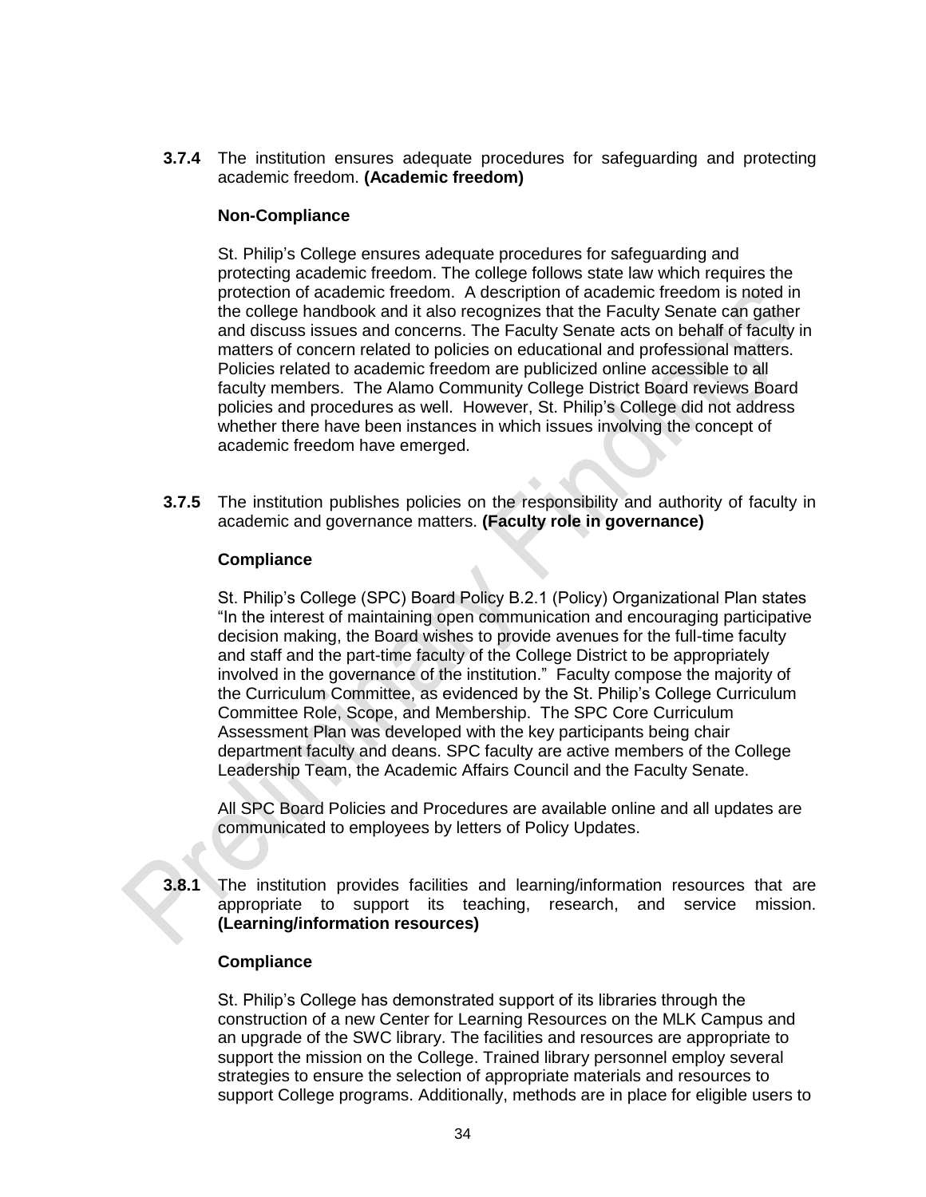**3.7.4** The institution ensures adequate procedures for safeguarding and protecting academic freedom. **(Academic freedom)**

**Non-Compliance**

St. Philip's College ensures adequate procedures for safeguarding and protecting academic freedom. The college follows state law which requires the protection of academic freedom. A description of academic freedom is noted in the college handbook and it also recognizes that the Faculty Senate can gather and discuss issues and concerns. The Faculty Senate acts on behalf of faculty in matters of concern related to policies on educational and professional matters. Policies related to academic freedom are publicized online accessible to all faculty members. The Alamo Community College District Board reviews Board policies and procedures as well. However, St. Philip's College did not address whether there have been instances in which issues involving the concept of academic freedom have emerged.

**3.7.5** The institution publishes policies on the responsibility and authority of faculty in academic and governance matters. **(Faculty role in governance)**

**Compliance**

St. Philip's College (SPC) Board Policy B.2.1 (Policy) Organizational Plan states "In the interest of maintaining open communication and encouraging participative decision making, the Board wishes to provide avenues for the full-time faculty and staff and the part-time faculty of the College District to be appropriately involved in the governance of the institution." Faculty compose the majority of the Curriculum Committee, as evidenced by the St. Philip's College Curriculum Committee Role, Scope, and Membership. The SPC Core Curriculum Assessment Plan was developed with the key participants being chair department faculty and deans. SPC faculty are active members of the College Leadership Team, the Academic Affairs Council and the Faculty Senate.

All SPC Board Policies and Procedures are available online and all updates are communicated to employees by letters of Policy Updates.

**3.8.1** The institution provides facilities and learning/information resources that are appropriate to support its teaching, research, and service mission. **(Learning/information resources)**

**Compliance**

St. Philip's College has demonstrated support of its libraries through the construction of a new Center for Learning Resources on the MLK Campus and an upgrade of the SWC library. The facilities and resources are appropriate to support the mission on the College. Trained library personnel employ several strategies to ensure the selection of appropriate materials and resources to support College programs. Additionally, methods are in place for eligible users to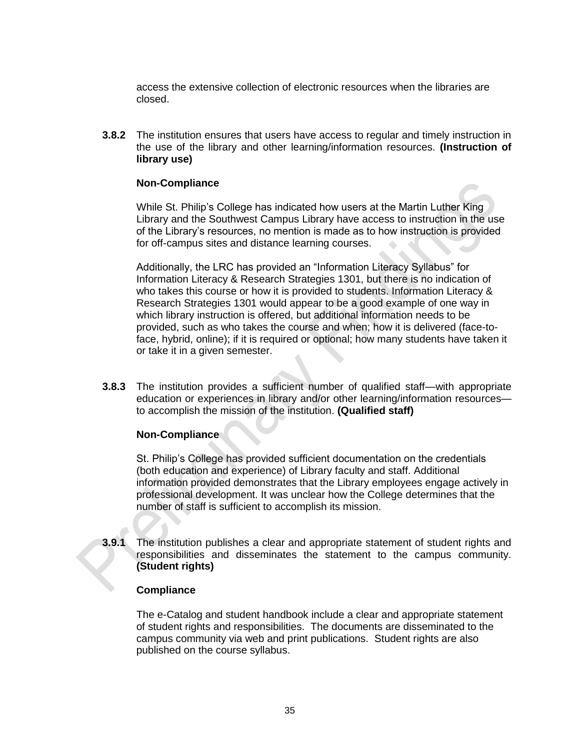access the extensive collection of electronic resources when the libraries are closed.

**3.8.2** The institution ensures that users have access to regular and timely instruction in the use of the library and other learning/information resources. **(Instruction of library use)**

**Non-Compliance**

While St. Philip's College has indicated how users at the Martin Luther King Library and the Southwest Campus Library have access to instruction in the use of the Library's resources, no mention is made as to how instruction is provided for off-campus sites and distance learning courses.

Additionally, the LRC has provided an "Information Literacy Syllabus" for Information Literacy & Research Strategies 1301, but there is no indication of who takes this course or how it is provided to students. Information Literacy & Research Strategies 1301 would appear to be a good example of one way in which library instruction is offered, but additional information needs to be provided, such as who takes the course and when; how it is delivered (face-to-face, hybrid, online); if it is required or optional; how many students have taken it or take it in a given semester.

**3.8.3** The institution provides a sufficient number of qualified staff—with appropriate education or experiences in library and/or other learning/information resources—to accomplish the mission of the institution. **(Qualified staff)**

**Non-Compliance**

St. Philip's College has provided sufficient documentation on the credentials (both education and experience) of Library faculty and staff. Additional information provided demonstrates that the Library employees engage actively in professional development. It was unclear how the College determines that the number of staff is sufficient to accomplish its mission.

**3.9.1** The institution publishes a clear and appropriate statement of student rights and responsibilities and disseminates the statement to the campus community. **(Student rights)**

**Compliance**

The e-Catalog and student handbook include a clear and appropriate statement of student rights and responsibilities. The documents are disseminated to the campus community via web and print publications. Student rights are also published on the course syllabus.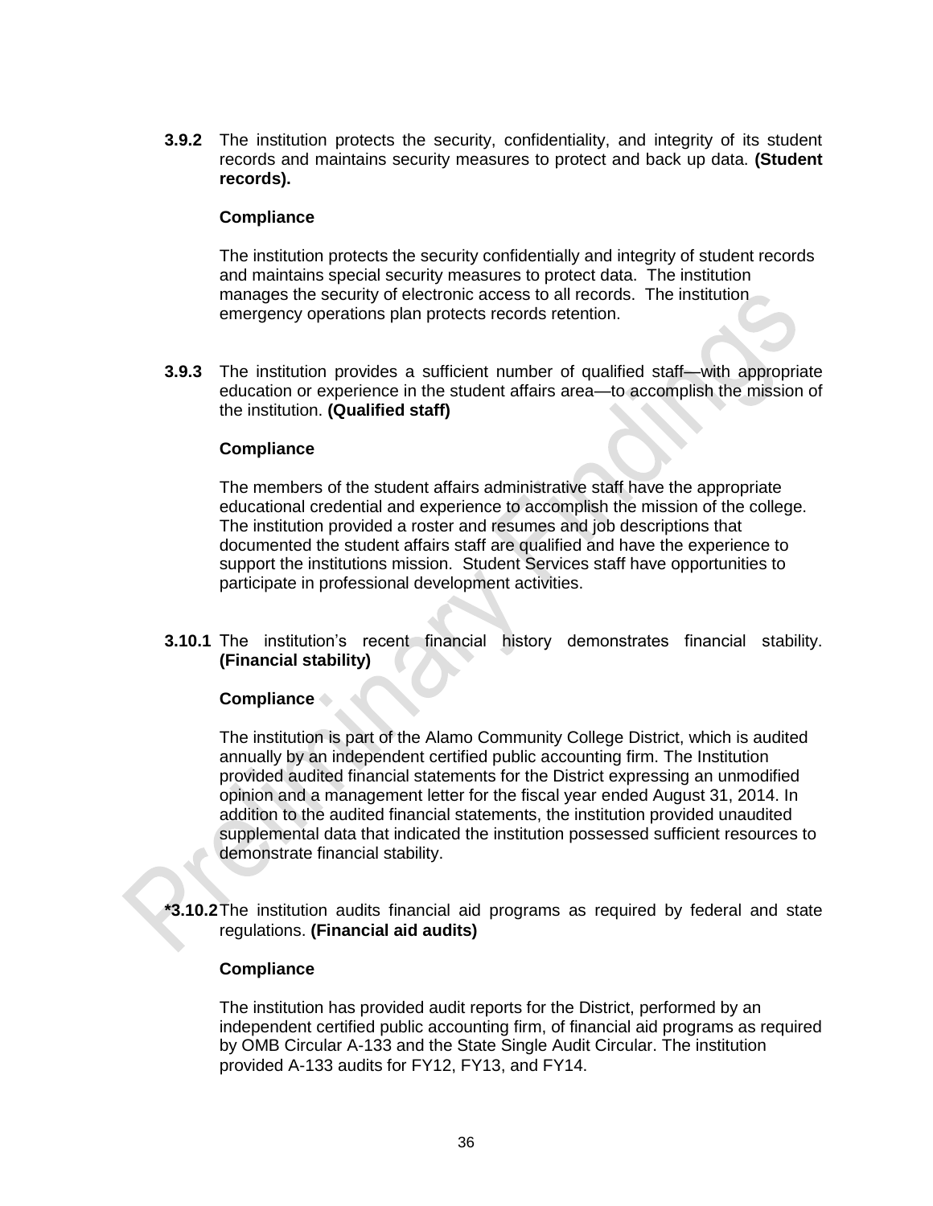**3.9.2** The institution protects the security, confidentiality, and integrity of its student records and maintains security measures to protect and back up data. **(Student records).**

**Compliance**

The institution protects the security confidentially and integrity of student records and maintains special security measures to protect data. The institution manages the security of electronic access to all records. The institution emergency operations plan protects records retention.

**3.9.3** The institution provides a sufficient number of qualified staff—with appropriate education or experience in the student affairs area—to accomplish the mission of the institution. **(Qualified staff)**

**Compliance**

The members of the student affairs administrative staff have the appropriate educational credential and experience to accomplish the mission of the college. The institution provided a roster and resumes and job descriptions that documented the student affairs staff are qualified and have the experience to support the institutions mission. Student Services staff have opportunities to participate in professional development activities.

**3.10.1** The institution's recent financial history demonstrates financial stability. **(Financial stability)**

**Compliance**

The institution is part of the Alamo Community College District, which is audited annually by an independent certified public accounting firm. The Institution provided audited financial statements for the District expressing an unmodified opinion and a management letter for the fiscal year ended August 31, 2014. In addition to the audited financial statements, the institution provided unaudited supplemental data that indicated the institution possessed sufficient resources to demonstrate financial stability.

**\*3.10.2** The institution audits financial aid programs as required by federal and state regulations. **(Financial aid audits)**

**Compliance**

The institution has provided audit reports for the District, performed by an independent certified public accounting firm, of financial aid programs as required by OMB Circular A-133 and the State Single Audit Circular. The institution provided A-133 audits for FY12, FY13, and FY14.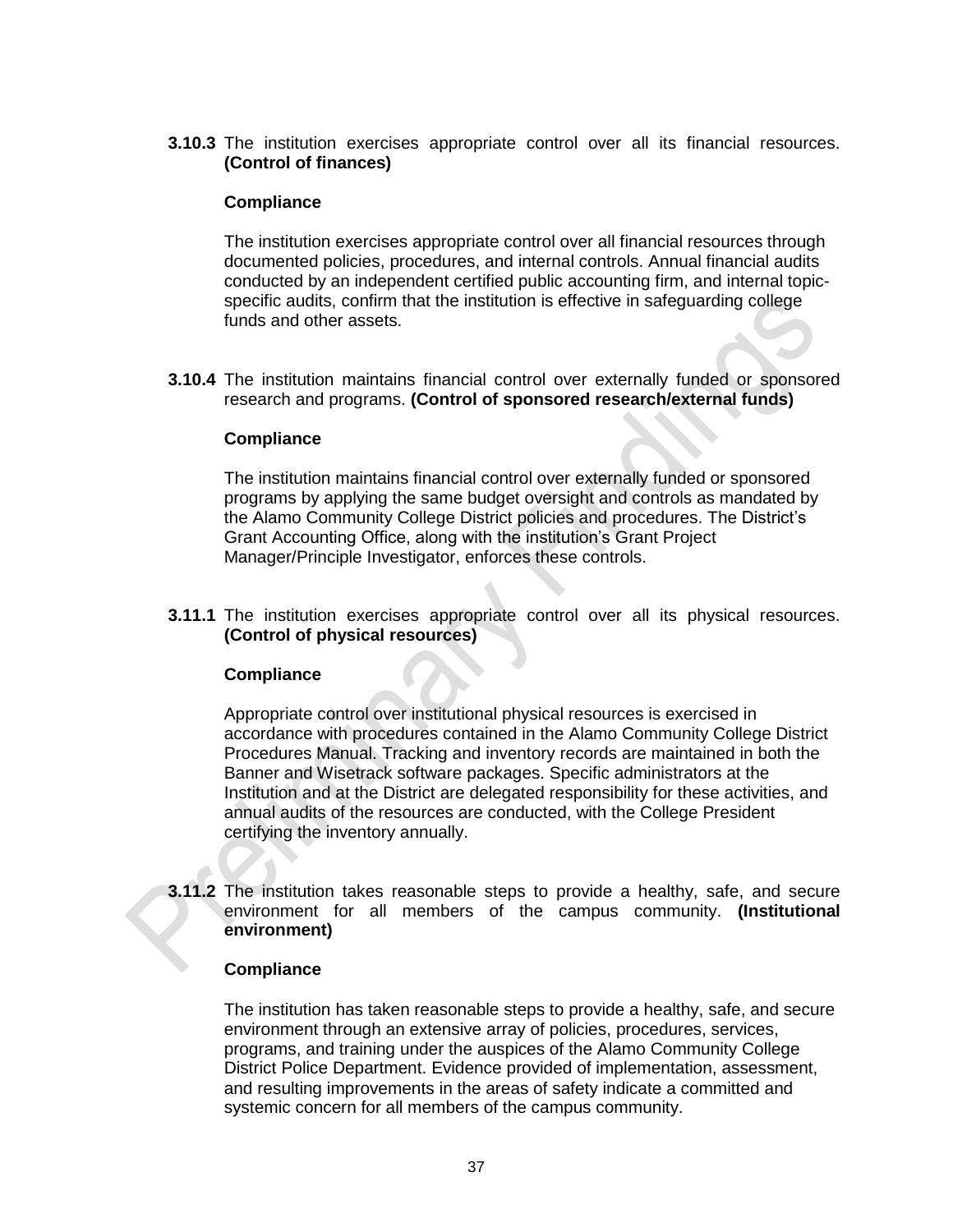**3.10.3** The institution exercises appropriate control over all its financial resources. **(Control of finances)**

**Compliance**

The institution exercises appropriate control over all financial resources through documented policies, procedures, and internal controls. Annual financial audits conducted by an independent certified public accounting firm, and internal topic-specific audits, confirm that the institution is effective in safeguarding college funds and other assets.

**3.10.4** The institution maintains financial control over externally funded or sponsored research and programs. **(Control of sponsored research/external funds)**

**Compliance**

The institution maintains financial control over externally funded or sponsored programs by applying the same budget oversight and controls as mandated by the Alamo Community College District policies and procedures. The District's Grant Accounting Office, along with the institution's Grant Project Manager/Principle Investigator, enforces these controls.

**3.11.1** The institution exercises appropriate control over all its physical resources. **(Control of physical resources)**

**Compliance**

Appropriate control over institutional physical resources is exercised in accordance with procedures contained in the Alamo Community College District Procedures Manual. Tracking and inventory records are maintained in both the Banner and Wisetrack software packages. Specific administrators at the Institution and at the District are delegated responsibility for these activities, and annual audits of the resources are conducted, with the College President certifying the inventory annually.

**3.11.2** The institution takes reasonable steps to provide a healthy, safe, and secure environment for all members of the campus community. **(Institutional environment)**

**Compliance**

The institution has taken reasonable steps to provide a healthy, safe, and secure environment through an extensive array of policies, procedures, services, programs, and training under the auspices of the Alamo Community College District Police Department. Evidence provided of implementation, assessment, and resulting improvements in the areas of safety indicate a committed and systemic concern for all members of the campus community.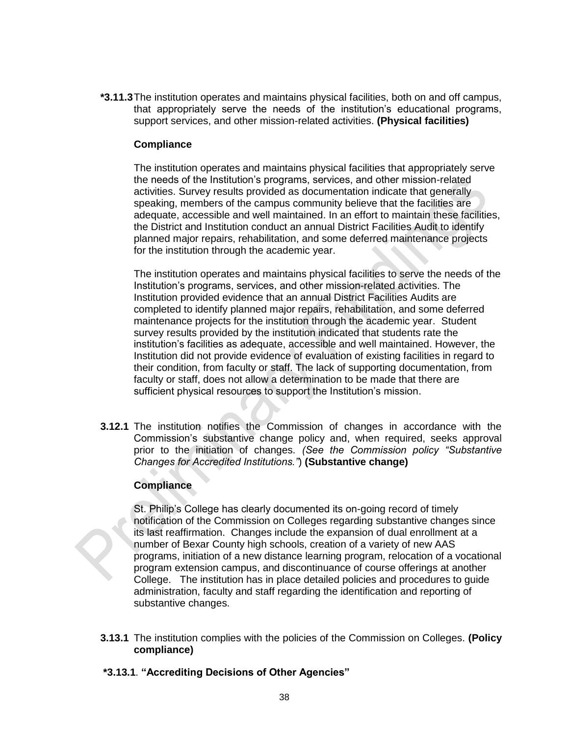**\*3.11.3** The institution operates and maintains physical facilities, both on and off campus, that appropriately serve the needs of the institution's educational programs, support services, and other mission-related activities. **(Physical facilities)**

**Compliance**

The institution operates and maintains physical facilities that appropriately serve the needs of the Institution's programs, services, and other mission-related activities. Survey results provided as documentation indicate that generally speaking, members of the campus community believe that the facilities are adequate, accessible and well maintained. In an effort to maintain these facilities, the District and Institution conduct an annual District Facilities Audit to identify planned major repairs, rehabilitation, and some deferred maintenance projects for the institution through the academic year.

The institution operates and maintains physical facilities to serve the needs of the Institution's programs, services, and other mission-related activities. The Institution provided evidence that an annual District Facilities Audits are completed to identify planned major repairs, rehabilitation, and some deferred maintenance projects for the institution through the academic year. Student survey results provided by the institution indicated that students rate the institution's facilities as adequate, accessible and well maintained. However, the Institution did not provide evidence of evaluation of existing facilities in regard to their condition, from faculty or staff. The lack of supporting documentation, from faculty or staff, does not allow a determination to be made that there are sufficient physical resources to support the Institution's mission.

**3.12.1** The institution notifies the Commission of changes in accordance with the Commission's substantive change policy and, when required, seeks approval prior to the initiation of changes. *(See the Commission policy "Substantive Changes for Accredited Institutions.")* **(Substantive change)**

**Compliance**

St. Philip's College has clearly documented its on-going record of timely notification of the Commission on Colleges regarding substantive changes since its last reaffirmation. Changes include the expansion of dual enrollment at a number of Bexar County high schools, creation of a variety of new AAS programs, initiation of a new distance learning program, relocation of a vocational program extension campus, and discontinuance of course offerings at another College. The institution has in place detailed policies and procedures to guide administration, faculty and staff regarding the identification and reporting of substantive changes.

**3.13.1** The institution complies with the policies of the Commission on Colleges. **(Policy compliance)**

**\*3.13.1**. **"Accrediting Decisions of Other Agencies"**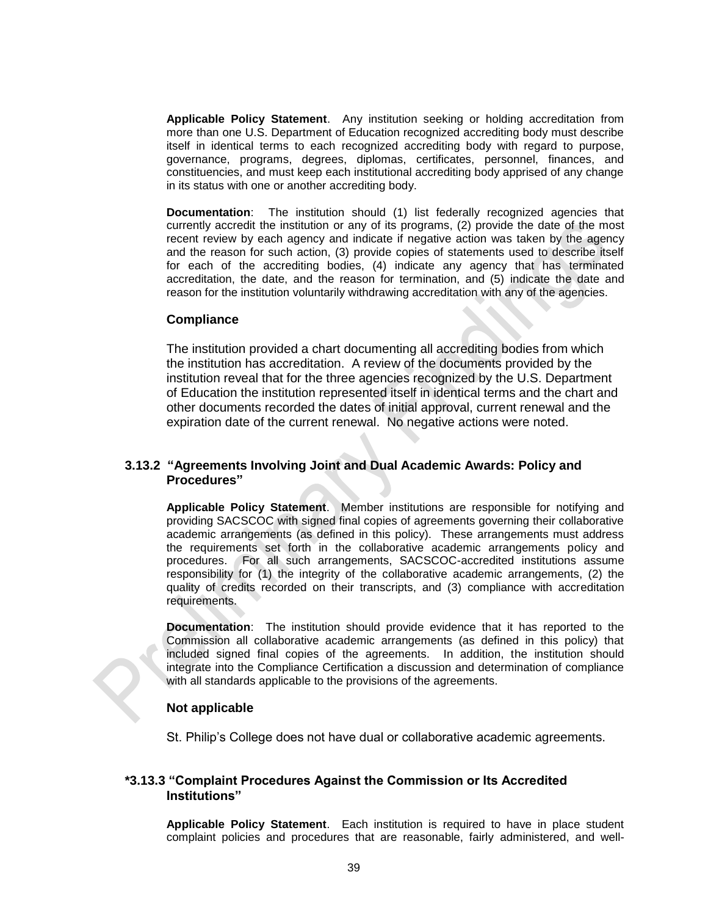**Applicable Policy Statement**. Any institution seeking or holding accreditation from more than one U.S. Department of Education recognized accrediting body must describe itself in identical terms to each recognized accrediting body with regard to purpose, governance, programs, degrees, diplomas, certificates, personnel, finances, and constituencies, and must keep each institutional accrediting body apprised of any change in its status with one or another accrediting body.

**Documentation**: The institution should (1) list federally recognized agencies that currently accredit the institution or any of its programs, (2) provide the date of the most recent review by each agency and indicate if negative action was taken by the agency and the reason for such action, (3) provide copies of statements used to describe itself for each of the accrediting bodies, (4) indicate any agency that has terminated accreditation, the date, and the reason for termination, and (5) indicate the date and reason for the institution voluntarily withdrawing accreditation with any of the agencies.

**Compliance**

The institution provided a chart documenting all accrediting bodies from which the institution has accreditation. A review of the documents provided by the institution reveal that for the three agencies recognized by the U.S. Department of Education the institution represented itself in identical terms and the chart and other documents recorded the dates of initial approval, current renewal and the expiration date of the current renewal. No negative actions were noted.

### 3.13.2 "Agreements Involving Joint and Dual Academic Awards: Policy and Procedures"

**Applicable Policy Statement**. Member institutions are responsible for notifying and providing SACSCOC with signed final copies of agreements governing their collaborative academic arrangements (as defined in this policy). These arrangements must address the requirements set forth in the collaborative academic arrangements policy and procedures. For all such arrangements, SACSCOC-accredited institutions assume responsibility for (1) the integrity of the collaborative academic arrangements, (2) the quality of credits recorded on their transcripts, and (3) compliance with accreditation requirements.

**Documentation**: The institution should provide evidence that it has reported to the Commission all collaborative academic arrangements (as defined in this policy) that included signed final copies of the agreements. In addition, the institution should integrate into the Compliance Certification a discussion and determination of compliance with all standards applicable to the provisions of the agreements.

**Not applicable**

St. Philip's College does not have dual or collaborative academic agreements.

### *3.13.3 "Complaint Procedures Against the Commission or Its Accredited Institutions"

**Applicable Policy Statement**. Each institution is required to have in place student complaint policies and procedures that are reasonable, fairly administered, and well-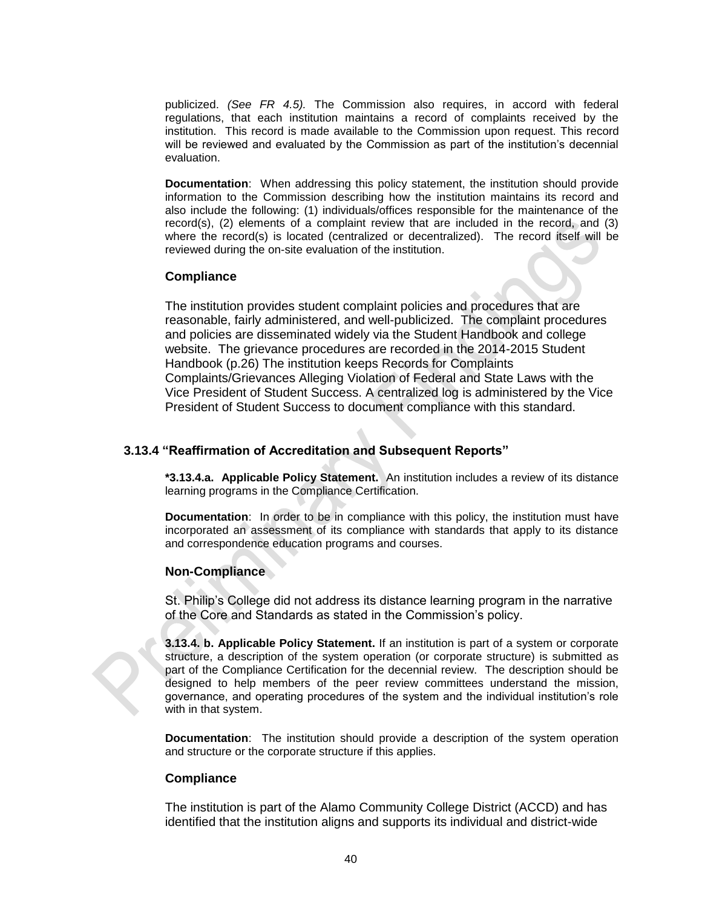publicized. *(See FR 4.5).* The Commission also requires, in accord with federal regulations, that each institution maintains a record of complaints received by the institution. This record is made available to the Commission upon request. This record will be reviewed and evaluated by the Commission as part of the institution's decennial evaluation.

**Documentation**: When addressing this policy statement, the institution should provide information to the Commission describing how the institution maintains its record and also include the following: (1) individuals/offices responsible for the maintenance of the record(s), (2) elements of a complaint review that are included in the record, and (3) where the record(s) is located (centralized or decentralized). The record itself will be reviewed during the on-site evaluation of the institution.

### Compliance

The institution provides student complaint policies and procedures that are reasonable, fairly administered, and well-publicized. The complaint procedures and policies are disseminated widely via the Student Handbook and college website. The grievance procedures are recorded in the 2014-2015 Student Handbook (p.26) The institution keeps Records for Complaints Complaints/Grievances Alleging Violation of Federal and State Laws with the Vice President of Student Success. A centralized log is administered by the Vice President of Student Success to document compliance with this standard.

## 3.13.4 "Reaffirmation of Accreditation and Subsequent Reports"

**\*3.13.4.a. Applicable Policy Statement.** An institution includes a review of its distance learning programs in the Compliance Certification.

**Documentation**: In order to be in compliance with this policy, the institution must have incorporated an assessment of its compliance with standards that apply to its distance and correspondence education programs and courses.

### Non-Compliance

St. Philip's College did not address its distance learning program in the narrative of the Core and Standards as stated in the Commission's policy.

**3.13.4. b. Applicable Policy Statement.** If an institution is part of a system or corporate structure, a description of the system operation (or corporate structure) is submitted as part of the Compliance Certification for the decennial review. The description should be designed to help members of the peer review committees understand the mission, governance, and operating procedures of the system and the individual institution's role with in that system.

**Documentation**: The institution should provide a description of the system operation and structure or the corporate structure if this applies.

### Compliance

The institution is part of the Alamo Community College District (ACCD) and has identified that the institution aligns and supports its individual and district-wide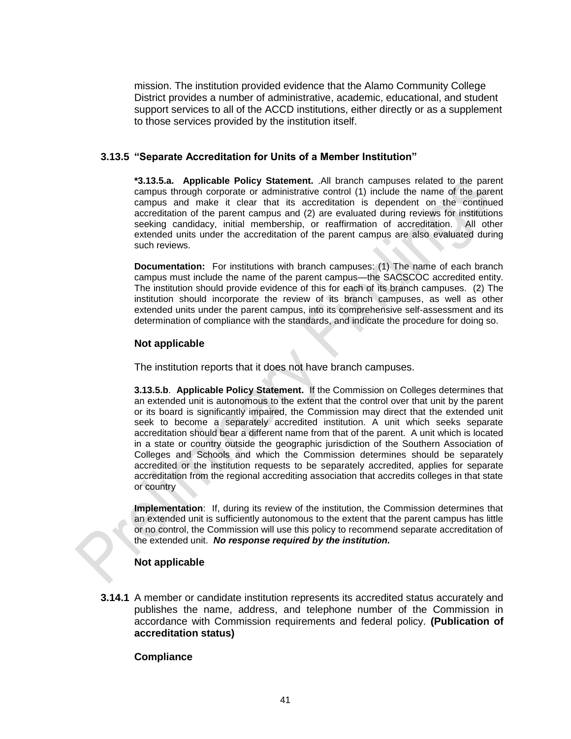mission. The institution provided evidence that the Alamo Community College District provides a number of administrative, academic, educational, and student support services to all of the ACCD institutions, either directly or as a supplement to those services provided by the institution itself.

### 3.13.5 "Separate Accreditation for Units of a Member Institution"

**\*3.13.5.a. Applicable Policy Statement.** .All branch campuses related to the parent campus through corporate or administrative control (1) include the name of the parent campus and make it clear that its accreditation is dependent on the continued accreditation of the parent campus and (2) are evaluated during reviews for institutions seeking candidacy, initial membership, or reaffirmation of accreditation. All other extended units under the accreditation of the parent campus are also evaluated during such reviews.

**Documentation:** For institutions with branch campuses: (1) The name of each branch campus must include the name of the parent campus—the SACSCOC accredited entity. The institution should provide evidence of this for each of its branch campuses. (2) The institution should incorporate the review of its branch campuses, as well as other extended units under the parent campus, into its comprehensive self-assessment and its determination of compliance with the standards, and indicate the procedure for doing so.

**Not applicable**

The institution reports that it does not have branch campuses.

**3.13.5.b**. **Applicable Policy Statement.** If the Commission on Colleges determines that an extended unit is autonomous to the extent that the control over that unit by the parent or its board is significantly impaired, the Commission may direct that the extended unit seek to become a separately accredited institution. A unit which seeks separate accreditation should bear a different name from that of the parent. A unit which is located in a state or country outside the geographic jurisdiction of the Southern Association of Colleges and Schools and which the Commission determines should be separately accredited or the institution requests to be separately accredited, applies for separate accreditation from the regional accrediting association that accredits colleges in that state or country

**Implementation**: If, during its review of the institution, the Commission determines that an extended unit is sufficiently autonomous to the extent that the parent campus has little or no control, the Commission will use this policy to recommend separate accreditation of the extended unit. ***No response required by the institution.***

**Not applicable**

**3.14.1** A member or candidate institution represents its accredited status accurately and publishes the name, address, and telephone number of the Commission in accordance with Commission requirements and federal policy. **(Publication of accreditation status)**

**Compliance**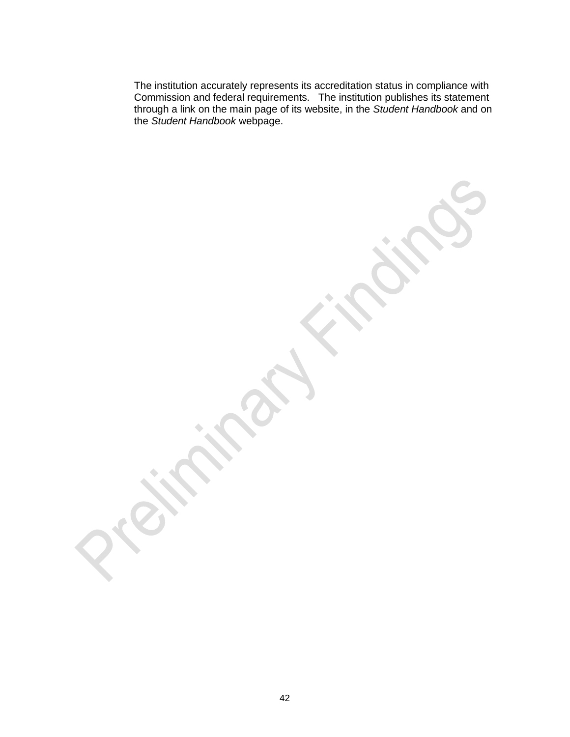The institution accurately represents its accreditation status in compliance with Commission and federal requirements. The institution publishes its statement through a link on the main page of its website, in the *Student Handbook* and on the *Student Handbook* webpage.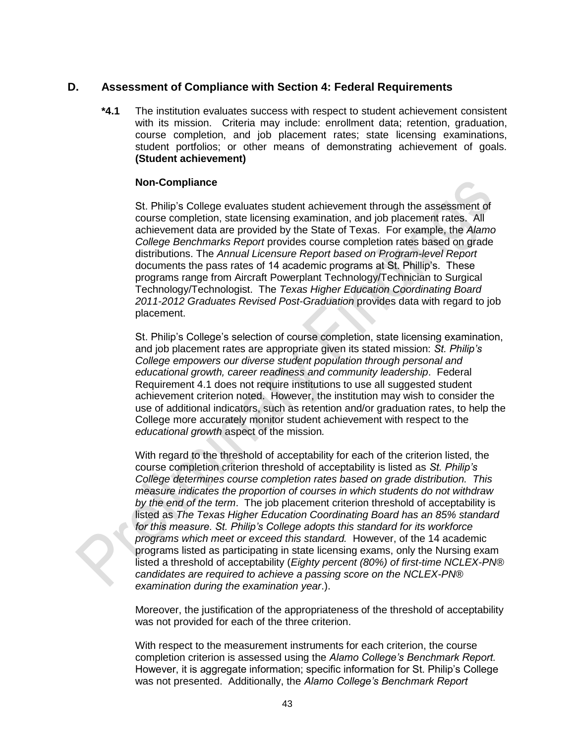## D. Assessment of Compliance with Section 4: Federal Requirements

**\*4.1** The institution evaluates success with respect to student achievement consistent with its mission. Criteria may include: enrollment data; retention, graduation, course completion, and job placement rates; state licensing examinations, student portfolios; or other means of demonstrating achievement of goals. **(Student achievement)**

**Non-Compliance**

St. Philip's College evaluates student achievement through the assessment of course completion, state licensing examination, and job placement rates. All achievement data are provided by the State of Texas. For example, the *Alamo College Benchmarks Report* provides course completion rates based on grade distributions. The *Annual Licensure Report based on Program-level Report* documents the pass rates of 14 academic programs at St. Phillip's. These programs range from Aircraft Powerplant Technology/Technician to Surgical Technology/Technologist. The *Texas Higher Education Coordinating Board 2011-2012 Graduates Revised Post-Graduation* provides data with regard to job placement.

St. Philip's College's selection of course completion, state licensing examination, and job placement rates are appropriate given its stated mission: *St. Philip's College empowers our diverse student population through personal and educational growth, career readiness and community leadership*. Federal Requirement 4.1 does not require institutions to use all suggested student achievement criterion noted. However, the institution may wish to consider the use of additional indicators, such as retention and/or graduation rates, to help the College more accurately monitor student achievement with respect to the *educational growth* aspect of the mission*.*

With regard to the threshold of acceptability for each of the criterion listed, the course completion criterion threshold of acceptability is listed as *St. Philip's College determines course completion rates based on grade distribution. This measure indicates the proportion of courses in which students do not withdraw by the end of the term*. The job placement criterion threshold of acceptability is listed as *The Texas Higher Education Coordinating Board has an 85% standard for this measure. St. Philip's College adopts this standard for its workforce programs which meet or exceed this standard.* However, of the 14 academic programs listed as participating in state licensing exams, only the Nursing exam listed a threshold of acceptability (*Eighty percent (80%) of first-time NCLEX-PN® candidates are required to achieve a passing score on the NCLEX-PN® examination during the examination year*.).

Moreover, the justification of the appropriateness of the threshold of acceptability was not provided for each of the three criterion.

With respect to the measurement instruments for each criterion, the course completion criterion is assessed using the *Alamo College's Benchmark Report.* However, it is aggregate information; specific information for St. Philip's College was not presented. Additionally, the *Alamo College's Benchmark Report*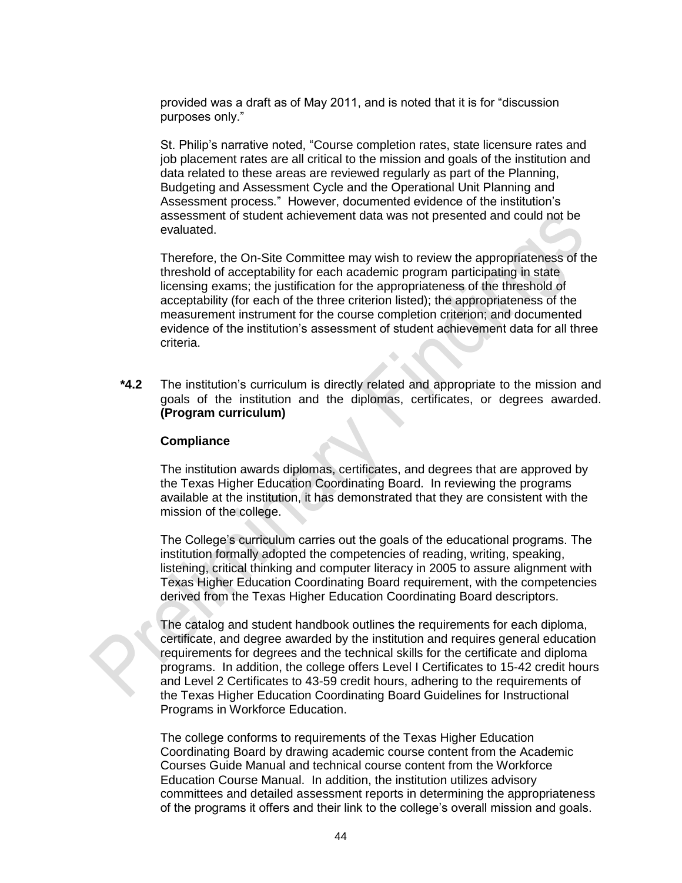provided was a draft as of May 2011, and is noted that it is for "discussion purposes only."

St. Philip's narrative noted, "Course completion rates, state licensure rates and job placement rates are all critical to the mission and goals of the institution and data related to these areas are reviewed regularly as part of the Planning, Budgeting and Assessment Cycle and the Operational Unit Planning and Assessment process." However, documented evidence of the institution's assessment of student achievement data was not presented and could not be evaluated.

Therefore, the On-Site Committee may wish to review the appropriateness of the threshold of acceptability for each academic program participating in state licensing exams; the justification for the appropriateness of the threshold of acceptability (for each of the three criterion listed); the appropriateness of the measurement instrument for the course completion criterion; and documented evidence of the institution's assessment of student achievement data for all three criteria.

**\*4.2** The institution's curriculum is directly related and appropriate to the mission and goals of the institution and the diplomas, certificates, or degrees awarded. **(Program curriculum)**

**Compliance**

The institution awards diplomas, certificates, and degrees that are approved by the Texas Higher Education Coordinating Board. In reviewing the programs available at the institution, it has demonstrated that they are consistent with the mission of the college.

The College's curriculum carries out the goals of the educational programs. The institution formally adopted the competencies of reading, writing, speaking, listening, critical thinking and computer literacy in 2005 to assure alignment with Texas Higher Education Coordinating Board requirement, with the competencies derived from the Texas Higher Education Coordinating Board descriptors.

The catalog and student handbook outlines the requirements for each diploma, certificate, and degree awarded by the institution and requires general education requirements for degrees and the technical skills for the certificate and diploma programs. In addition, the college offers Level I Certificates to 15-42 credit hours and Level 2 Certificates to 43-59 credit hours, adhering to the requirements of the Texas Higher Education Coordinating Board Guidelines for Instructional Programs in Workforce Education.

The college conforms to requirements of the Texas Higher Education Coordinating Board by drawing academic course content from the Academic Courses Guide Manual and technical course content from the Workforce Education Course Manual. In addition, the institution utilizes advisory committees and detailed assessment reports in determining the appropriateness of the programs it offers and their link to the college's overall mission and goals.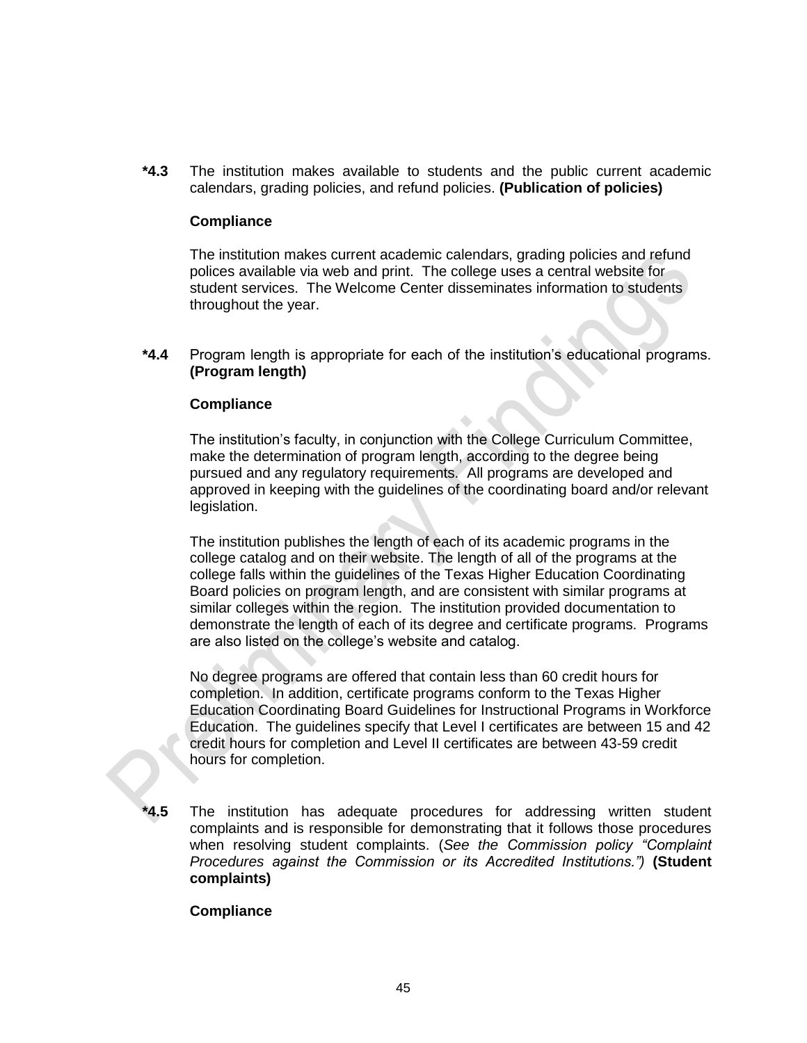**\*4.3** The institution makes available to students and the public current academic calendars, grading policies, and refund policies. **(Publication of policies)**

**Compliance**

The institution makes current academic calendars, grading policies and refund polices available via web and print. The college uses a central website for student services. The Welcome Center disseminates information to students throughout the year.

**\*4.4** Program length is appropriate for each of the institution's educational programs. **(Program length)**

**Compliance**

The institution's faculty, in conjunction with the College Curriculum Committee, make the determination of program length, according to the degree being pursued and any regulatory requirements. All programs are developed and approved in keeping with the guidelines of the coordinating board and/or relevant legislation.

The institution publishes the length of each of its academic programs in the college catalog and on their website. The length of all of the programs at the college falls within the guidelines of the Texas Higher Education Coordinating Board policies on program length, and are consistent with similar programs at similar colleges within the region. The institution provided documentation to demonstrate the length of each of its degree and certificate programs. Programs are also listed on the college's website and catalog.

No degree programs are offered that contain less than 60 credit hours for completion. In addition, certificate programs conform to the Texas Higher Education Coordinating Board Guidelines for Instructional Programs in Workforce Education. The guidelines specify that Level I certificates are between 15 and 42 credit hours for completion and Level II certificates are between 43-59 credit hours for completion.

**\*4.5** The institution has adequate procedures for addressing written student complaints and is responsible for demonstrating that it follows those procedures when resolving student complaints. (*See the Commission policy "Complaint Procedures against the Commission or its Accredited Institutions.")* **(Student complaints)**

**Compliance**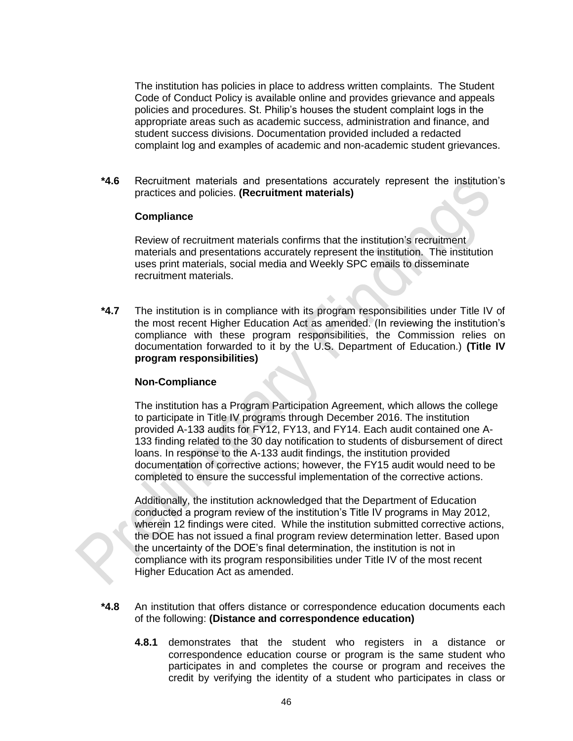The institution has policies in place to address written complaints. The Student Code of Conduct Policy is available online and provides grievance and appeals policies and procedures. St. Philip's houses the student complaint logs in the appropriate areas such as academic success, administration and finance, and student success divisions. Documentation provided included a redacted complaint log and examples of academic and non-academic student grievances.

**\*4.6** Recruitment materials and presentations accurately represent the institution's practices and policies. **(Recruitment materials)**

**Compliance**

Review of recruitment materials confirms that the institution's recruitment materials and presentations accurately represent the institution. The institution uses print materials, social media and Weekly SPC emails to disseminate recruitment materials.

**\*4.7** The institution is in compliance with its program responsibilities under Title IV of the most recent Higher Education Act as amended. (In reviewing the institution's compliance with these program responsibilities, the Commission relies on documentation forwarded to it by the U.S. Department of Education.) **(Title IV program responsibilities)**

**Non-Compliance**

The institution has a Program Participation Agreement, which allows the college to participate in Title IV programs through December 2016. The institution provided A-133 audits for FY12, FY13, and FY14. Each audit contained one A-133 finding related to the 30 day notification to students of disbursement of direct loans. In response to the A-133 audit findings, the institution provided documentation of corrective actions; however, the FY15 audit would need to be completed to ensure the successful implementation of the corrective actions.

Additionally, the institution acknowledged that the Department of Education conducted a program review of the institution's Title IV programs in May 2012, wherein 12 findings were cited. While the institution submitted corrective actions, the DOE has not issued a final program review determination letter. Based upon the uncertainty of the DOE's final determination, the institution is not in compliance with its program responsibilities under Title IV of the most recent Higher Education Act as amended.

**\*4.8** An institution that offers distance or correspondence education documents each of the following: **(Distance and correspondence education)**

**4.8.1** demonstrates that the student who registers in a distance or correspondence education course or program is the same student who participates in and completes the course or program and receives the credit by verifying the identity of a student who participates in class or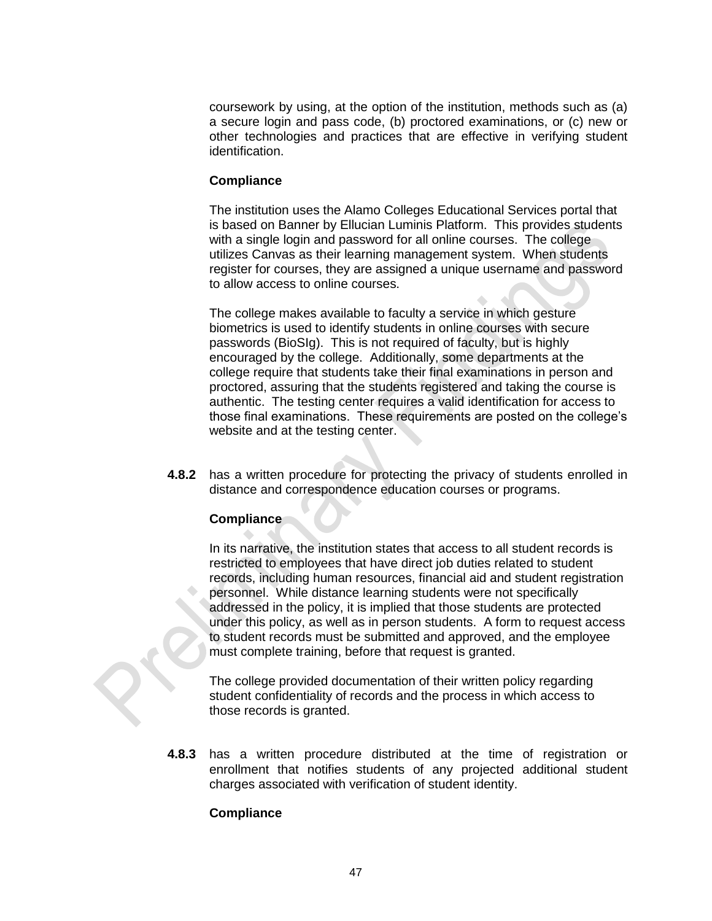coursework by using, at the option of the institution, methods such as (a) a secure login and pass code, (b) proctored examinations, or (c) new or other technologies and practices that are effective in verifying student identification.

**Compliance**

The institution uses the Alamo Colleges Educational Services portal that is based on Banner by Ellucian Luminis Platform. This provides students with a single login and password for all online courses. The college utilizes Canvas as their learning management system. When students register for courses, they are assigned a unique username and password to allow access to online courses.

The college makes available to faculty a service in which gesture biometrics is used to identify students in online courses with secure passwords (BioSIg). This is not required of faculty, but is highly encouraged by the college. Additionally, some departments at the college require that students take their final examinations in person and proctored, assuring that the students registered and taking the course is authentic. The testing center requires a valid identification for access to those final examinations. These requirements are posted on the college's website and at the testing center.

**4.8.2** has a written procedure for protecting the privacy of students enrolled in distance and correspondence education courses or programs.

**Compliance**

In its narrative, the institution states that access to all student records is restricted to employees that have direct job duties related to student records, including human resources, financial aid and student registration personnel. While distance learning students were not specifically addressed in the policy, it is implied that those students are protected under this policy, as well as in person students. A form to request access to student records must be submitted and approved, and the employee must complete training, before that request is granted.

The college provided documentation of their written policy regarding student confidentiality of records and the process in which access to those records is granted.

**4.8.3** has a written procedure distributed at the time of registration or enrollment that notifies students of any projected additional student charges associated with verification of student identity.

**Compliance**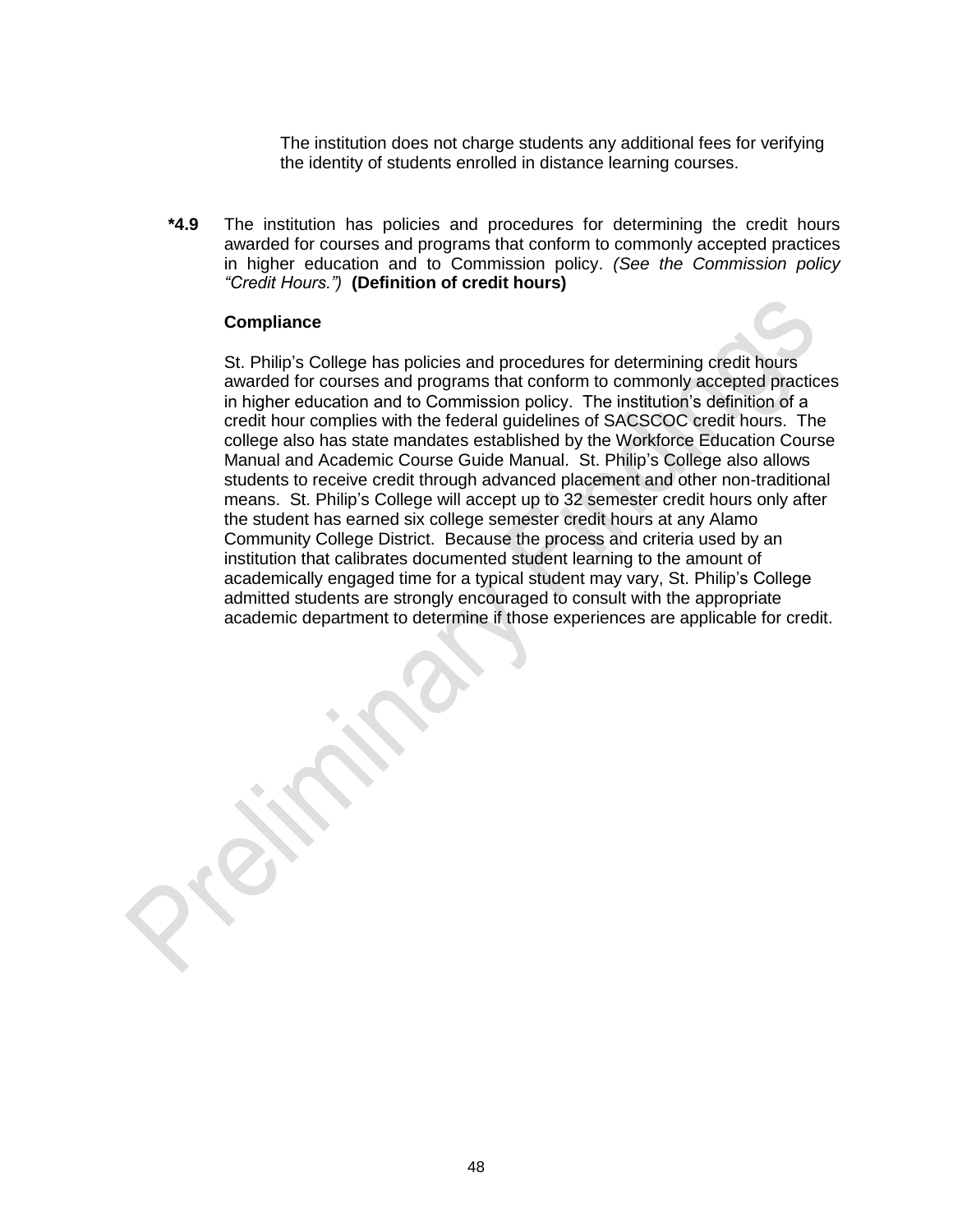The institution does not charge students any additional fees for verifying the identity of students enrolled in distance learning courses.

**\*4.9** The institution has policies and procedures for determining the credit hours awarded for courses and programs that conform to commonly accepted practices in higher education and to Commission policy. *(See the Commission policy "Credit Hours.")* **(Definition of credit hours)**

**Compliance**

St. Philip's College has policies and procedures for determining credit hours awarded for courses and programs that conform to commonly accepted practices in higher education and to Commission policy. The institution's definition of a credit hour complies with the federal guidelines of SACSCOC credit hours. The college also has state mandates established by the Workforce Education Course Manual and Academic Course Guide Manual. St. Philip's College also allows students to receive credit through advanced placement and other non-traditional means. St. Philip's College will accept up to 32 semester credit hours only after the student has earned six college semester credit hours at any Alamo Community College District. Because the process and criteria used by an institution that calibrates documented student learning to the amount of academically engaged time for a typical student may vary, St. Philip's College admitted students are strongly encouraged to consult with the appropriate academic department to determine if those experiences are applicable for credit.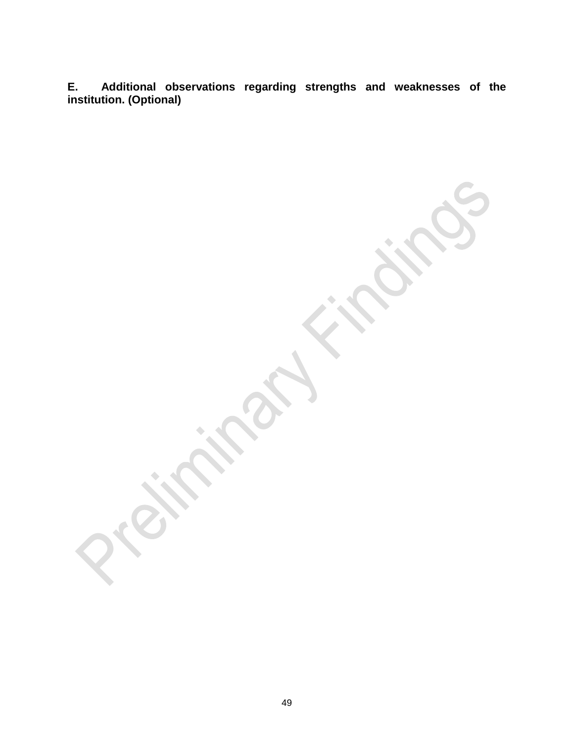**E. Additional observations regarding strengths and weaknesses of the institution. (Optional)**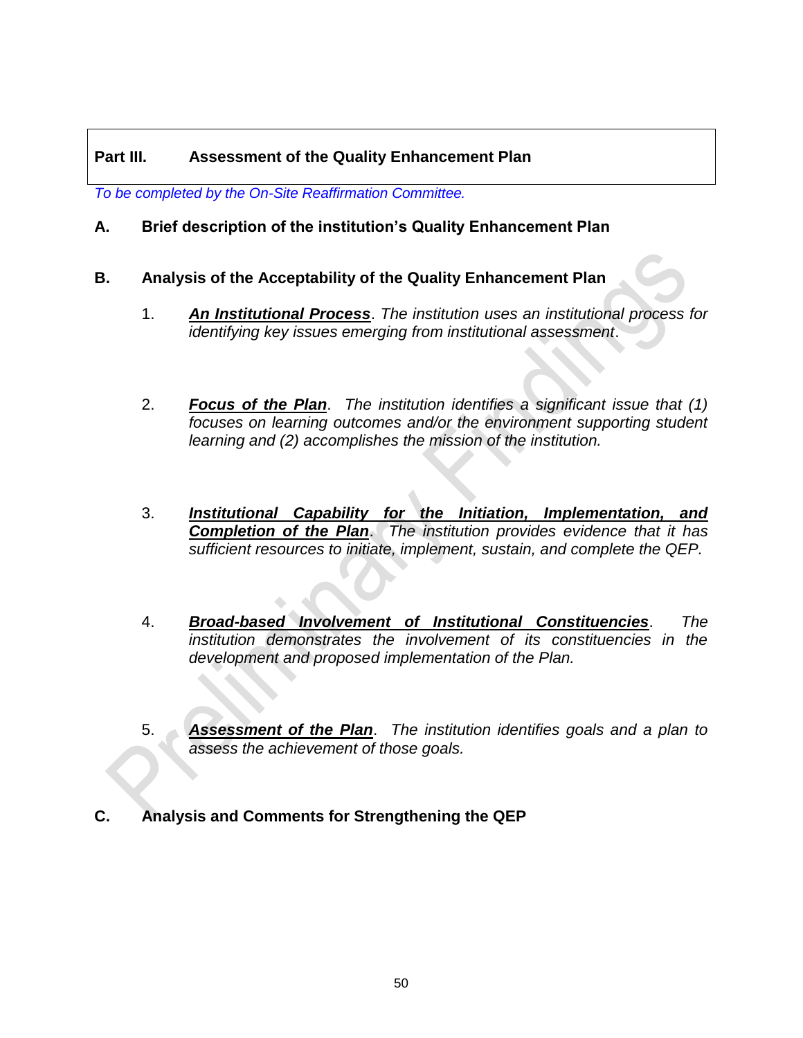## Part III. Assessment of the Quality Enhancement Plan

*To be completed by the On-Site Reaffirmation Committee.*

### A. Brief description of the institution's Quality Enhancement Plan

### B. Analysis of the Acceptability of the Quality Enhancement Plan

1. ***An Institutional Process***. *The institution uses an institutional process for identifying key issues emerging from institutional assessment*.

2. ***Focus of the Plan***. *The institution identifies a significant issue that (1) focuses on learning outcomes and/or the environment supporting student learning and (2) accomplishes the mission of the institution.*

3. ***Institutional Capability for the Initiation, Implementation, and Completion of the Plan***. *The institution provides evidence that it has sufficient resources to initiate, implement, sustain, and complete the QEP.*

4. ***Broad-based Involvement of Institutional Constituencies***. *The institution demonstrates the involvement of its constituencies in the development and proposed implementation of the Plan.*

5. ***Assessment of the Plan***. *The institution identifies goals and a plan to assess the achievement of those goals.*

### C. Analysis and Comments for Strengthening the QEP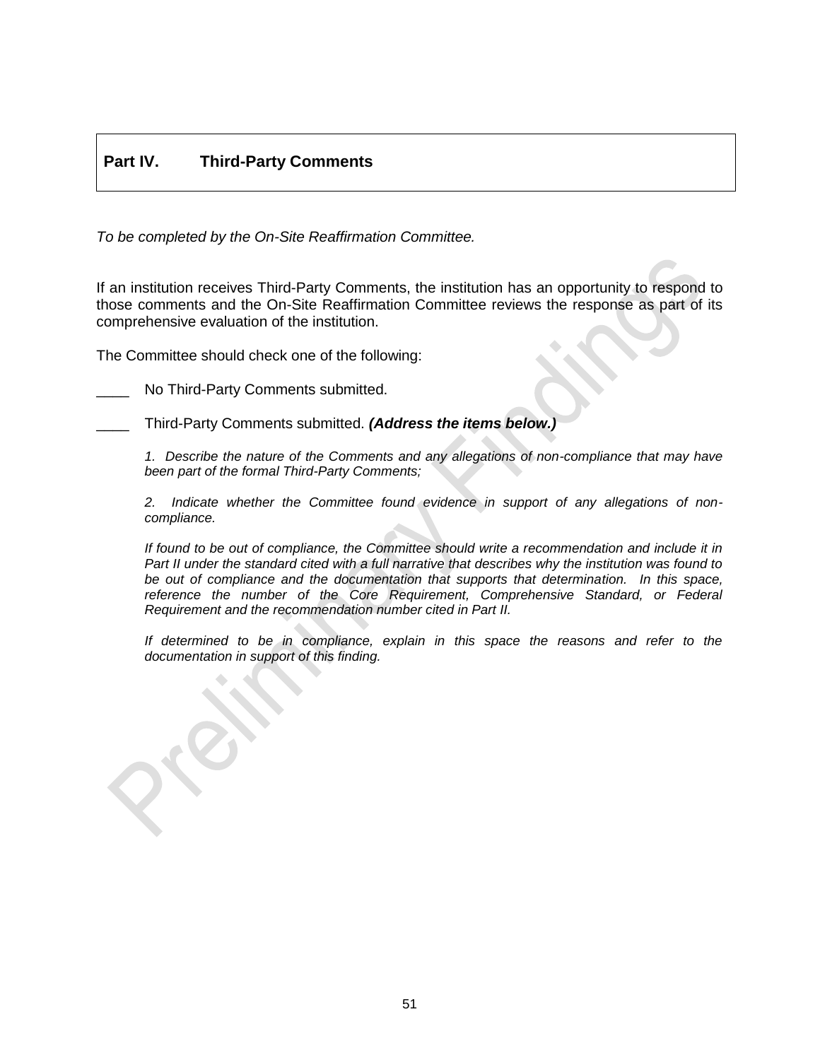## Part IV. Third-Party Comments

*To be completed by the On-Site Reaffirmation Committee.*

If an institution receives Third-Party Comments, the institution has an opportunity to respond to those comments and the On-Site Reaffirmation Committee reviews the response as part of its comprehensive evaluation of the institution.

The Committee should check one of the following:

____ No Third-Party Comments submitted.

____ Third-Party Comments submitted. ***(Address the items below.)***

> *1. Describe the nature of the Comments and any allegations of non-compliance that may have been part of the formal Third-Party Comments;*
>
> *2. Indicate whether the Committee found evidence in support of any allegations of non-compliance.*
>
> *If found to be out of compliance, the Committee should write a recommendation and include it in Part II under the standard cited with a full narrative that describes why the institution was found to be out of compliance and the documentation that supports that determination. In this space, reference the number of the Core Requirement, Comprehensive Standard, or Federal Requirement and the recommendation number cited in Part II.*
>
> *If determined to be in compliance, explain in this space the reasons and refer to the documentation in support of this finding.*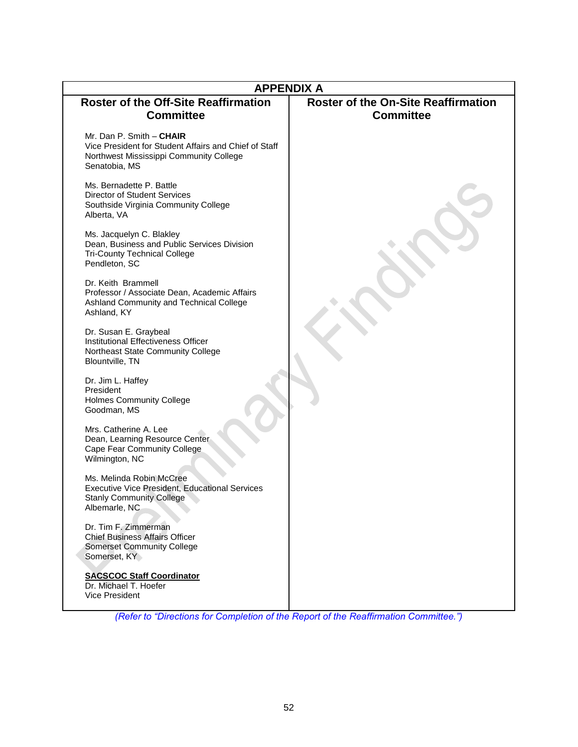## APPENDIX A

| Roster of the Off-Site Reaffirmation Committee | Roster of the On-Site Reaffirmation Committee |
|---|---|
| Mr. Dan P. Smith – **CHAIR**<br>Vice President for Student Affairs and Chief of Staff<br>Northwest Mississippi Community College<br>Senatobia, MS<br><br>Ms. Bernadette P. Battle<br>Director of Student Services<br>Southside Virginia Community College<br>Alberta, VA<br><br>Ms. Jacquelyn C. Blakley<br>Dean, Business and Public Services Division<br>Tri-County Technical College<br>Pendleton, SC<br><br>Dr. Keith Brammell<br>Professor / Associate Dean, Academic Affairs<br>Ashland Community and Technical College<br>Ashland, KY<br><br>Dr. Susan E. Graybeal<br>Institutional Effectiveness Officer<br>Northeast State Community College<br>Blountville, TN<br><br>Dr. Jim L. Haffey<br>President<br>Holmes Community College<br>Goodman, MS<br><br>Mrs. Catherine A. Lee<br>Dean, Learning Resource Center<br>Cape Fear Community College<br>Wilmington, NC<br><br>Ms. Melinda Robin McCree<br>Executive Vice President, Educational Services<br>Stanly Community College<br>Albemarle, NC<br><br>Dr. Tim F. Zimmerman<br>Chief Business Affairs Officer<br>Somerset Community College<br>Somerset, KY<br><br>**SACSCOC Staff Coordinator**<br>Dr. Michael T. Hoefer<br>Vice President | |

*(Refer to "Directions for Completion of the Report of the Reaffirmation Committee.")*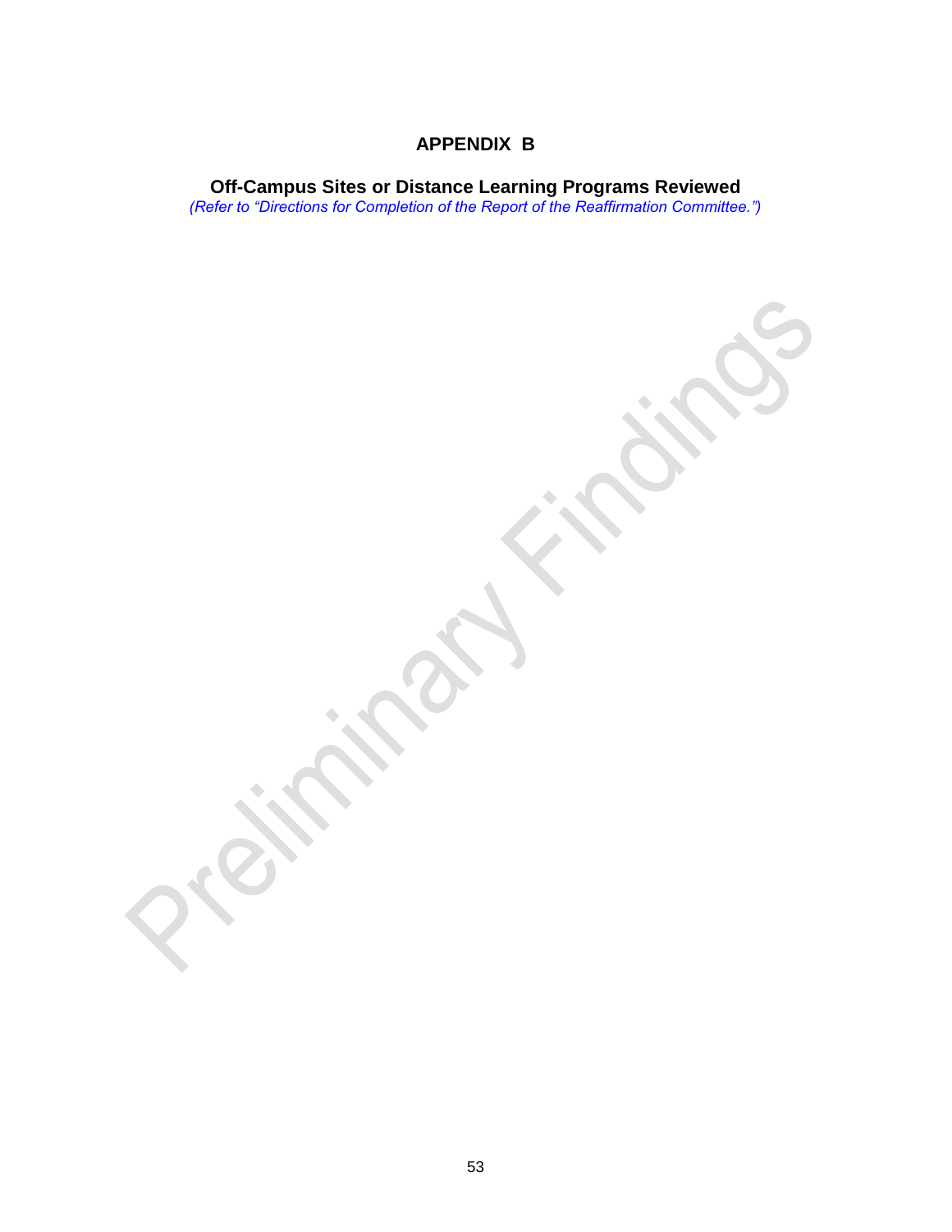# APPENDIX B

## Off-Campus Sites or Distance Learning Programs Reviewed

*(Refer to "Directions for Completion of the Report of the Reaffirmation Committee.")*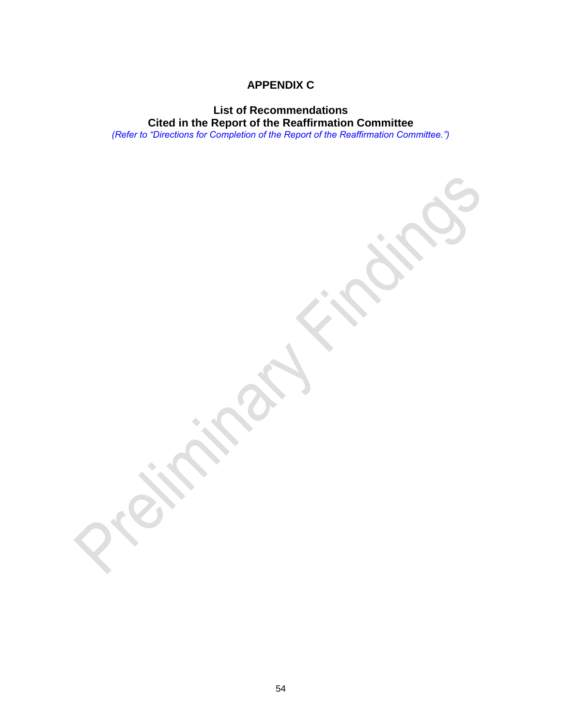# APPENDIX C

## List of Recommendations
## Cited in the Report of the Reaffirmation Committee

*(Refer to "Directions for Completion of the Report of the Reaffirmation Committee.")*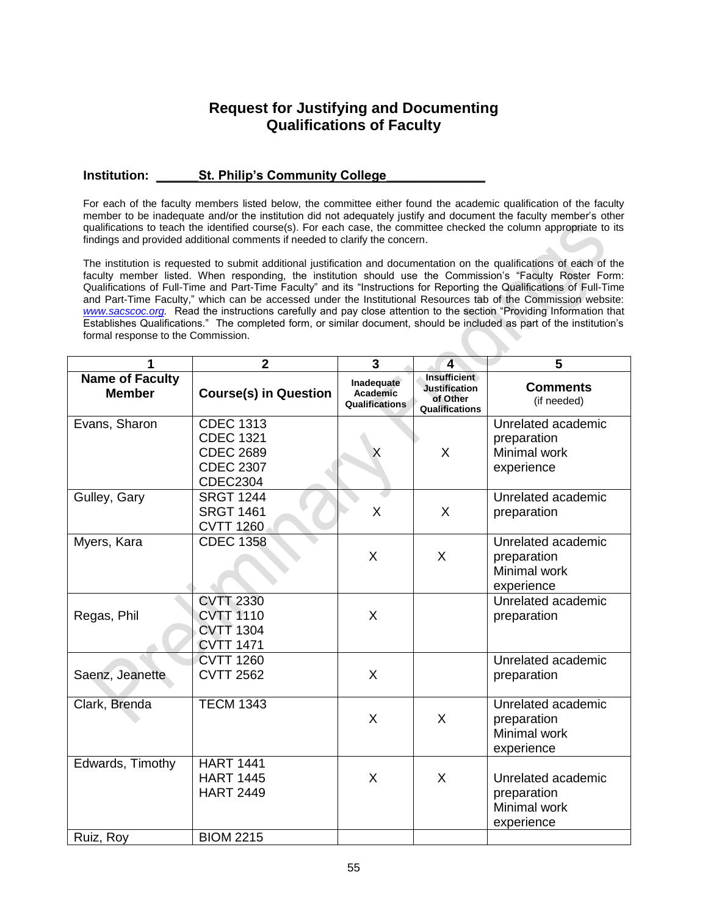## Request for Justifying and Documenting Qualifications of Faculty

**Institution: ______St. Philip's Community College______________**

For each of the faculty members listed below, the committee either found the academic qualification of the faculty member to be inadequate and/or the institution did not adequately justify and document the faculty member's other qualifications to teach the identified course(s). For each case, the committee checked the column appropriate to its findings and provided additional comments if needed to clarify the concern.

The institution is requested to submit additional justification and documentation on the qualifications of each of the faculty member listed. When responding, the institution should use the Commission's "Faculty Roster Form: Qualifications of Full-Time and Part-Time Faculty" and its "Instructions for Reporting the Qualifications of Full-Time and Part-Time Faculty," which can be accessed under the Institutional Resources tab of the Commission website: *www.sacscoc.org*. Read the instructions carefully and pay close attention to the section "Providing Information that Establishes Qualifications." The completed form, or similar document, should be included as part of the institution's formal response to the Commission.

| 1 | 2 | 3 | 4 | 5 |
|---|---|---|---|---|
| **Name of Faculty Member** | **Course(s) in Question** | **Inadequate Academic Qualifications** | **Insufficient Justification of Other Qualifications** | **Comments** (if needed) |
| Evans, Sharon | CDEC 1313<br>CDEC 1321<br>CDEC 2689<br>CDEC 2307<br>CDEC2304 | X | X | Unrelated academic preparation<br>Minimal work experience |
| Gulley, Gary | SRGT 1244<br>SRGT 1461<br>CVTT 1260 | X | X | Unrelated academic preparation |
| Myers, Kara | CDEC 1358 | X | X | Unrelated academic preparation<br>Minimal work experience |
| Regas, Phil | CVTT 2330<br>CVTT 1110<br>CVTT 1304<br>CVTT 1471 | X | | Unrelated academic preparation |
| Saenz, Jeanette | CVTT 1260<br>CVTT 2562 | X | | Unrelated academic preparation |
| Clark, Brenda | TECM 1343 | X | X | Unrelated academic preparation<br>Minimal work experience |
| Edwards, Timothy | HART 1441<br>HART 1445<br>HART 2449 | X | X | Unrelated academic preparation<br>Minimal work experience |
| Ruiz, Roy | BIOM 2215 | | | |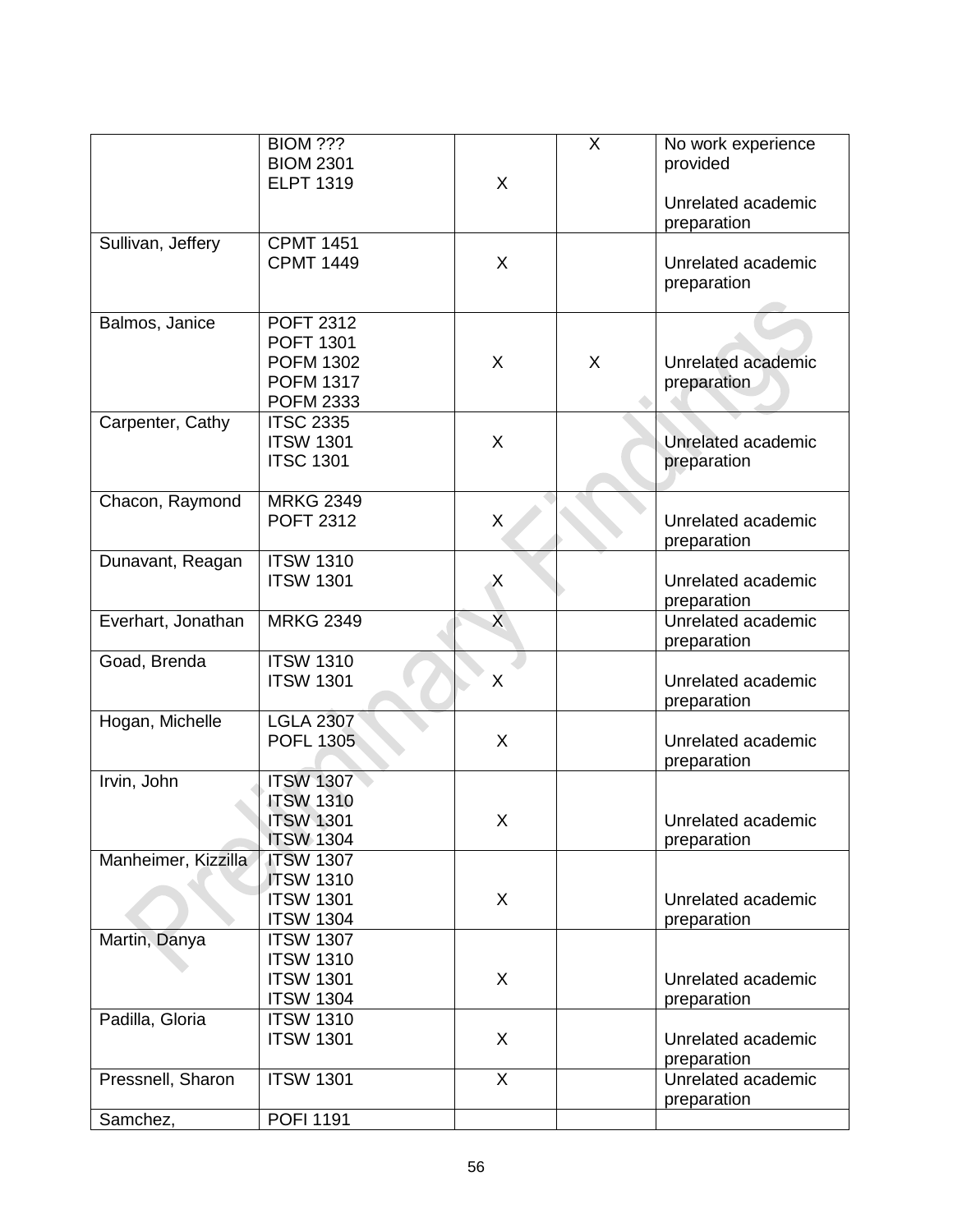|  |  |  |  |  |
|---|---|---|---|---|
|  | BIOM ???<br>BIOM 2301<br>ELPT 1319 | X | X | No work experience provided<br><br>Unrelated academic preparation |
| Sullivan, Jeffery | CPMT 1451<br>CPMT 1449 | X |  | Unrelated academic preparation |
| Balmos, Janice | POFT 2312<br>POFT 1301<br>POFM 1302<br>POFM 1317<br>POFM 2333 | X | X | Unrelated academic preparation |
| Carpenter, Cathy | ITSC 2335<br>ITSW 1301<br>ITSC 1301 | X |  | Unrelated academic preparation |
| Chacon, Raymond | MRKG 2349<br>POFT 2312 | X |  | Unrelated academic preparation |
| Dunavant, Reagan | ITSW 1310<br>ITSW 1301 | X |  | Unrelated academic preparation |
| Everhart, Jonathan | MRKG 2349 | X |  | Unrelated academic preparation |
| Goad, Brenda | ITSW 1310<br>ITSW 1301 | X |  | Unrelated academic preparation |
| Hogan, Michelle | LGLA 2307<br>POFL 1305 | X |  | Unrelated academic preparation |
| Irvin, John | ITSW 1307<br>ITSW 1310<br>ITSW 1301<br>ITSW 1304 | X |  | Unrelated academic preparation |
| Manheimer, Kizzilla | ITSW 1307<br>ITSW 1310<br>ITSW 1301<br>ITSW 1304 | X |  | Unrelated academic preparation |
| Martin, Danya | ITSW 1307<br>ITSW 1310<br>ITSW 1301<br>ITSW 1304 | X |  | Unrelated academic preparation |
| Padilla, Gloria | ITSW 1310<br>ITSW 1301 | X |  | Unrelated academic preparation |
| Pressnell, Sharon | ITSW 1301 | X |  | Unrelated academic preparation |
| Samchez, | POFI 1191 |  |  |  |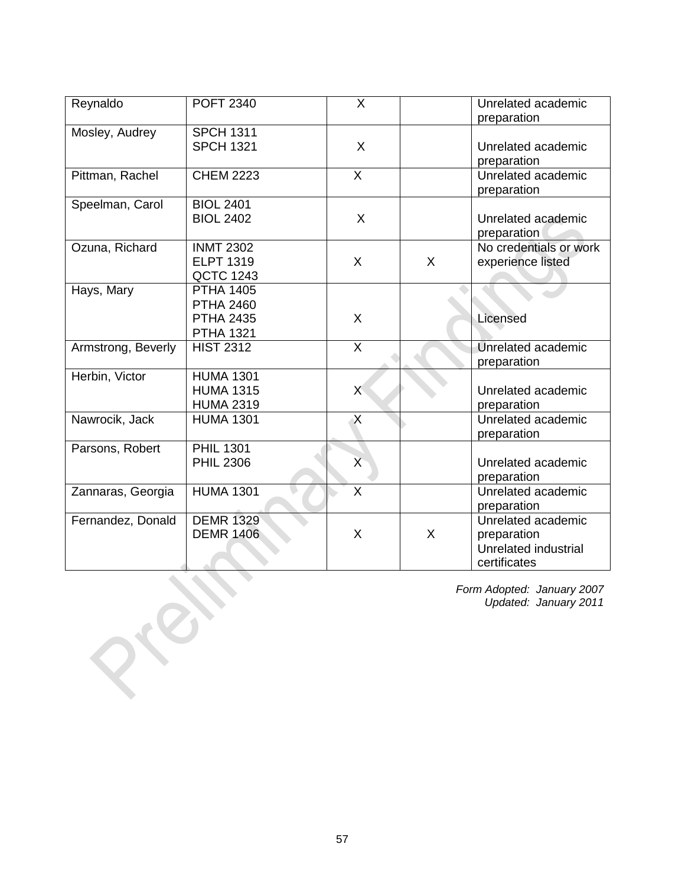| | | | | |
|---|---|---|---|---|
| Reynaldo | POFT 2340 | X | | Unrelated academic preparation |
| Mosley, Audrey | SPCH 1311<br>SPCH 1321 | X | | Unrelated academic preparation |
| Pittman, Rachel | CHEM 2223 | X | | Unrelated academic preparation |
| Speelman, Carol | BIOL 2401<br>BIOL 2402 | X | | Unrelated academic preparation |
| Ozuna, Richard | INMT 2302<br>ELPT 1319<br>QCTC 1243 | X | X | No credentials or work experience listed |
| Hays, Mary | PTHA 1405<br>PTHA 2460<br>PTHA 2435<br>PTHA 1321 | X | | Licensed |
| Armstrong, Beverly | HIST 2312 | X | | Unrelated academic preparation |
| Herbin, Victor | HUMA 1301<br>HUMA 1315<br>HUMA 2319 | X | | Unrelated academic preparation |
| Nawrocik, Jack | HUMA 1301 | X | | Unrelated academic preparation |
| Parsons, Robert | PHIL 1301<br>PHIL 2306 | X | | Unrelated academic preparation |
| Zannaras, Georgia | HUMA 1301 | X | | Unrelated academic preparation |
| Fernandez, Donald | DEMR 1329<br>DEMR 1406 | X | X | Unrelated academic preparation<br>Unrelated industrial certificates |

*Form Adopted: January 2007*
*Updated: January 2011*